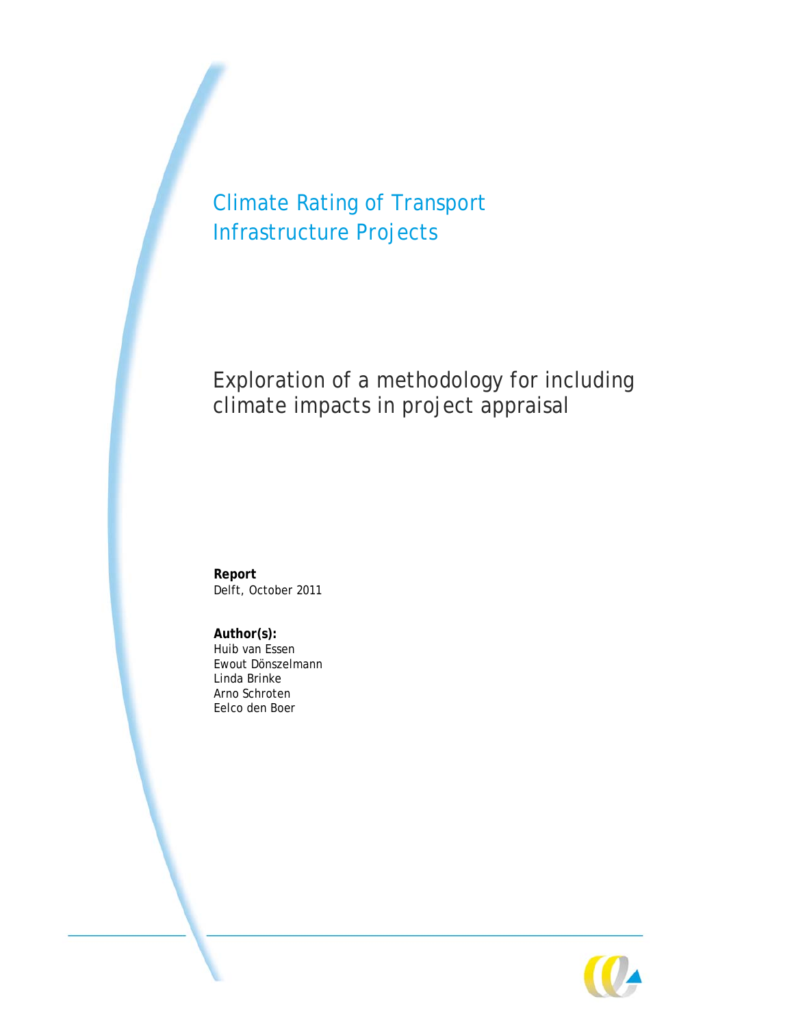# Climate Rating of Transport Infrastructure Projects

## Exploration of a methodology for including climate impacts in project appraisal

**Report**
Delft, October 2011

**Author(s):**
Huib van Essen
Ewout Dönszelmann
Linda Brinke
Arno Schroten
Eelco den Boer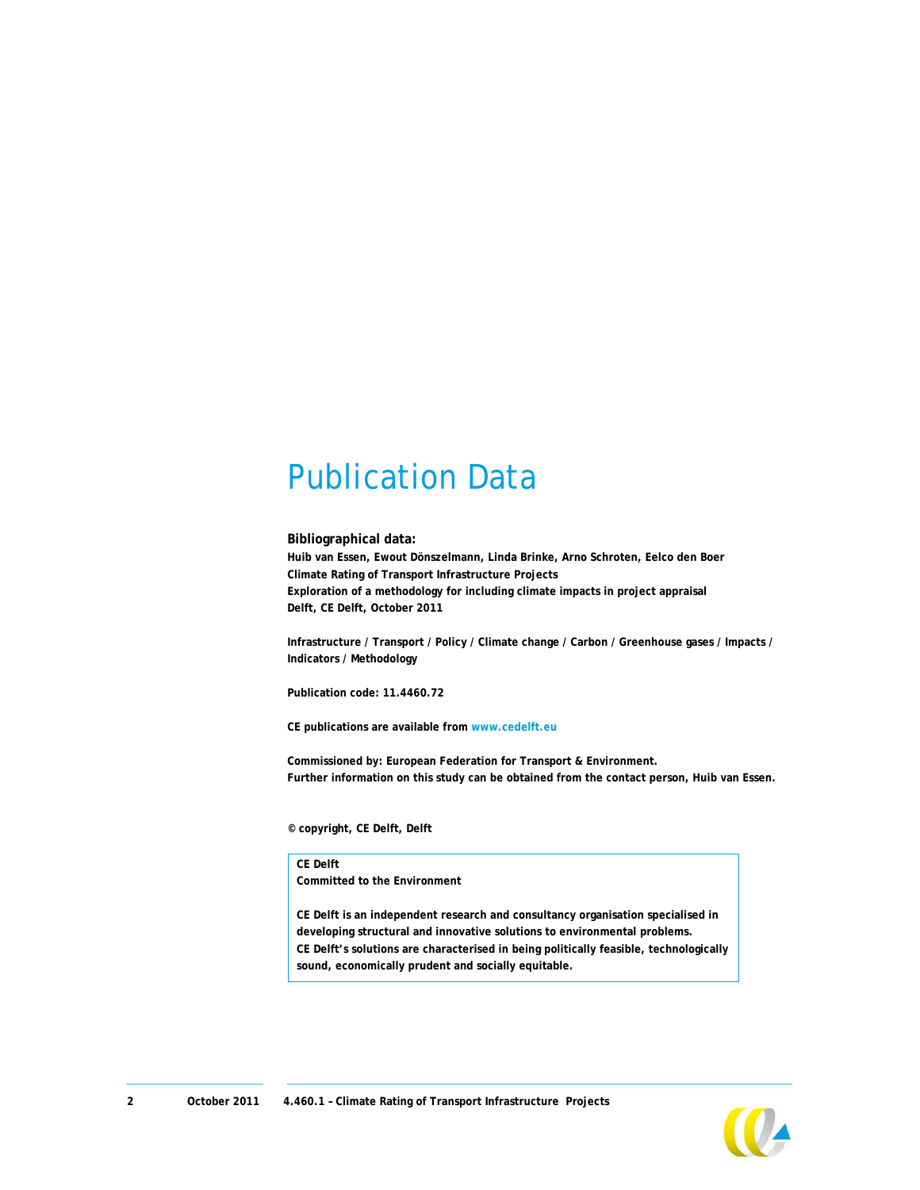# Publication Data

**Bibliographical data:**

**Huib van Essen, Ewout Dönszelmann, Linda Brinke, Arno Schroten, Eelco den Boer**
**Climate Rating of Transport Infrastructure Projects**
**Exploration of a methodology for including climate impacts in project appraisal**
**Delft, CE Delft, October 2011**

**Infrastructure / Transport / Policy / Climate change / Carbon / Greenhouse gases / Impacts / Indicators / Methodology**

**Publication code: 11.4460.72**

**CE publications are available from www.cedelft.eu**

**Commissioned by: European Federation for Transport & Environment.**
**Further information on this study can be obtained from the contact person, Huib van Essen.**

**© copyright, CE Delft, Delft**

**CE Delft**
**Committed to the Environment**

**CE Delft is an independent research and consultancy organisation specialised in developing structural and innovative solutions to environmental problems.**
**CE Delft's solutions are characterised in being politically feasible, technologically sound, economically prudent and socially equitable.**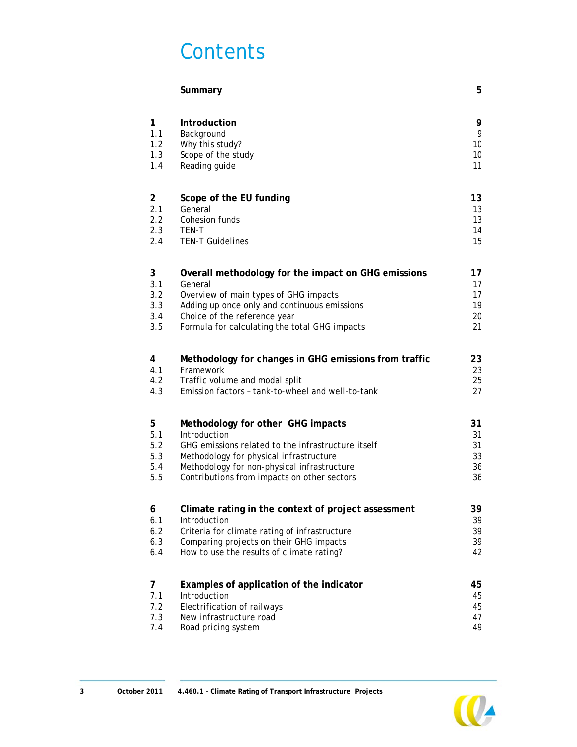# Contents

| | | |
|---|---|---|
| | **Summary** | **5** |
| **1** | **Introduction** | **9** |
| 1.1 | Background | 9 |
| 1.2 | Why this study? | 10 |
| 1.3 | Scope of the study | 10 |
| 1.4 | Reading guide | 11 |
| **2** | **Scope of the EU funding** | **13** |
| 2.1 | General | 13 |
| 2.2 | Cohesion funds | 13 |
| 2.3 | TEN-T | 14 |
| 2.4 | TEN-T Guidelines | 15 |
| **3** | **Overall methodology for the impact on GHG emissions** | **17** |
| 3.1 | General | 17 |
| 3.2 | Overview of main types of GHG impacts | 17 |
| 3.3 | Adding up once only and continuous emissions | 19 |
| 3.4 | Choice of the reference year | 20 |
| 3.5 | Formula for calculating the total GHG impacts | 21 |
| **4** | **Methodology for changes in GHG emissions from traffic** | **23** |
| 4.1 | Framework | 23 |
| 4.2 | Traffic volume and modal split | 25 |
| 4.3 | Emission factors – tank-to-wheel and well-to-tank | 27 |
| **5** | **Methodology for other GHG impacts** | **31** |
| 5.1 | Introduction | 31 |
| 5.2 | GHG emissions related to the infrastructure itself | 31 |
| 5.3 | Methodology for physical infrastructure | 33 |
| 5.4 | Methodology for non-physical infrastructure | 36 |
| 5.5 | Contributions from impacts on other sectors | 36 |
| **6** | **Climate rating in the context of project assessment** | **39** |
| 6.1 | Introduction | 39 |
| 6.2 | Criteria for climate rating of infrastructure | 39 |
| 6.3 | Comparing projects on their GHG impacts | 39 |
| 6.4 | How to use the results of climate rating? | 42 |
| **7** | **Examples of application of the indicator** | **45** |
| 7.1 | Introduction | 45 |
| 7.2 | Electrification of railways | 45 |
| 7.3 | New infrastructure road | 47 |
| 7.4 | Road pricing system | 49 |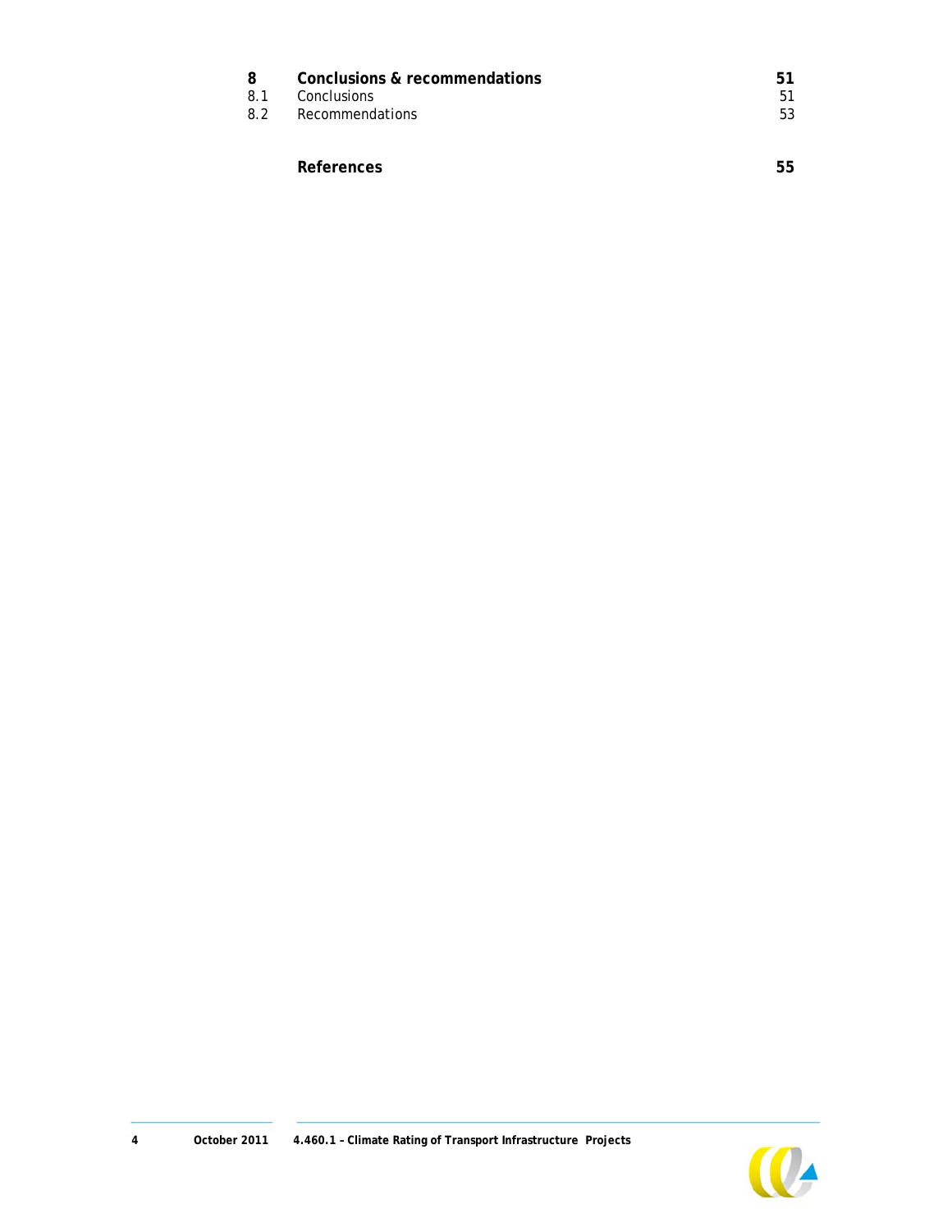| | | |
|---|---|---|
| **8** | **Conclusions & recommendations** | **51** |
| 8.1 | Conclusions | 51 |
| 8.2 | Recommendations | 53 |
| | **References** | **55** |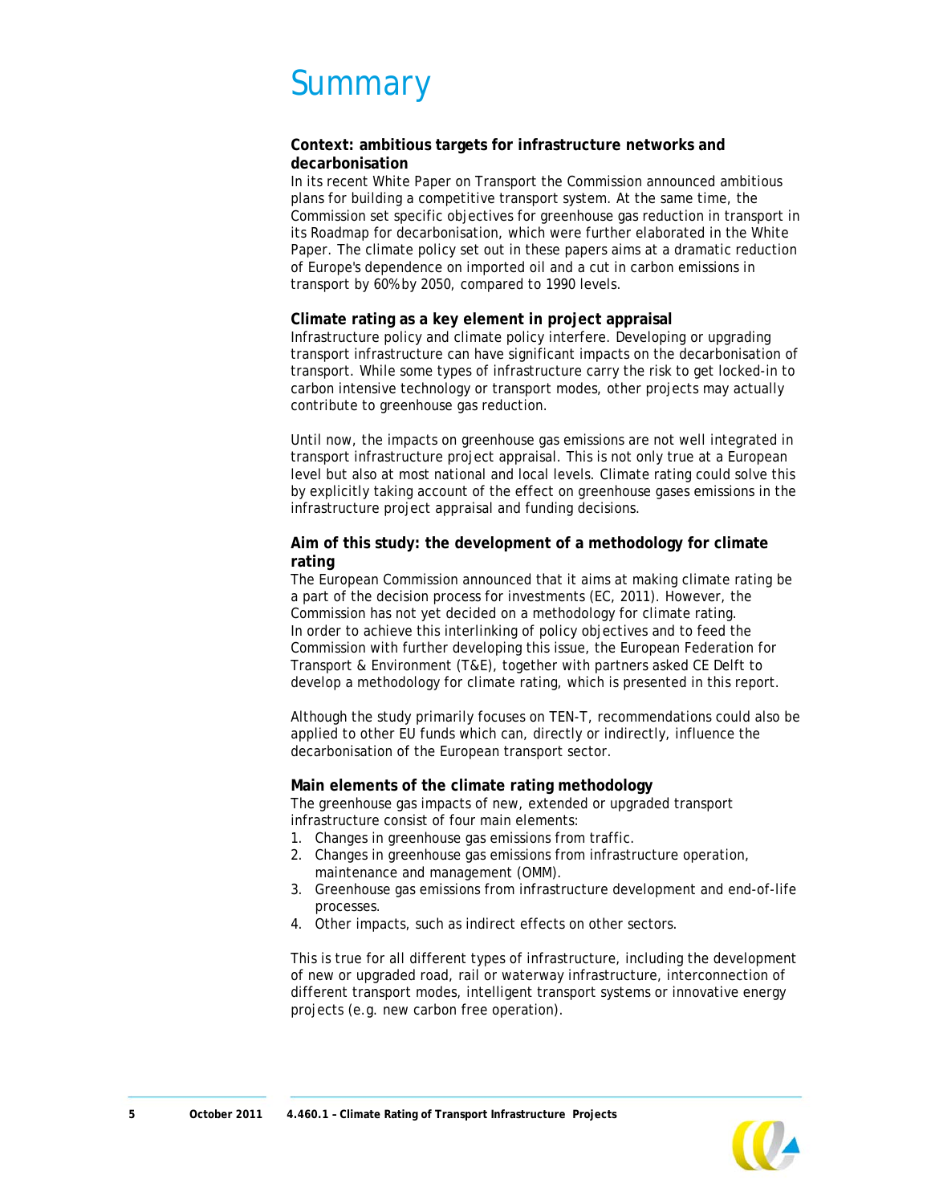# Summary

**Context: ambitious targets for infrastructure networks and decarbonisation**

In its recent White Paper on Transport the Commission announced ambitious plans for building a competitive transport system. At the same time, the Commission set specific objectives for greenhouse gas reduction in transport in its Roadmap for decarbonisation, which were further elaborated in the White Paper. The climate policy set out in these papers aims at a dramatic reduction of Europe's dependence on imported oil and a cut in carbon emissions in transport by 60% by 2050, compared to 1990 levels.

**Climate rating as a key element in project appraisal**

Infrastructure policy and climate policy interfere. Developing or upgrading transport infrastructure can have significant impacts on the decarbonisation of transport. While some types of infrastructure carry the risk to get locked-in to carbon intensive technology or transport modes, other projects may actually contribute to greenhouse gas reduction.

Until now, the impacts on greenhouse gas emissions are not well integrated in transport infrastructure project appraisal. This is not only true at a European level but also at most national and local levels. Climate rating could solve this by explicitly taking account of the effect on greenhouse gases emissions in the infrastructure project appraisal and funding decisions.

**Aim of this study: the development of a methodology for climate rating**

The European Commission announced that it aims at making climate rating be a part of the decision process for investments (EC, 2011). However, the Commission has not yet decided on a methodology for climate rating. In order to achieve this interlinking of policy objectives and to feed the Commission with further developing this issue, the European Federation for Transport & Environment (T&E), together with partners asked CE Delft to develop a methodology for climate rating, which is presented in this report.

Although the study primarily focuses on TEN-T, recommendations could also be applied to other EU funds which can, directly or indirectly, influence the decarbonisation of the European transport sector.

**Main elements of the climate rating methodology**

The greenhouse gas impacts of new, extended or upgraded transport infrastructure consist of four main elements:

1. Changes in greenhouse gas emissions from traffic.
2. Changes in greenhouse gas emissions from infrastructure operation, maintenance and management (OMM).
3. Greenhouse gas emissions from infrastructure development and end-of-life processes.
4. Other impacts, such as indirect effects on other sectors.

This is true for all different types of infrastructure, including the development of new or upgraded road, rail or waterway infrastructure, interconnection of different transport modes, intelligent transport systems or innovative energy projects (e.g. new carbon free operation).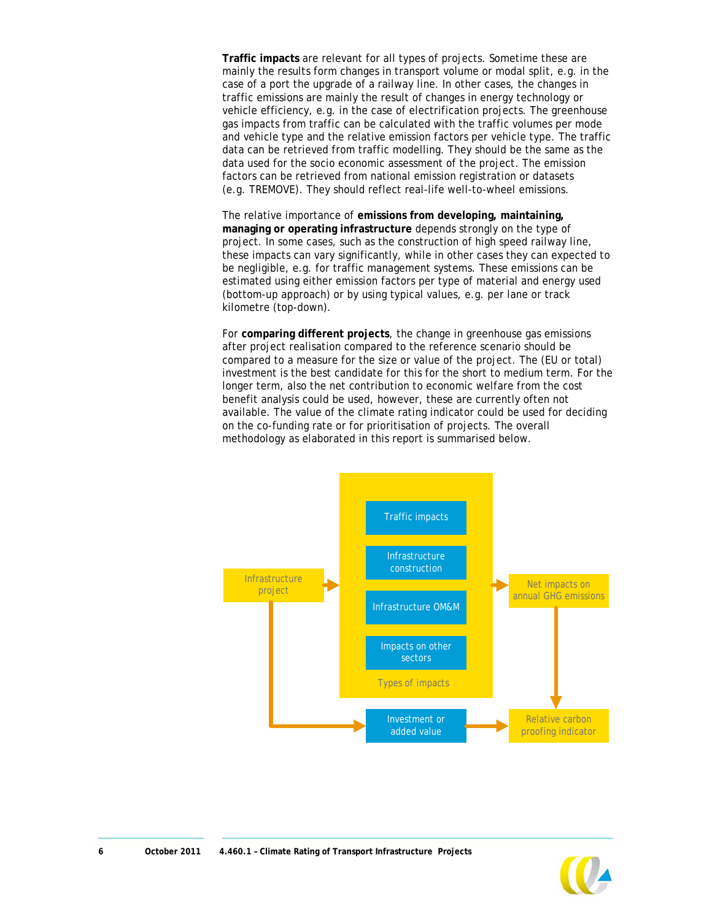**Traffic impacts** are relevant for all types of projects. Sometime these are mainly the results form changes in transport volume or modal split, e.g. in the case of a port the upgrade of a railway line. In other cases, the changes in traffic emissions are mainly the result of changes in energy technology or vehicle efficiency, e.g. in the case of electrification projects. The greenhouse gas impacts from traffic can be calculated with the traffic volumes per mode and vehicle type and the relative emission factors per vehicle type. The traffic data can be retrieved from traffic modelling. They should be the same as the data used for the socio economic assessment of the project. The emission factors can be retrieved from national emission registration or datasets (e.g. TREMOVE). They should reflect real-life well-to-wheel emissions.

The relative importance of **emissions from developing, maintaining, managing or operating infrastructure** depends strongly on the type of project. In some cases, such as the construction of high speed railway line, these impacts can vary significantly, while in other cases they can expected to be negligible, e.g. for traffic management systems. These emissions can be estimated using either emission factors per type of material and energy used (bottom-up approach) or by using typical values, e.g. per lane or track kilometre (top-down).

For **comparing different projects**, the change in greenhouse gas emissions after project realisation compared to the reference scenario should be compared to a measure for the size or value of the project. The (EU or total) investment is the best candidate for this for the short to medium term. For the longer term, also the net contribution to economic welfare from the cost benefit analysis could be used, however, these are currently often not available. The value of the climate rating indicator could be used for deciding on the co-funding rate or for prioritisation of projects. The overall methodology as elaborated in this report is summarised below.

Infrastructure project → Types of impacts (Traffic impacts; Infrastructure construction; Infrastructure OM&M; Impacts on other sectors) → Net impacts on annual GHG emissions → Relative carbon proofing indicator

Infrastructure project → Investment or added value → Relative carbon proofing indicator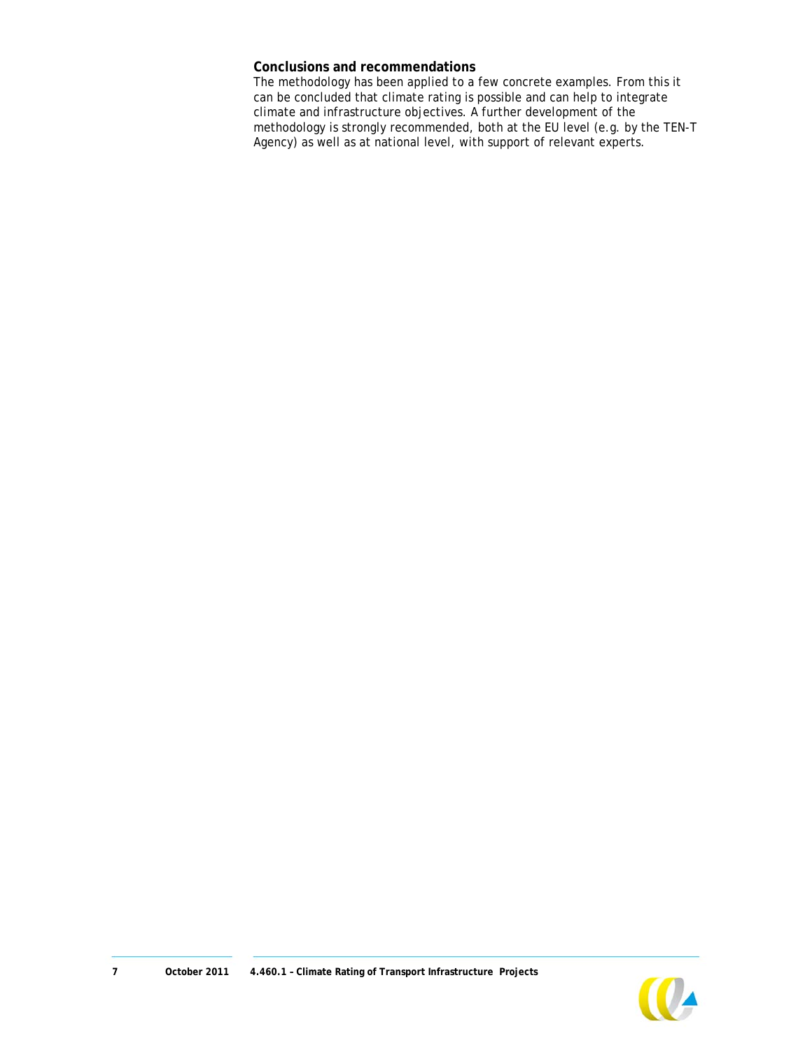**Conclusions and recommendations**

The methodology has been applied to a few concrete examples. From this it can be concluded that climate rating is possible and can help to integrate climate and infrastructure objectives. A further development of the methodology is strongly recommended, both at the EU level (e.g. by the TEN-T Agency) as well as at national level, with support of relevant experts.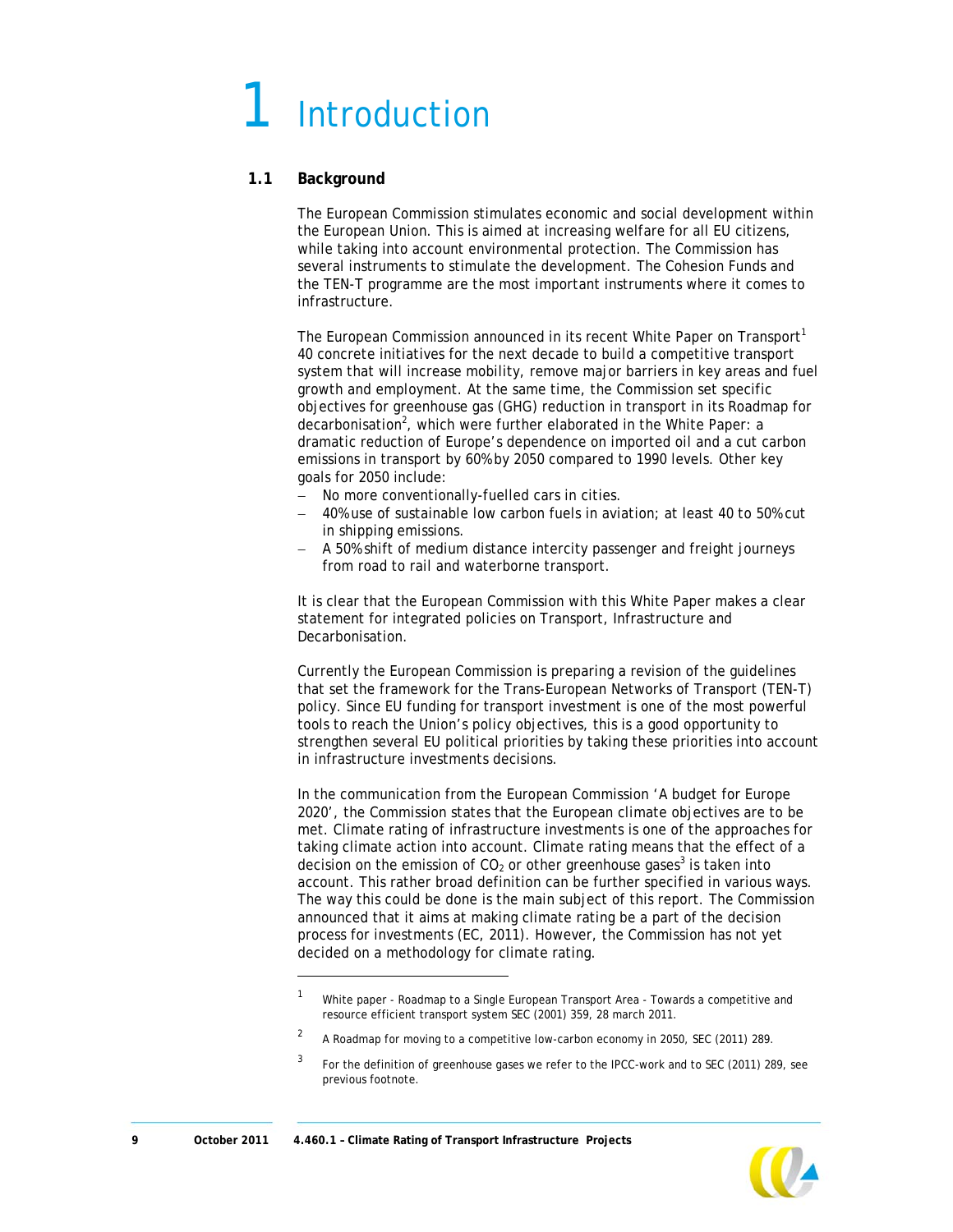# 1 Introduction

## 1.1 Background

The European Commission stimulates economic and social development within the European Union. This is aimed at increasing welfare for all EU citizens, while taking into account environmental protection. The Commission has several instruments to stimulate the development. The Cohesion Funds and the TEN-T programme are the most important instruments where it comes to infrastructure.

The European Commission announced in its recent White Paper on Transport[1] 40 concrete initiatives for the next decade to build a competitive transport system that will increase mobility, remove major barriers in key areas and fuel growth and employment. At the same time, the Commission set specific objectives for greenhouse gas (GHG) reduction in transport in its Roadmap for decarbonisation[2], which were further elaborated in the White Paper: a dramatic reduction of Europe's dependence on imported oil and a cut carbon emissions in transport by 60% by 2050 compared to 1990 levels. Other key goals for 2050 include:

- No more conventionally-fuelled cars in cities.
- 40% use of sustainable low carbon fuels in aviation; at least 40 to 50% cut in shipping emissions.
- A 50% shift of medium distance intercity passenger and freight journeys from road to rail and waterborne transport.

It is clear that the European Commission with this White Paper makes a clear statement for integrated policies on Transport, Infrastructure and Decarbonisation.

Currently the European Commission is preparing a revision of the guidelines that set the framework for the Trans-European Networks of Transport (TEN-T) policy. Since EU funding for transport investment is one of the most powerful tools to reach the Union's policy objectives, this is a good opportunity to strengthen several EU political priorities by taking these priorities into account in infrastructure investments decisions.

In the communication from the European Commission 'A budget for Europe 2020', the Commission states that the European climate objectives are to be met. Climate rating of infrastructure investments is one of the approaches for taking climate action into account. Climate rating means that the effect of a decision on the emission of $CO_2$ or other greenhouse gases[3] is taken into account. This rather broad definition can be further specified in various ways. The way this could be done is the main subject of this report. The Commission announced that it aims at making climate rating be a part of the decision process for investments (EC, 2011). However, the Commission has not yet decided on a methodology for climate rating.

---

[1] White paper - Roadmap to a Single European Transport Area - Towards a competitive and resource efficient transport system SEC (2001) 359, 28 march 2011.

[2] A Roadmap for moving to a competitive low-carbon economy in 2050, SEC (2011) 289.

[3] For the definition of greenhouse gases we refer to the IPCC-work and to SEC (2011) 289, see previous footnote.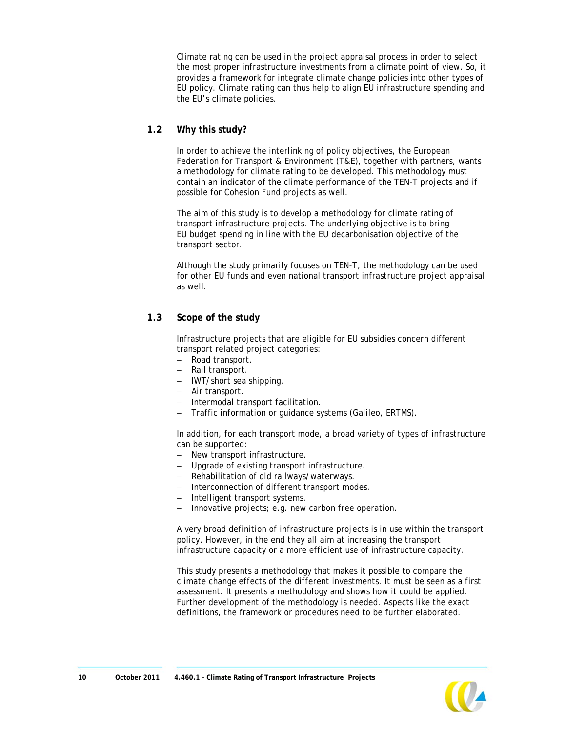Climate rating can be used in the project appraisal process in order to select the most proper infrastructure investments from a climate point of view. So, it provides a framework for integrate climate change policies into other types of EU policy. Climate rating can thus help to align EU infrastructure spending and the EU's climate policies.

## 1.2 Why this study?

In order to achieve the interlinking of policy objectives, the European Federation for Transport & Environment (T&E), together with partners, wants a methodology for climate rating to be developed. This methodology must contain an indicator of the climate performance of the TEN-T projects and if possible for Cohesion Fund projects as well.

The aim of this study is to develop a methodology for climate rating of transport infrastructure projects. The underlying objective is to bring EU budget spending in line with the EU decarbonisation objective of the transport sector.

Although the study primarily focuses on TEN-T, the methodology can be used for other EU funds and even national transport infrastructure project appraisal as well.

## 1.3 Scope of the study

Infrastructure projects that are eligible for EU subsidies concern different transport related project categories:
- Road transport.
- Rail transport.
- IWT/short sea shipping.
- Air transport.
- Intermodal transport facilitation.
- Traffic information or guidance systems (Galileo, ERTMS).

In addition, for each transport mode, a broad variety of types of infrastructure can be supported:
- New transport infrastructure.
- Upgrade of existing transport infrastructure.
- Rehabilitation of old railways/waterways.
- Interconnection of different transport modes.
- Intelligent transport systems.
- Innovative projects; e.g. new carbon free operation.

A very broad definition of infrastructure projects is in use within the transport policy. However, in the end they all aim at increasing the transport infrastructure capacity or a more efficient use of infrastructure capacity.

This study presents a methodology that makes it possible to compare the climate change effects of the different investments. It must be seen as a first assessment. It presents a methodology and shows how it could be applied. Further development of the methodology is needed. Aspects like the exact definitions, the framework or procedures need to be further elaborated.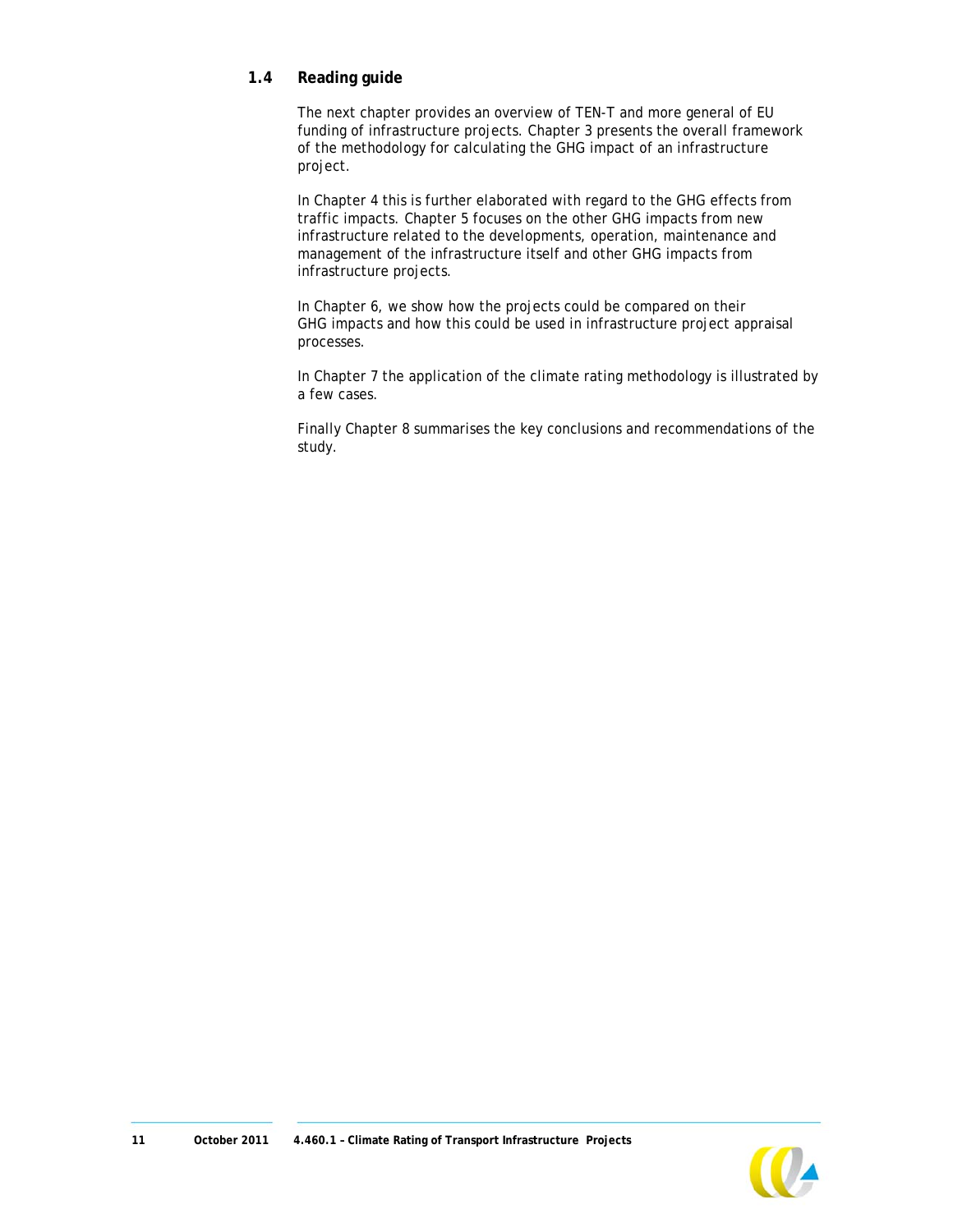## 1.4 Reading guide

The next chapter provides an overview of TEN-T and more general of EU funding of infrastructure projects. Chapter 3 presents the overall framework of the methodology for calculating the GHG impact of an infrastructure project.

In Chapter 4 this is further elaborated with regard to the GHG effects from traffic impacts. Chapter 5 focuses on the other GHG impacts from new infrastructure related to the developments, operation, maintenance and management of the infrastructure itself and other GHG impacts from infrastructure projects.

In Chapter 6, we show how the projects could be compared on their GHG impacts and how this could be used in infrastructure project appraisal processes.

In Chapter 7 the application of the climate rating methodology is illustrated by a few cases.

Finally Chapter 8 summarises the key conclusions and recommendations of the study.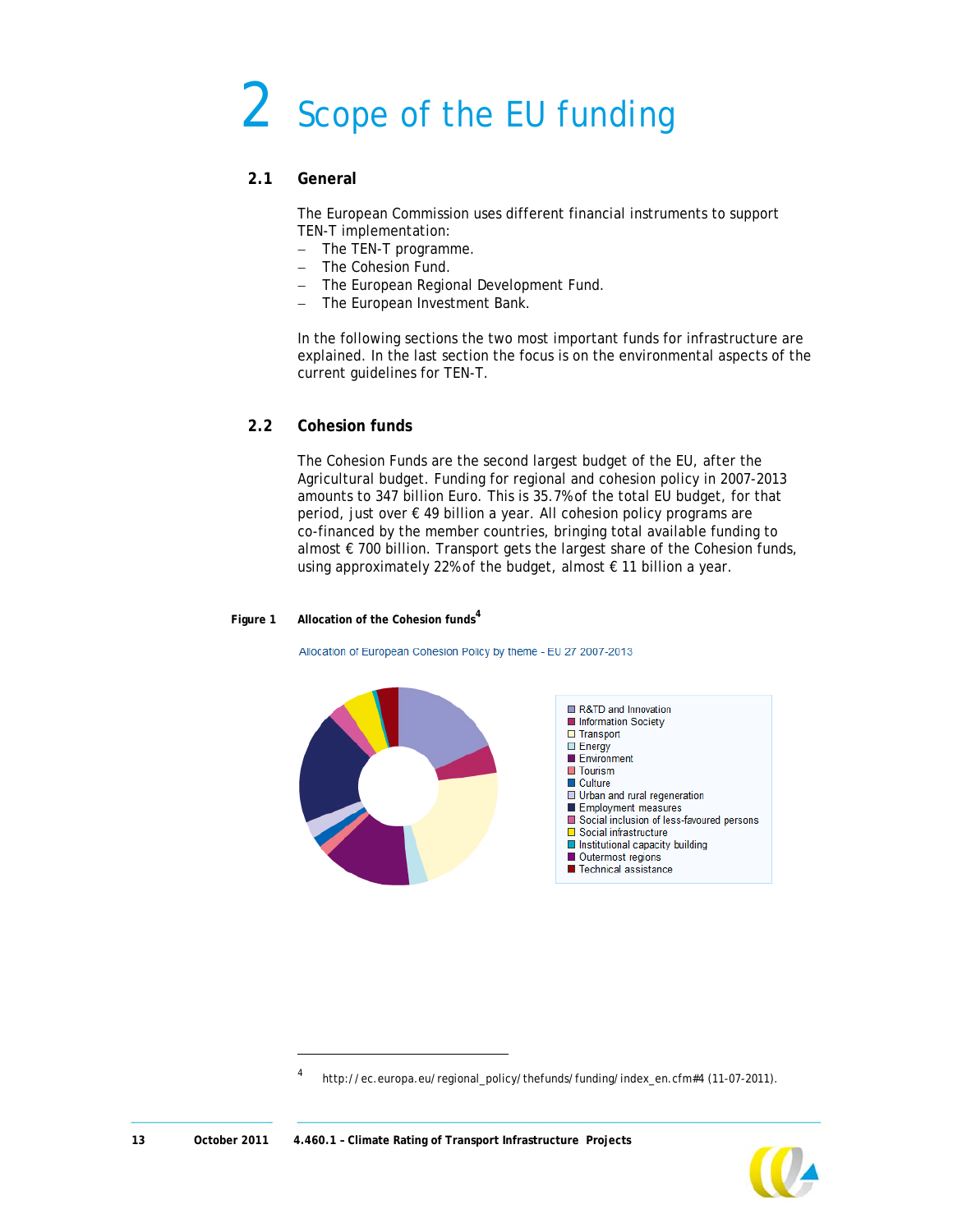# 2 Scope of the EU funding

## 2.1 General

The European Commission uses different financial instruments to support TEN-T implementation:

- The TEN-T programme.
- The Cohesion Fund.
- The European Regional Development Fund.
- The European Investment Bank.

In the following sections the two most important funds for infrastructure are explained. In the last section the focus is on the environmental aspects of the current guidelines for TEN-T.

## 2.2 Cohesion funds

The Cohesion Funds are the second largest budget of the EU, after the Agricultural budget. Funding for regional and cohesion policy in 2007-2013 amounts to 347 billion Euro. This is 35.7% of the total EU budget, for that period, just over € 49 billion a year. All cohesion policy programs are co-financed by the member countries, bringing total available funding to almost € 700 billion. Transport gets the largest share of the Cohesion funds, using approximately 22% of the budget, almost € 11 billion a year.

**Figure 1 Allocation of the Cohesion funds**[4]

Allocation of European Cohesion Policy by theme - EU 27 2007-2013

- R&TD and Innovation
- Information Society
- Transport
- Energy
- Environment
- Tourism
- Culture
- Urban and rural regeneration
- Employment measures
- Social inclusion of less-favoured persons
- Social infrastructure
- Institutional capacity building
- Outermost regions
- Technical assistance

[4] http://ec.europa.eu/regional_policy/thefunds/funding/index_en.cfm#4 (11-07-2011).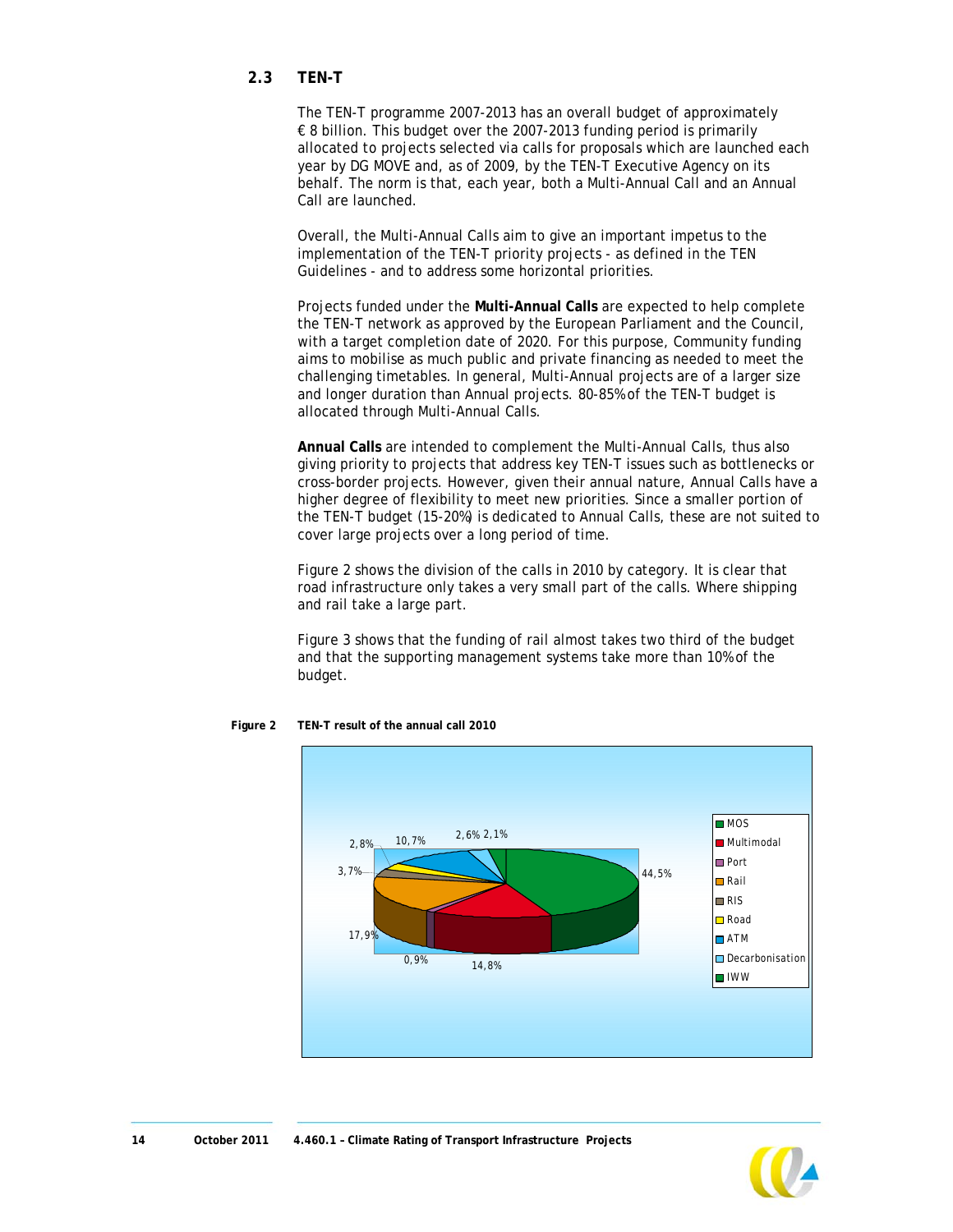## 2.3 TEN-T

The TEN-T programme 2007-2013 has an overall budget of approximately € 8 billion. This budget over the 2007-2013 funding period is primarily allocated to projects selected via calls for proposals which are launched each year by DG MOVE and, as of 2009, by the TEN-T Executive Agency on its behalf. The norm is that, each year, both a Multi-Annual Call and an Annual Call are launched.

Overall, the Multi-Annual Calls aim to give an important impetus to the implementation of the TEN-T priority projects - as defined in the TEN Guidelines - and to address some horizontal priorities.

Projects funded under the **Multi-Annual Calls** are expected to help complete the TEN-T network as approved by the European Parliament and the Council, with a target completion date of 2020. For this purpose, Community funding aims to mobilise as much public and private financing as needed to meet the challenging timetables. In general, Multi-Annual projects are of a larger size and longer duration than Annual projects. 80-85% of the TEN-T budget is allocated through Multi-Annual Calls.

**Annual Calls** are intended to complement the Multi-Annual Calls, thus also giving priority to projects that address key TEN-T issues such as bottlenecks or cross-border projects. However, given their annual nature, Annual Calls have a higher degree of flexibility to meet new priorities. Since a smaller portion of the TEN-T budget (15-20%) is dedicated to Annual Calls, these are not suited to cover large projects over a long period of time.

Figure 2 shows the division of the calls in 2010 by category. It is clear that road infrastructure only takes a very small part of the calls. Where shipping and rail take a large part.

Figure 3 shows that the funding of rail almost takes two third of the budget and that the supporting management systems take more than 10% of the budget.

**Figure 2 TEN-T result of the annual call 2010**

| Category | Share |
|---|---|
| MOS | 44,5% |
| Multimodal | 14,8% |
| Port | 0,9% |
| Rail | 17,9% |
| RIS | 3,7% |
| Road | 2,8% |
| ATM | 10,7% |
| Decarbonisation | 2,6% |
| IWW | 2,1% |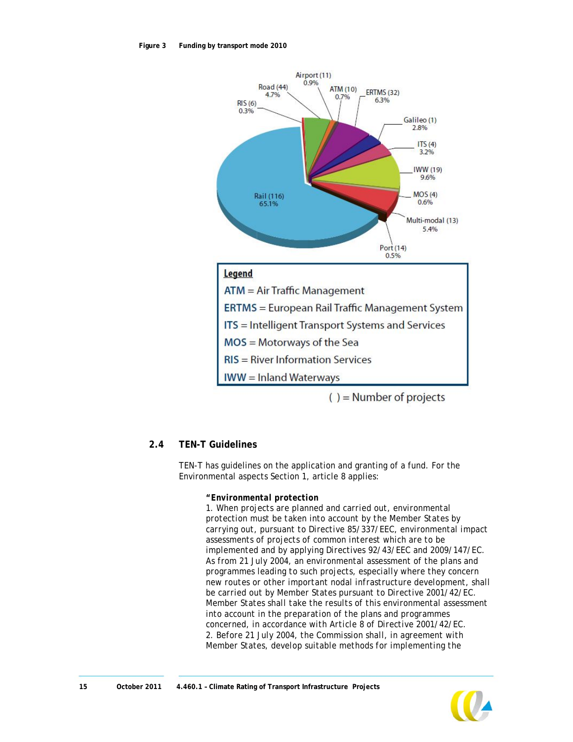**Figure 3 Funding by transport mode 2010**

Airport (11) 0.9%
Road (44) 4.7%
ATM (10) 0.7%
ERTMS (32) 6.3%
RIS (6) 0.3%
Galileo (1) 2.8%
ITS (4) 3.2%
IWW (19) 9.6%
Rail (116) 65.1%
MOS (4) 0.6%
Multi-modal (13) 5.4%
Port (14) 0.5%

**Legend**

ATM = Air Traffic Management
ERTMS = European Rail Traffic Management System
ITS = Intelligent Transport Systems and Services
MOS = Motorways of the Sea
RIS = River Information Services
IWW = Inland Waterways

( ) = Number of projects

## 2.4 TEN-T Guidelines

TEN-T has guidelines on the application and granting of a fund. For the Environmental aspects Section 1, article 8 applies:

> **"Environmental protection**
> 1. When projects are planned and carried out, environmental protection must be taken into account by the Member States by carrying out, pursuant to Directive 85/337/EEC, environmental impact assessments of projects of common interest which are to be implemented and by applying Directives 92/43/EEC and 2009/147/EC. As from 21 July 2004, an environmental assessment of the plans and programmes leading to such projects, especially where they concern new routes or other important nodal infrastructure development, shall be carried out by Member States pursuant to Directive 2001/42/EC. Member States shall take the results of this environmental assessment into account in the preparation of the plans and programmes concerned, in accordance with Article 8 of Directive 2001/42/EC.
> 2. Before 21 July 2004, the Commission shall, in agreement with Member States, develop suitable methods for implementing the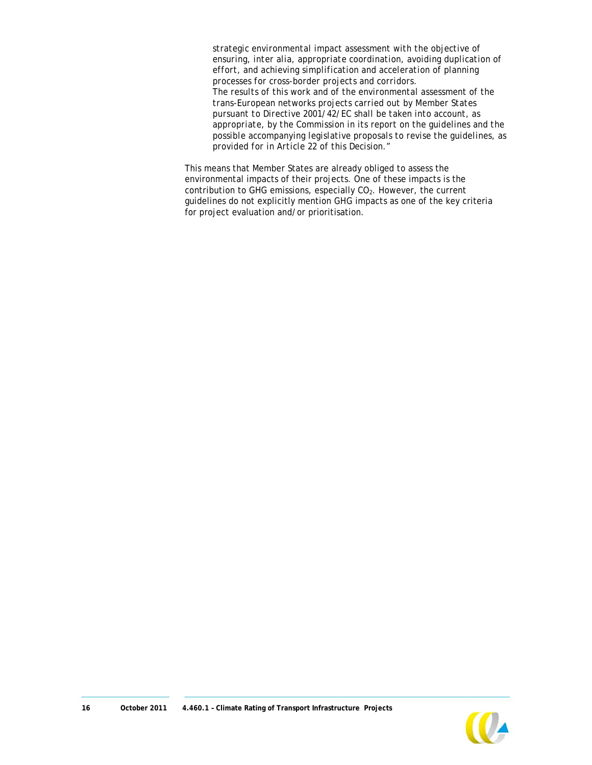*strategic environmental impact assessment with the objective of ensuring, inter alia, appropriate coordination, avoiding duplication of effort, and achieving simplification and acceleration of planning processes for cross-border projects and corridors.*
*The results of this work and of the environmental assessment of the trans-European networks projects carried out by Member States pursuant to Directive 2001/42/EC shall be taken into account, as appropriate, by the Commission in its report on the guidelines and the possible accompanying legislative proposals to revise the guidelines, as provided for in Article 22 of this Decision."*

This means that Member States are already obliged to assess the environmental impacts of their projects. One of these impacts is the contribution to GHG emissions, especially $CO_2$. However, the current guidelines do not explicitly mention GHG impacts as one of the key criteria for project evaluation and/or prioritisation.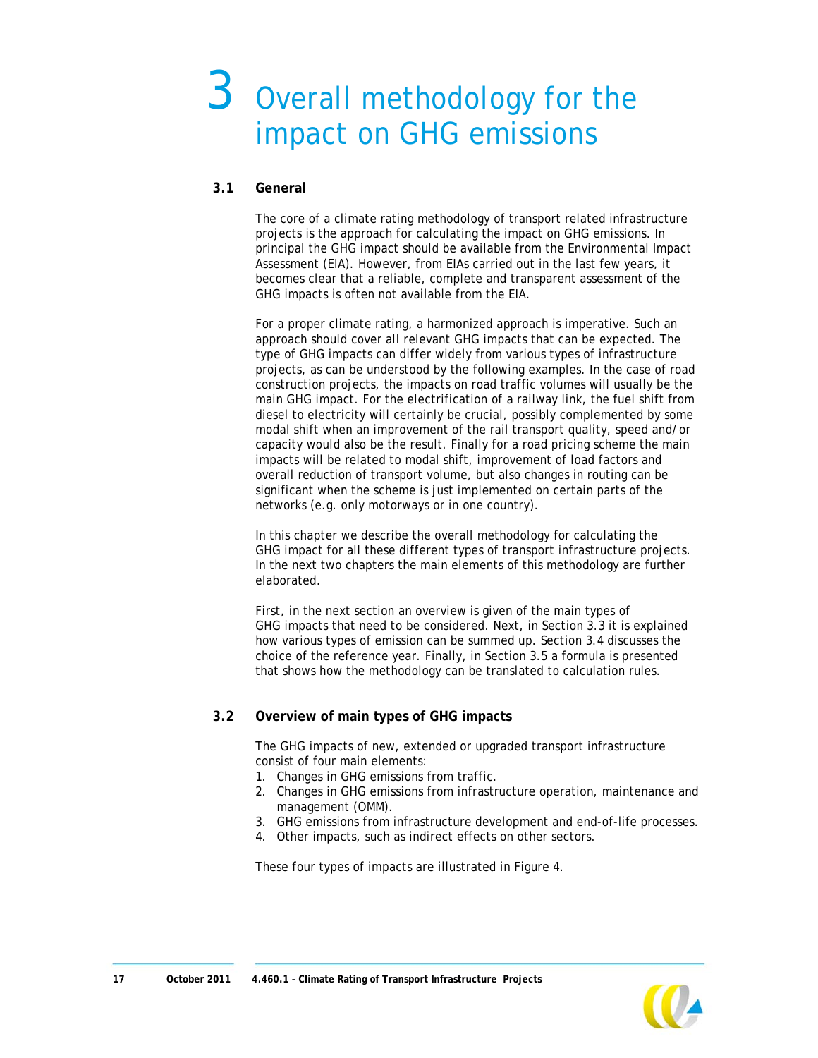# 3 Overall methodology for the impact on GHG emissions

## 3.1 General

The core of a climate rating methodology of transport related infrastructure projects is the approach for calculating the impact on GHG emissions. In principal the GHG impact should be available from the Environmental Impact Assessment (EIA). However, from EIAs carried out in the last few years, it becomes clear that a reliable, complete and transparent assessment of the GHG impacts is often not available from the EIA.

For a proper climate rating, a harmonized approach is imperative. Such an approach should cover all relevant GHG impacts that can be expected. The type of GHG impacts can differ widely from various types of infrastructure projects, as can be understood by the following examples. In the case of road construction projects, the impacts on road traffic volumes will usually be the main GHG impact. For the electrification of a railway link, the fuel shift from diesel to electricity will certainly be crucial, possibly complemented by some modal shift when an improvement of the rail transport quality, speed and/or capacity would also be the result. Finally for a road pricing scheme the main impacts will be related to modal shift, improvement of load factors and overall reduction of transport volume, but also changes in routing can be significant when the scheme is just implemented on certain parts of the networks (e.g. only motorways or in one country).

In this chapter we describe the overall methodology for calculating the GHG impact for all these different types of transport infrastructure projects. In the next two chapters the main elements of this methodology are further elaborated.

First, in the next section an overview is given of the main types of GHG impacts that need to be considered. Next, in Section 3.3 it is explained how various types of emission can be summed up. Section 3.4 discusses the choice of the reference year. Finally, in Section 3.5 a formula is presented that shows how the methodology can be translated to calculation rules.

## 3.2 Overview of main types of GHG impacts

The GHG impacts of new, extended or upgraded transport infrastructure consist of four main elements:

1. Changes in GHG emissions from traffic.
2. Changes in GHG emissions from infrastructure operation, maintenance and management (OMM).
3. GHG emissions from infrastructure development and end-of-life processes.
4. Other impacts, such as indirect effects on other sectors.

These four types of impacts are illustrated in Figure 4.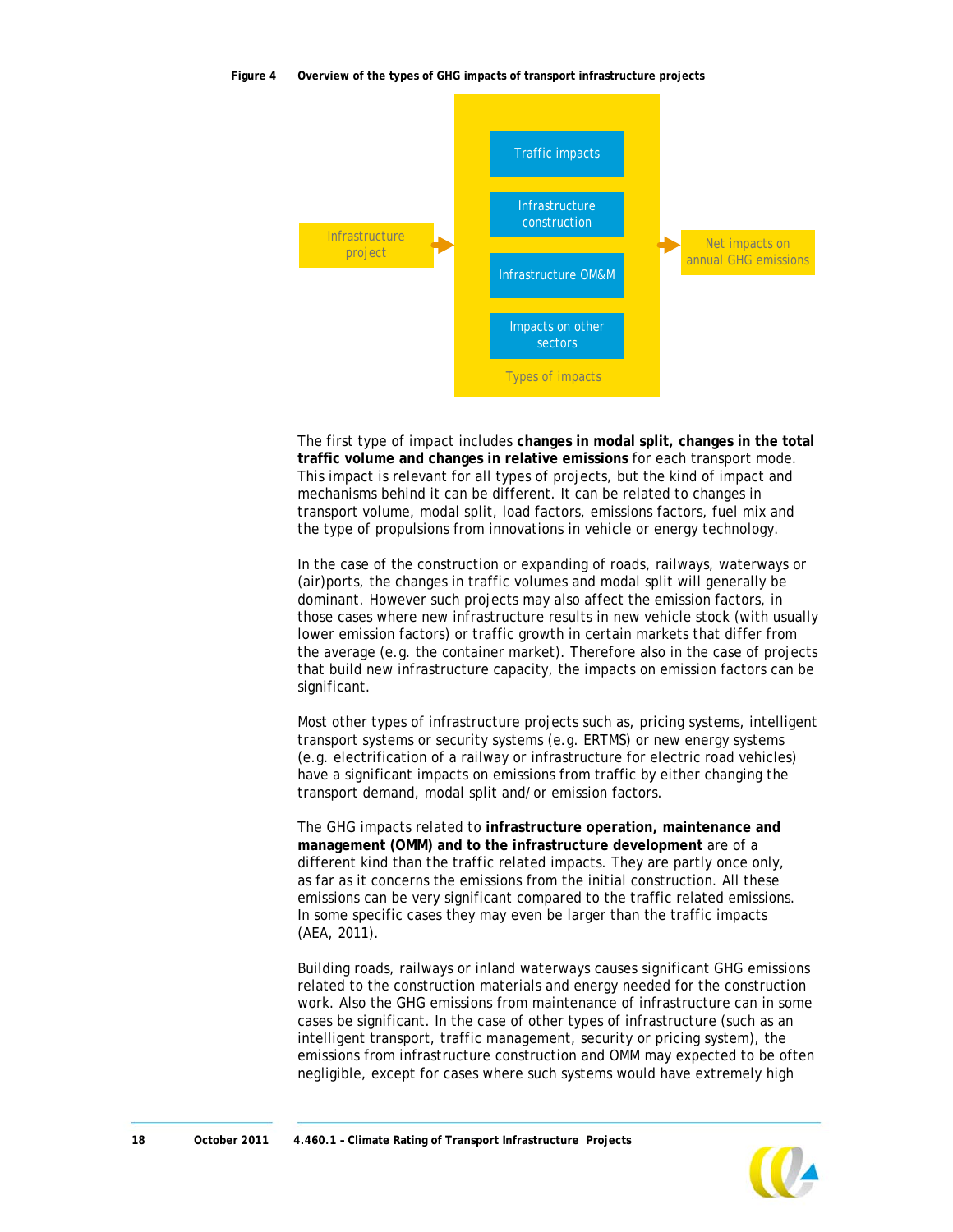Figure 4 Overview of the types of GHG impacts of transport infrastructure projects

Infrastructure project → Types of impacts: Traffic impacts; Infrastructure construction; Infrastructure OM&M; Impacts on other sectors → Net impacts on annual GHG emissions

The first type of impact includes **changes in modal split, changes in the total traffic volume and changes in relative emissions** for each transport mode. This impact is relevant for all types of projects, but the kind of impact and mechanisms behind it can be different. It can be related to changes in transport volume, modal split, load factors, emissions factors, fuel mix and the type of propulsions from innovations in vehicle or energy technology.

In the case of the construction or expanding of roads, railways, waterways or (air)ports, the changes in traffic volumes and modal split will generally be dominant. However such projects may also affect the emission factors, in those cases where new infrastructure results in new vehicle stock (with usually lower emission factors) or traffic growth in certain markets that differ from the average (e.g. the container market). Therefore also in the case of projects that build new infrastructure capacity, the impacts on emission factors can be significant.

Most other types of infrastructure projects such as, pricing systems, intelligent transport systems or security systems (e.g. ERTMS) or new energy systems (e.g. electrification of a railway or infrastructure for electric road vehicles) have a significant impacts on emissions from traffic by either changing the transport demand, modal split and/or emission factors.

The GHG impacts related to **infrastructure operation, maintenance and management (OMM) and to the infrastructure development** are of a different kind than the traffic related impacts. They are partly once only, as far as it concerns the emissions from the initial construction. All these emissions can be very significant compared to the traffic related emissions. In some specific cases they may even be larger than the traffic impacts (AEA, 2011).

Building roads, railways or inland waterways causes significant GHG emissions related to the construction materials and energy needed for the construction work. Also the GHG emissions from maintenance of infrastructure can in some cases be significant. In the case of other types of infrastructure (such as an intelligent transport, traffic management, security or pricing system), the emissions from infrastructure construction and OMM may expected to be often negligible, except for cases where such systems would have extremely high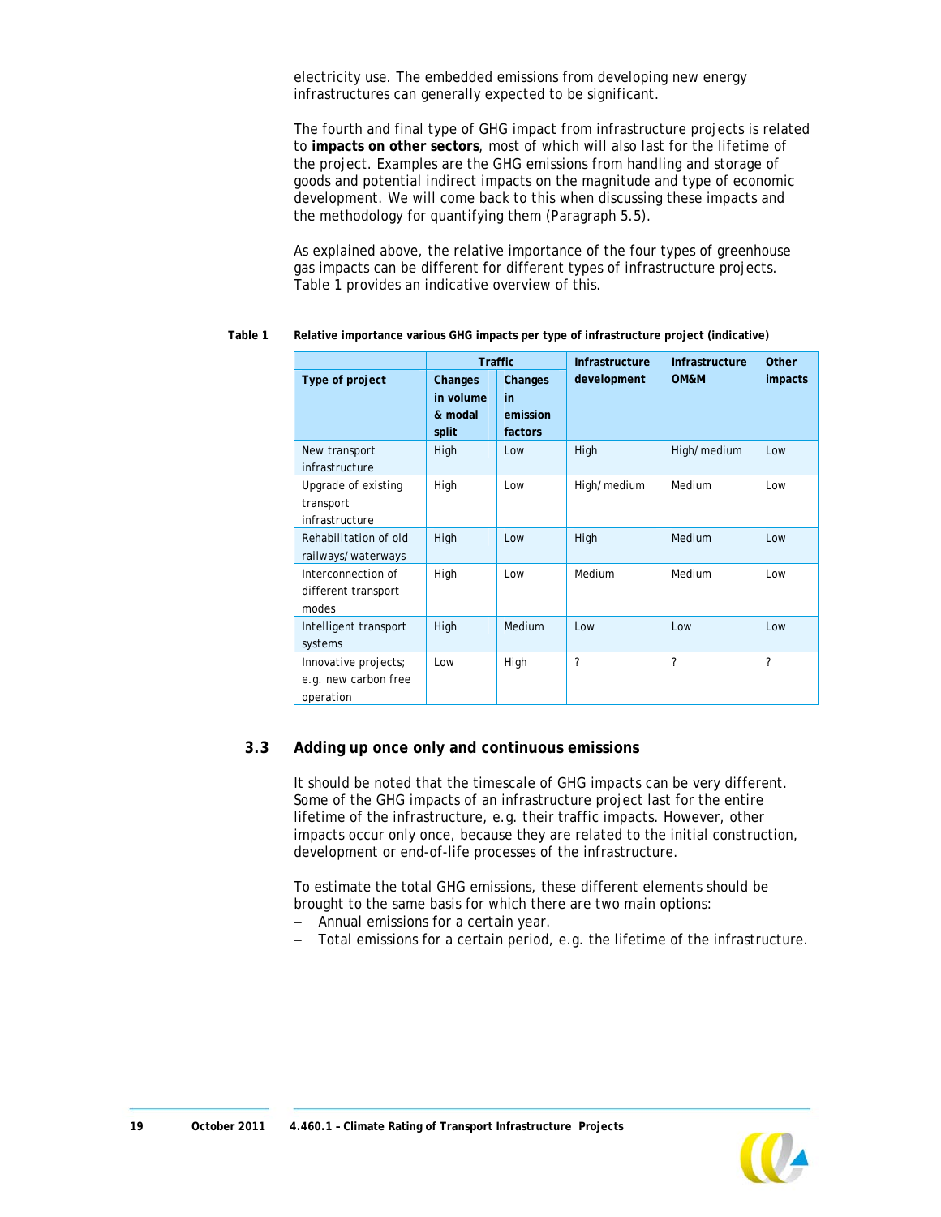electricity use. The embedded emissions from developing new energy infrastructures can generally expected to be significant.

The fourth and final type of GHG impact from infrastructure projects is related to **impacts on other sectors**, most of which will also last for the lifetime of the project. Examples are the GHG emissions from handling and storage of goods and potential indirect impacts on the magnitude and type of economic development. We will come back to this when discussing these impacts and the methodology for quantifying them (Paragraph 5.5).

As explained above, the relative importance of the four types of greenhouse gas impacts can be different for different types of infrastructure projects. Table 1 provides an indicative overview of this.

**Table 1 Relative importance various GHG impacts per type of infrastructure project (indicative)**

| | Traffic | | Infrastructure development | Infrastructure OM&M | Other impacts |
|---|---|---|---|---|---|
| **Type of project** | **Changes in volume & modal split** | **Changes in emission factors** | | | |
| New transport infrastructure | High | Low | High | High/medium | Low |
| Upgrade of existing transport infrastructure | High | Low | High/medium | Medium | Low |
| Rehabilitation of old railways/waterways | High | Low | High | Medium | Low |
| Interconnection of different transport modes | High | Low | Medium | Medium | Low |
| Intelligent transport systems | High | Medium | Low | Low | Low |
| Innovative projects; e.g. new carbon free operation | Low | High | ? | ? | ? |

## 3.3 Adding up once only and continuous emissions

It should be noted that the timescale of GHG impacts can be very different. Some of the GHG impacts of an infrastructure project last for the entire lifetime of the infrastructure, e.g. their traffic impacts. However, other impacts occur only once, because they are related to the initial construction, development or end-of-life processes of the infrastructure.

To estimate the total GHG emissions, these different elements should be brought to the same basis for which there are two main options:

- Annual emissions for a certain year.
- Total emissions for a certain period, e.g. the lifetime of the infrastructure.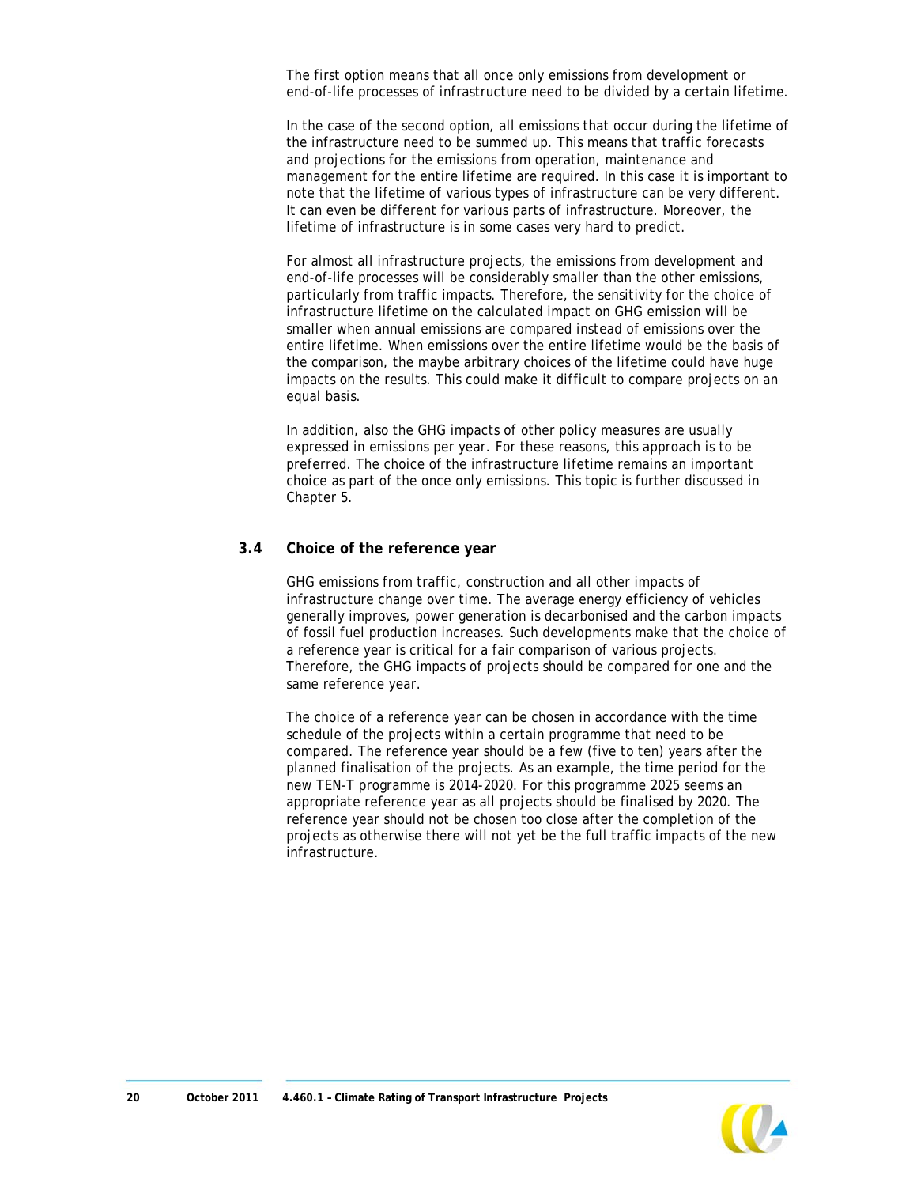The first option means that all once only emissions from development or end-of-life processes of infrastructure need to be divided by a certain lifetime.

In the case of the second option, all emissions that occur during the lifetime of the infrastructure need to be summed up. This means that traffic forecasts and projections for the emissions from operation, maintenance and management for the entire lifetime are required. In this case it is important to note that the lifetime of various types of infrastructure can be very different. It can even be different for various parts of infrastructure. Moreover, the lifetime of infrastructure is in some cases very hard to predict.

For almost all infrastructure projects, the emissions from development and end-of-life processes will be considerably smaller than the other emissions, particularly from traffic impacts. Therefore, the sensitivity for the choice of infrastructure lifetime on the calculated impact on GHG emission will be smaller when annual emissions are compared instead of emissions over the entire lifetime. When emissions over the entire lifetime would be the basis of the comparison, the maybe arbitrary choices of the lifetime could have huge impacts on the results. This could make it difficult to compare projects on an equal basis.

In addition, also the GHG impacts of other policy measures are usually expressed in emissions per year. For these reasons, this approach is to be preferred. The choice of the infrastructure lifetime remains an important choice as part of the once only emissions. This topic is further discussed in Chapter 5.

## 3.4 Choice of the reference year

GHG emissions from traffic, construction and all other impacts of infrastructure change over time. The average energy efficiency of vehicles generally improves, power generation is decarbonised and the carbon impacts of fossil fuel production increases. Such developments make that the choice of a reference year is critical for a fair comparison of various projects. Therefore, the GHG impacts of projects should be compared for one and the same reference year.

The choice of a reference year can be chosen in accordance with the time schedule of the projects within a certain programme that need to be compared. The reference year should be a few (five to ten) years after the planned finalisation of the projects. As an example, the time period for the new TEN-T programme is 2014-2020. For this programme 2025 seems an appropriate reference year as all projects should be finalised by 2020. The reference year should not be chosen too close after the completion of the projects as otherwise there will not yet be the full traffic impacts of the new infrastructure.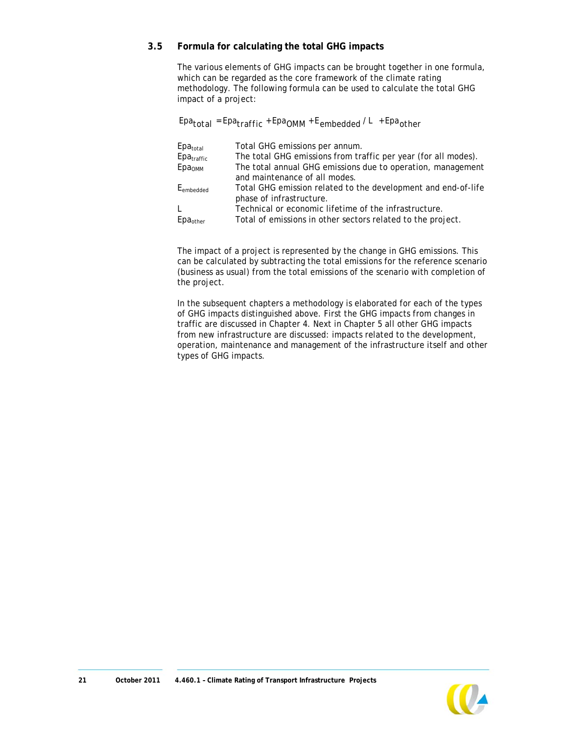### 3.5 Formula for calculating the total GHG impacts

The various elements of GHG impacts can be brought together in one formula, which can be regarded as the core framework of the climate rating methodology. The following formula can be used to calculate the total GHG impact of a project:

$$Epa_{total} = Epa_{traffic} + Epa_{OMM} + E_{embedded} / L + Epa_{other}$$

| | |
|---|---|
| $Epa_{total}$ | Total GHG emissions per annum. |
| $Epa_{traffic}$ | The total GHG emissions from traffic per year (for all modes). |
| $Epa_{OMM}$ | The total annual GHG emissions due to operation, management and maintenance of all modes. |
| $E_{embedded}$ | Total GHG emission related to the development and end-of-life phase of infrastructure. |
| $L$ | Technical or economic lifetime of the infrastructure. |
| $Epa_{other}$ | Total of emissions in other sectors related to the project. |

The impact of a project is represented by the change in GHG emissions. This can be calculated by subtracting the total emissions for the reference scenario (business as usual) from the total emissions of the scenario with completion of the project.

In the subsequent chapters a methodology is elaborated for each of the types of GHG impacts distinguished above. First the GHG impacts from changes in traffic are discussed in Chapter 4. Next in Chapter 5 all other GHG impacts from new infrastructure are discussed: impacts related to the development, operation, maintenance and management of the infrastructure itself and other types of GHG impacts.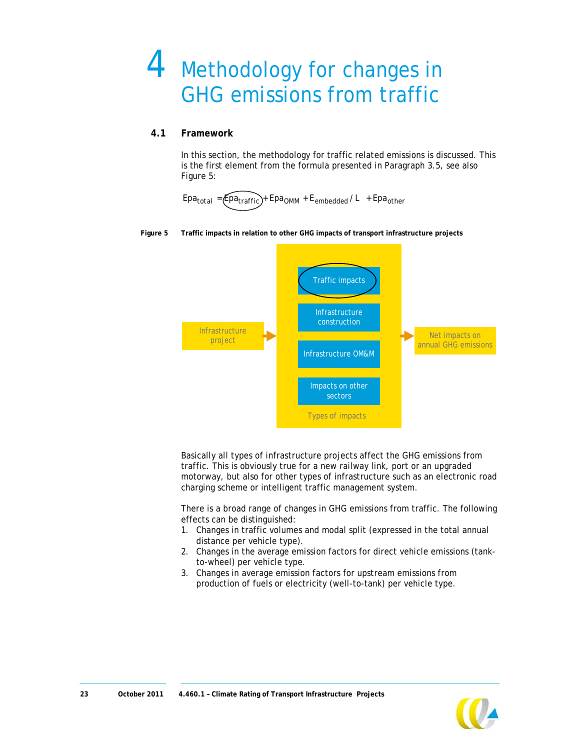# 4 Methodology for changes in GHG emissions from traffic

## 4.1 Framework

In this section, the methodology for traffic related emissions is discussed. This is the first element from the formula presented in Paragraph 3.5, see also Figure 5:

$$Epa_{total} = Epa_{traffic} + Epa_{OMM} + E_{embedded} / L \; + Epa_{other}$$

**Figure 5 Traffic impacts in relation to other GHG impacts of transport infrastructure projects**

Infrastructure project → Types of impacts: Traffic impacts; Infrastructure construction; Infrastructure OM&M; Impacts on other sectors → Net impacts on annual GHG emissions

Basically all types of infrastructure projects affect the GHG emissions from traffic. This is obviously true for a new railway link, port or an upgraded motorway, but also for other types of infrastructure such as an electronic road charging scheme or intelligent traffic management system.

There is a broad range of changes in GHG emissions from traffic. The following effects can be distinguished:

1. Changes in traffic volumes and modal split (expressed in the total annual distance per vehicle type).
2. Changes in the average emission factors for direct vehicle emissions (tank-to-wheel) per vehicle type.
3. Changes in average emission factors for upstream emissions from production of fuels or electricity (well-to-tank) per vehicle type.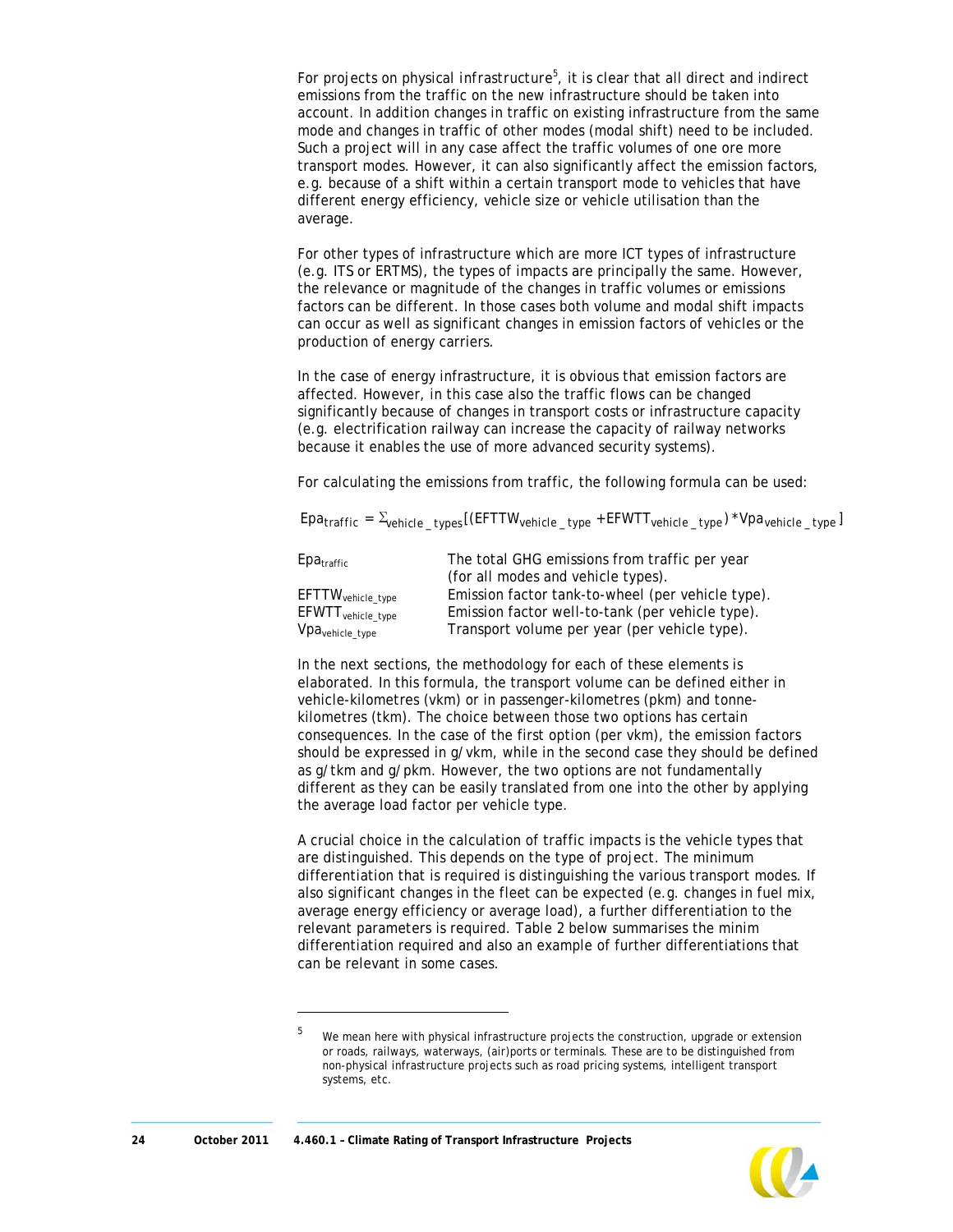For projects on physical infrastructure[5], it is clear that all direct and indirect emissions from the traffic on the new infrastructure should be taken into account. In addition changes in traffic on existing infrastructure from the same mode and changes in traffic of other modes (modal shift) need to be included. Such a project will in any case affect the traffic volumes of one ore more transport modes. However, it can also significantly affect the emission factors, e.g. because of a shift within a certain transport mode to vehicles that have different energy efficiency, vehicle size or vehicle utilisation than the average.

For other types of infrastructure which are more ICT types of infrastructure (e.g. ITS or ERTMS), the types of impacts are principally the same. However, the relevance or magnitude of the changes in traffic volumes or emissions factors can be different. In those cases both volume and modal shift impacts can occur as well as significant changes in emission factors of vehicles or the production of energy carriers.

In the case of energy infrastructure, it is obvious that emission factors are affected. However, in this case also the traffic flows can be changed significantly because of changes in transport costs or infrastructure capacity (e.g. electrification railway can increase the capacity of railway networks because it enables the use of more advanced security systems).

For calculating the emissions from traffic, the following formula can be used:

$$Epa_{traffic} = \Sigma_{vehicle\_types}[(EFTTW_{vehicle\_type} + EFWTT_{vehicle\_type}) * Vpa_{vehicle\_type}]$$

| | |
|---|---|
| $Epa_{traffic}$ | The total GHG emissions from traffic per year (for all modes and vehicle types). |
| $EFTTW_{vehicle\_type}$ | Emission factor tank-to-wheel (per vehicle type). |
| $EFWTT_{vehicle\_type}$ | Emission factor well-to-tank (per vehicle type). |
| $Vpa_{vehicle\_type}$ | Transport volume per year (per vehicle type). |

In the next sections, the methodology for each of these elements is elaborated. In this formula, the transport volume can be defined either in vehicle-kilometres (vkm) or in passenger-kilometres (pkm) and tonne-kilometres (tkm). The choice between those two options has certain consequences. In the case of the first option (per vkm), the emission factors should be expressed in g/vkm, while in the second case they should be defined as g/tkm and g/pkm. However, the two options are not fundamentally different as they can be easily translated from one into the other by applying the average load factor per vehicle type.

A crucial choice in the calculation of traffic impacts is the vehicle types that are distinguished. This depends on the type of project. The minimum differentiation that is required is distinguishing the various transport modes. If also significant changes in the fleet can be expected (e.g. changes in fuel mix, average energy efficiency or average load), a further differentiation to the relevant parameters is required. Table 2 below summarises the minim differentiation required and also an example of further differentiations that can be relevant in some cases.

[5] We mean here with physical infrastructure projects the construction, upgrade or extension or roads, railways, waterways, (air)ports or terminals. These are to be distinguished from non-physical infrastructure projects such as road pricing systems, intelligent transport systems, etc.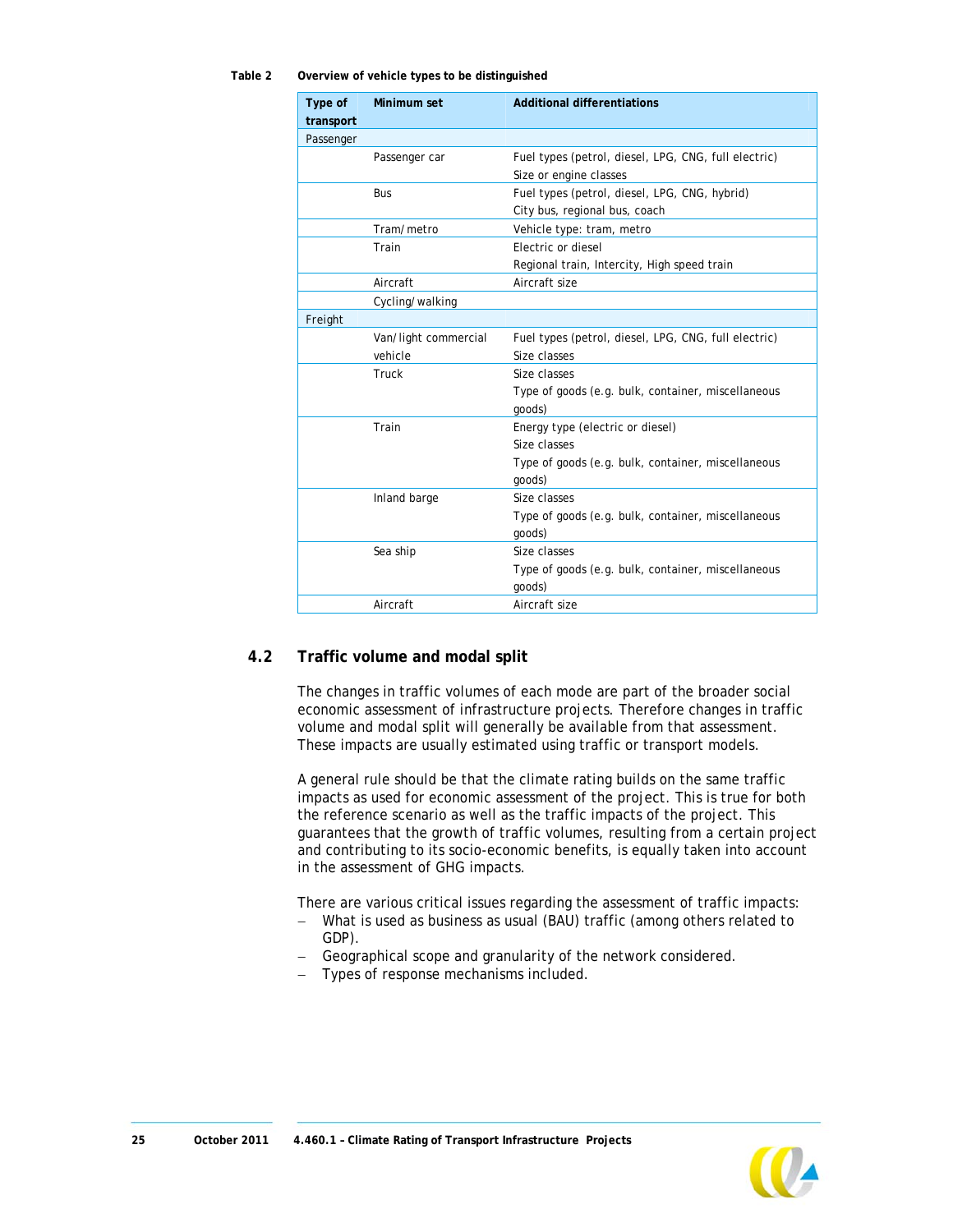Table 2 **Overview of vehicle types to be distinguished**

| Type of transport | Minimum set | Additional differentiations |
|---|---|---|
| Passenger | | |
| | Passenger car | Fuel types (petrol, diesel, LPG, CNG, full electric)<br>Size or engine classes |
| | Bus | Fuel types (petrol, diesel, LPG, CNG, hybrid)<br>City bus, regional bus, coach |
| | Tram/metro | Vehicle type: tram, metro |
| | Train | Electric or diesel<br>Regional train, Intercity, High speed train |
| | Aircraft | Aircraft size |
| | Cycling/walking | |
| Freight | | |
| | Van/light commercial vehicle | Fuel types (petrol, diesel, LPG, CNG, full electric)<br>Size classes |
| | Truck | Size classes<br>Type of goods (e.g. bulk, container, miscellaneous goods) |
| | Train | Energy type (electric or diesel)<br>Size classes<br>Type of goods (e.g. bulk, container, miscellaneous goods) |
| | Inland barge | Size classes<br>Type of goods (e.g. bulk, container, miscellaneous goods) |
| | Sea ship | Size classes<br>Type of goods (e.g. bulk, container, miscellaneous goods) |
| | Aircraft | Aircraft size |

## 4.2 Traffic volume and modal split

The changes in traffic volumes of each mode are part of the broader social economic assessment of infrastructure projects. Therefore changes in traffic volume and modal split will generally be available from that assessment. These impacts are usually estimated using traffic or transport models.

A general rule should be that the climate rating builds on the same traffic impacts as used for economic assessment of the project. This is true for both the reference scenario as well as the traffic impacts of the project. This guarantees that the growth of traffic volumes, resulting from a certain project and contributing to its socio-economic benefits, is equally taken into account in the assessment of GHG impacts.

There are various critical issues regarding the assessment of traffic impacts:

- What is used as business as usual (BAU) traffic (among others related to GDP).
- Geographical scope and granularity of the network considered.
- Types of response mechanisms included.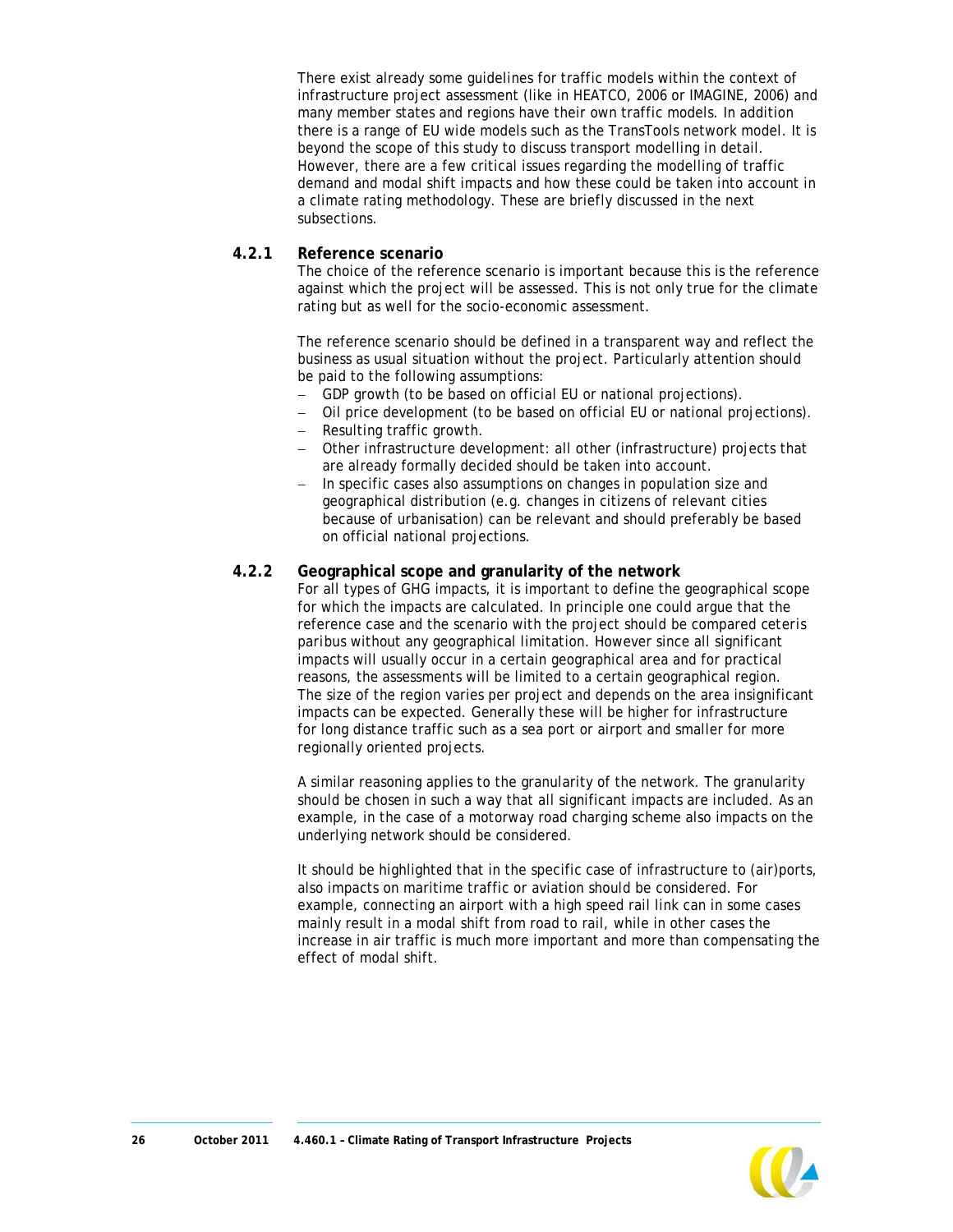There exist already some guidelines for traffic models within the context of infrastructure project assessment (like in HEATCO, 2006 or IMAGINE, 2006) and many member states and regions have their own traffic models. In addition there is a range of EU wide models such as the TransTools network model. It is beyond the scope of this study to discuss transport modelling in detail. However, there are a few critical issues regarding the modelling of traffic demand and modal shift impacts and how these could be taken into account in a climate rating methodology. These are briefly discussed in the next subsections.

### 4.2.1 Reference scenario

The choice of the reference scenario is important because this is the reference against which the project will be assessed. This is not only true for the climate rating but as well for the socio-economic assessment.

The reference scenario should be defined in a transparent way and reflect the business as usual situation without the project. Particularly attention should be paid to the following assumptions:

- GDP growth (to be based on official EU or national projections).
- Oil price development (to be based on official EU or national projections).
- Resulting traffic growth.
- Other infrastructure development: all other (infrastructure) projects that are already formally decided should be taken into account.
- In specific cases also assumptions on changes in population size and geographical distribution (e.g. changes in citizens of relevant cities because of urbanisation) can be relevant and should preferably be based on official national projections.

### 4.2.2 Geographical scope and granularity of the network

For all types of GHG impacts, it is important to define the geographical scope for which the impacts are calculated. In principle one could argue that the reference case and the scenario with the project should be compared ceteris paribus without any geographical limitation. However since all significant impacts will usually occur in a certain geographical area and for practical reasons, the assessments will be limited to a certain geographical region. The size of the region varies per project and depends on the area insignificant impacts can be expected. Generally these will be higher for infrastructure for long distance traffic such as a sea port or airport and smaller for more regionally oriented projects.

A similar reasoning applies to the granularity of the network. The granularity should be chosen in such a way that all significant impacts are included. As an example, in the case of a motorway road charging scheme also impacts on the underlying network should be considered.

It should be highlighted that in the specific case of infrastructure to (air)ports, also impacts on maritime traffic or aviation should be considered. For example, connecting an airport with a high speed rail link can in some cases mainly result in a modal shift from road to rail, while in other cases the increase in air traffic is much more important and more than compensating the effect of modal shift.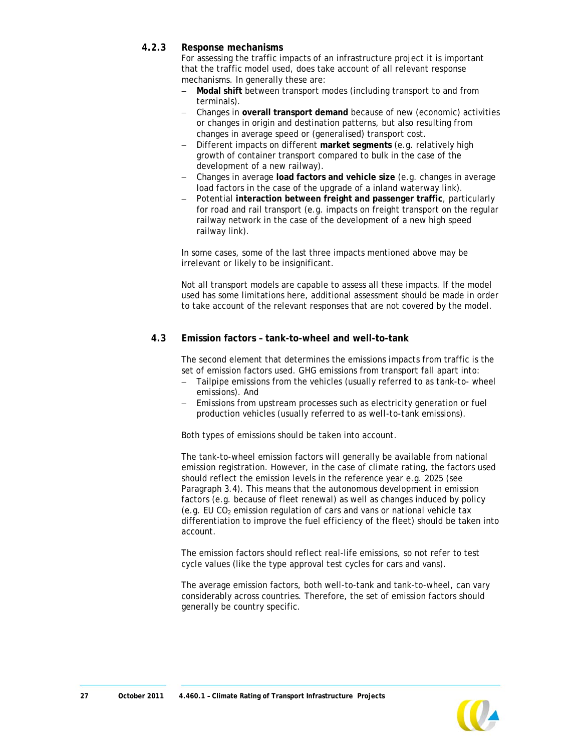### 4.2.3 Response mechanisms

For assessing the traffic impacts of an infrastructure project it is important that the traffic model used, does take account of all relevant response mechanisms. In generally these are:

- **Modal shift** between transport modes (including transport to and from terminals).
- Changes in **overall transport demand** because of new (economic) activities or changes in origin and destination patterns, but also resulting from changes in average speed or (generalised) transport cost.
- Different impacts on different **market segments** (e.g. relatively high growth of container transport compared to bulk in the case of the development of a new railway).
- Changes in average **load factors and vehicle size** (e.g. changes in average load factors in the case of the upgrade of a inland waterway link).
- Potential **interaction between freight and passenger traffic**, particularly for road and rail transport (e.g. impacts on freight transport on the regular railway network in the case of the development of a new high speed railway link).

In some cases, some of the last three impacts mentioned above may be irrelevant or likely to be insignificant.

Not all transport models are capable to assess all these impacts. If the model used has some limitations here, additional assessment should be made in order to take account of the relevant responses that are not covered by the model.

## 4.3 Emission factors – tank-to-wheel and well-to-tank

The second element that determines the emissions impacts from traffic is the set of emission factors used. GHG emissions from transport fall apart into:

- Tailpipe emissions from the vehicles (usually referred to as *tank-to- wheel* emissions). And
- Emissions from upstream processes such as electricity generation or fuel production vehicles (usually referred to as *well-to-tank* emissions).

Both types of emissions should be taken into account.

The tank-to-wheel emission factors will generally be available from national emission registration. However, in the case of climate rating, the factors used should reflect the emission levels in the reference year e.g. 2025 (see Paragraph 3.4). This means that the autonomous development in emission factors (e.g. because of fleet renewal) as well as changes induced by policy (e.g. EU $CO_2$ emission regulation of cars and vans or national vehicle tax differentiation to improve the fuel efficiency of the fleet) should be taken into account.

The emission factors should reflect real-life emissions, so not refer to test cycle values (like the type approval test cycles for cars and vans).

The average emission factors, both well-to-tank and tank-to-wheel, can vary considerably across countries. Therefore, the set of emission factors should generally be country specific.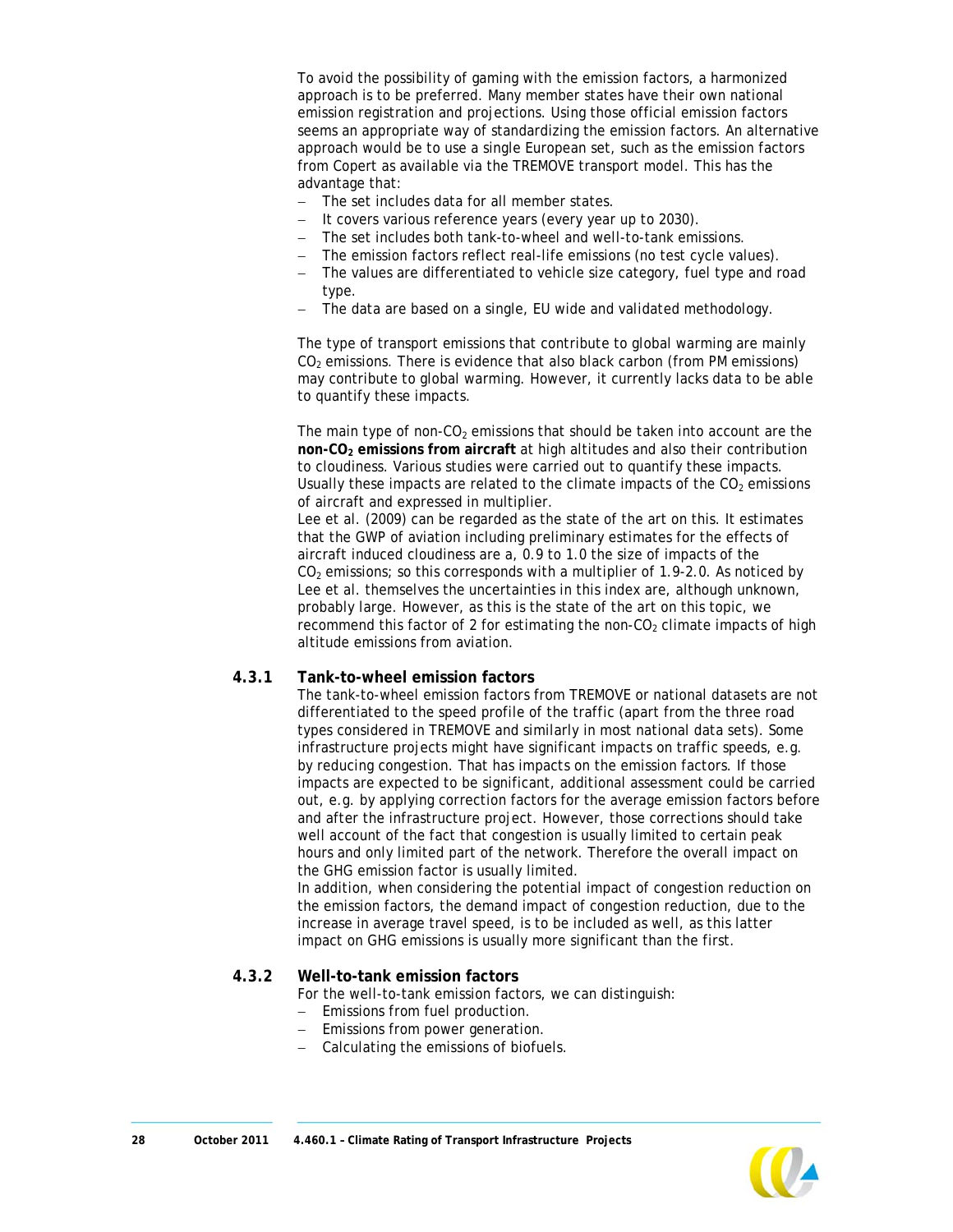To avoid the possibility of gaming with the emission factors, a harmonized approach is to be preferred. Many member states have their own national emission registration and projections. Using those official emission factors seems an appropriate way of standardizing the emission factors. An alternative approach would be to use a single European set, such as the emission factors from Copert as available via the TREMOVE transport model. This has the advantage that:

- The set includes data for all member states.
- It covers various reference years (every year up to 2030).
- The set includes both tank-to-wheel and well-to-tank emissions.
- The emission factors reflect real-life emissions (no test cycle values).
- The values are differentiated to vehicle size category, fuel type and road type.
- The data are based on a single, EU wide and validated methodology.

The type of transport emissions that contribute to global warming are mainly $CO_2$ emissions. There is evidence that also black carbon (from PM emissions) may contribute to global warming. However, it currently lacks data to be able to quantify these impacts.

The main type of non-$CO_2$ emissions that should be taken into account are the **non-$CO_2$ emissions from aircraft** at high altitudes and also their contribution to cloudiness. Various studies were carried out to quantify these impacts. Usually these impacts are related to the climate impacts of the $CO_2$ emissions of aircraft and expressed in multiplier.

Lee et al. (2009) can be regarded as the state of the art on this. It estimates that the GWP of aviation including preliminary estimates for the effects of aircraft induced cloudiness are a, 0.9 to 1.0 the size of impacts of the $CO_2$ emissions; so this corresponds with a multiplier of 1.9-2.0. As noticed by Lee et al. themselves the uncertainties in this index are, although unknown, probably large. However, as this is the state of the art on this topic, we recommend this factor of 2 for estimating the non-$CO_2$ climate impacts of high altitude emissions from aviation.

### 4.3.1 Tank-to-wheel emission factors

The tank-to-wheel emission factors from TREMOVE or national datasets are not differentiated to the speed profile of the traffic (apart from the three road types considered in TREMOVE and similarly in most national data sets). Some infrastructure projects might have significant impacts on traffic speeds, e.g. by reducing congestion. That has impacts on the emission factors. If those impacts are expected to be significant, additional assessment could be carried out, e.g. by applying correction factors for the average emission factors before and after the infrastructure project. However, those corrections should take well account of the fact that congestion is usually limited to certain peak hours and only limited part of the network. Therefore the overall impact on the GHG emission factor is usually limited.

In addition, when considering the potential impact of congestion reduction on the emission factors, the demand impact of congestion reduction, due to the increase in average travel speed, is to be included as well, as this latter impact on GHG emissions is usually more significant than the first.

### 4.3.2 Well-to-tank emission factors

For the well-to-tank emission factors, we can distinguish:

- Emissions from fuel production.
- Emissions from power generation.
- Calculating the emissions of biofuels.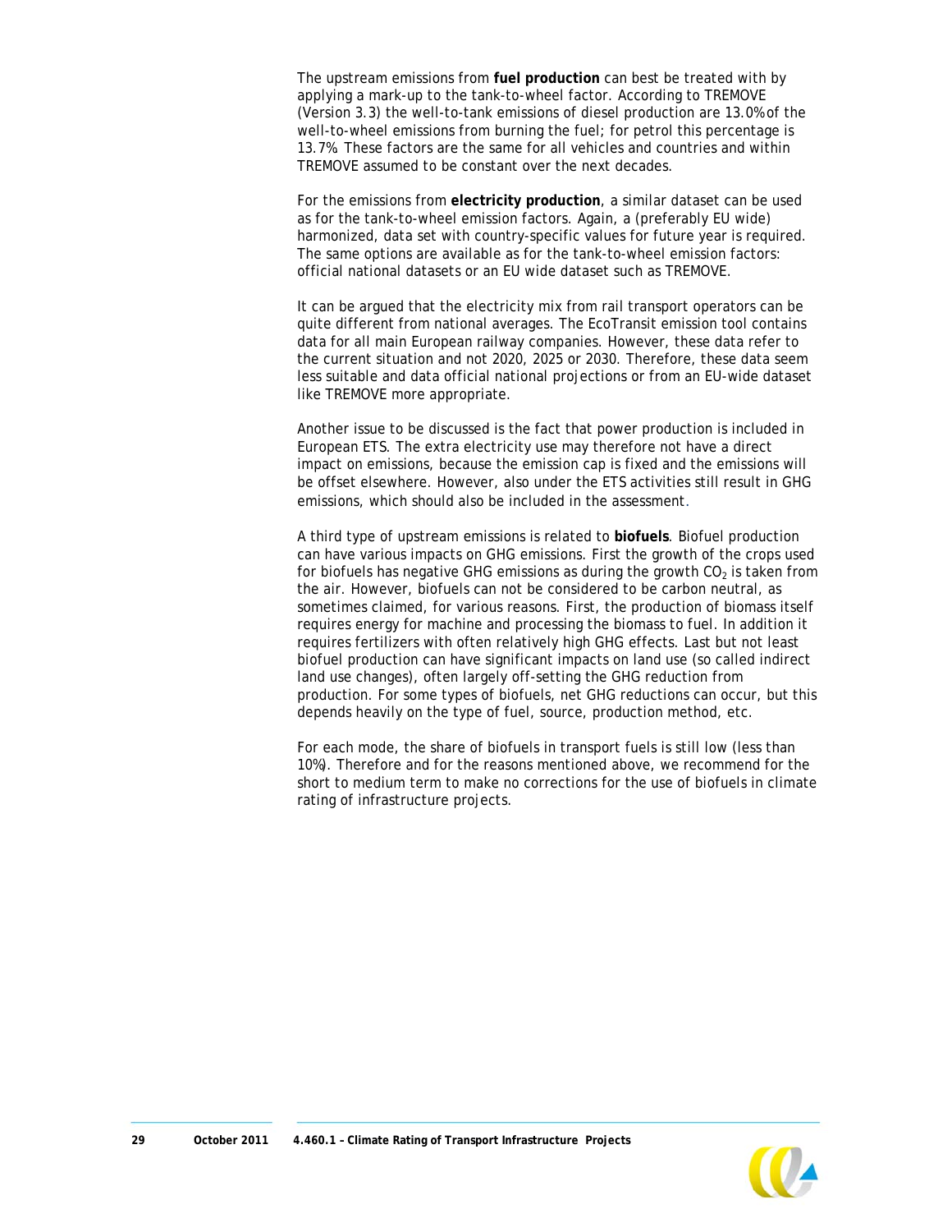The upstream emissions from **fuel production** can best be treated with by applying a mark-up to the tank-to-wheel factor. According to TREMOVE (Version 3.3) the well-to-tank emissions of diesel production are 13.0% of the well-to-wheel emissions from burning the fuel; for petrol this percentage is 13.7%. These factors are the same for all vehicles and countries and within TREMOVE assumed to be constant over the next decades.

For the emissions from **electricity production**, a similar dataset can be used as for the tank-to-wheel emission factors. Again, a (preferably EU wide) harmonized, data set with country-specific values for future year is required. The same options are available as for the tank-to-wheel emission factors: official national datasets or an EU wide dataset such as TREMOVE.

It can be argued that the electricity mix from rail transport operators can be quite different from national averages. The EcoTransit emission tool contains data for all main European railway companies. However, these data refer to the current situation and not 2020, 2025 or 2030. Therefore, these data seem less suitable and data official national projections or from an EU-wide dataset like TREMOVE more appropriate.

Another issue to be discussed is the fact that power production is included in European ETS. The extra electricity use may therefore not have a direct impact on emissions, because the emission cap is fixed and the emissions will be offset elsewhere. However, also under the ETS activities still result in GHG emissions, which should also be included in the assessment.

A third type of upstream emissions is related to **biofuels**. Biofuel production can have various impacts on GHG emissions. First the growth of the crops used for biofuels has negative GHG emissions as during the growth $CO_2$ is taken from the air. However, biofuels can not be considered to be carbon neutral, as sometimes claimed, for various reasons. First, the production of biomass itself requires energy for machine and processing the biomass to fuel. In addition it requires fertilizers with often relatively high GHG effects. Last but not least biofuel production can have significant impacts on land use (so called indirect land use changes), often largely off-setting the GHG reduction from production. For some types of biofuels, net GHG reductions can occur, but this depends heavily on the type of fuel, source, production method, etc.

For each mode, the share of biofuels in transport fuels is still low (less than 10%). Therefore and for the reasons mentioned above, we recommend for the short to medium term to make no corrections for the use of biofuels in climate rating of infrastructure projects.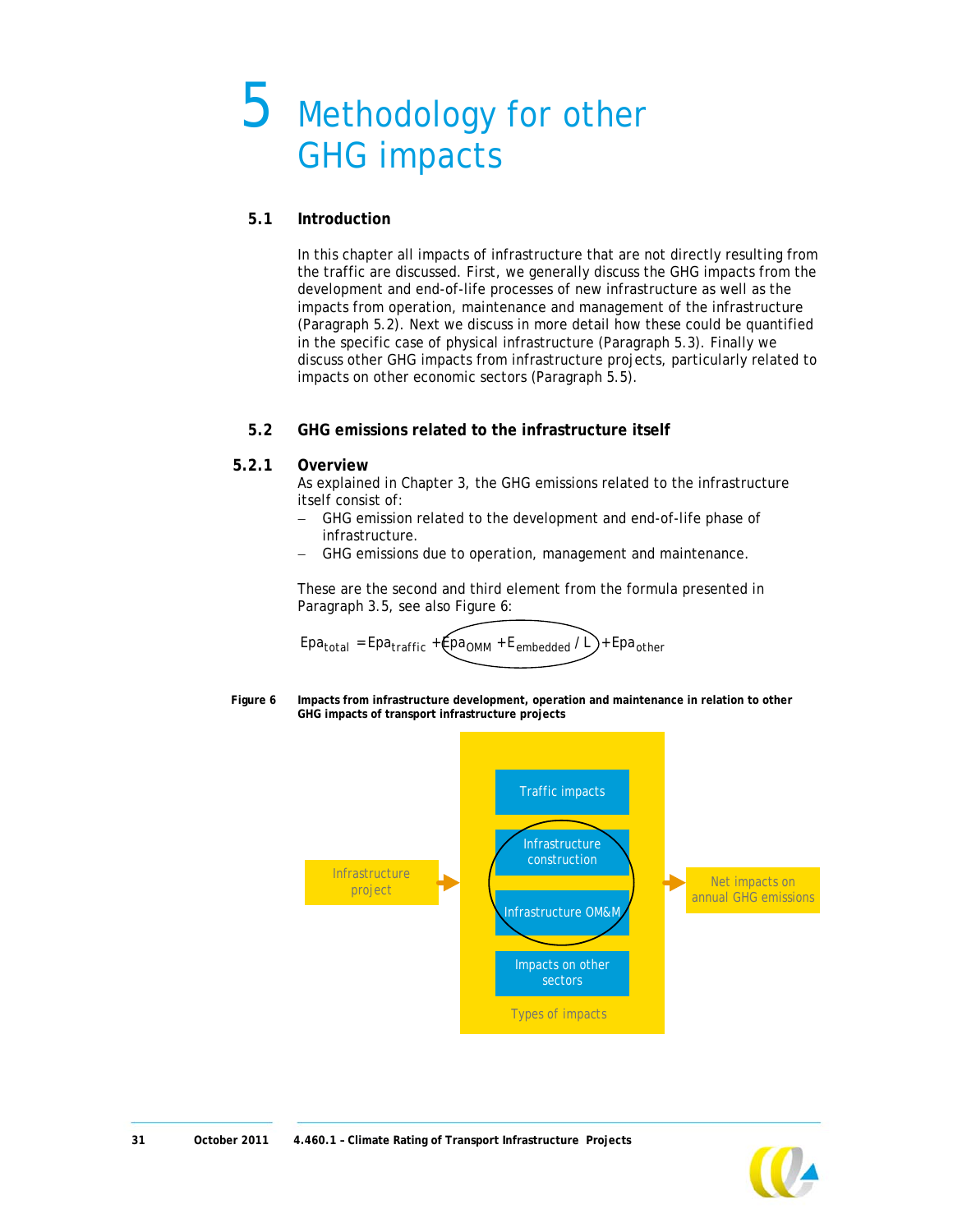# 5 Methodology for other GHG impacts

## 5.1 Introduction

In this chapter all impacts of infrastructure that are not directly resulting from the traffic are discussed. First, we generally discuss the GHG impacts from the development and end-of-life processes of new infrastructure as well as the impacts from operation, maintenance and management of the infrastructure (Paragraph 5.2). Next we discuss in more detail how these could be quantified in the specific case of physical infrastructure (Paragraph 5.3). Finally we discuss other GHG impacts from infrastructure projects, particularly related to impacts on other economic sectors (Paragraph 5.5).

## 5.2 GHG emissions related to the infrastructure itself

### 5.2.1 Overview

As explained in Chapter 3, the GHG emissions related to the infrastructure itself consist of:

- GHG emission related to the development and end-of-life phase of infrastructure.
- GHG emissions due to operation, management and maintenance.

These are the second and third element from the formula presented in Paragraph 3.5, see also Figure 6:

$$Epa_{total} = Epa_{traffic} + Epa_{OMM} + E_{embedded} / L + Epa_{other}$$

**Figure 6 Impacts from infrastructure development, operation and maintenance in relation to other GHG impacts of transport infrastructure projects**

Infrastructure project → Types of impacts: Traffic impacts; Infrastructure construction; Infrastructure OM&M; Impacts on other sectors → Net impacts on annual GHG emissions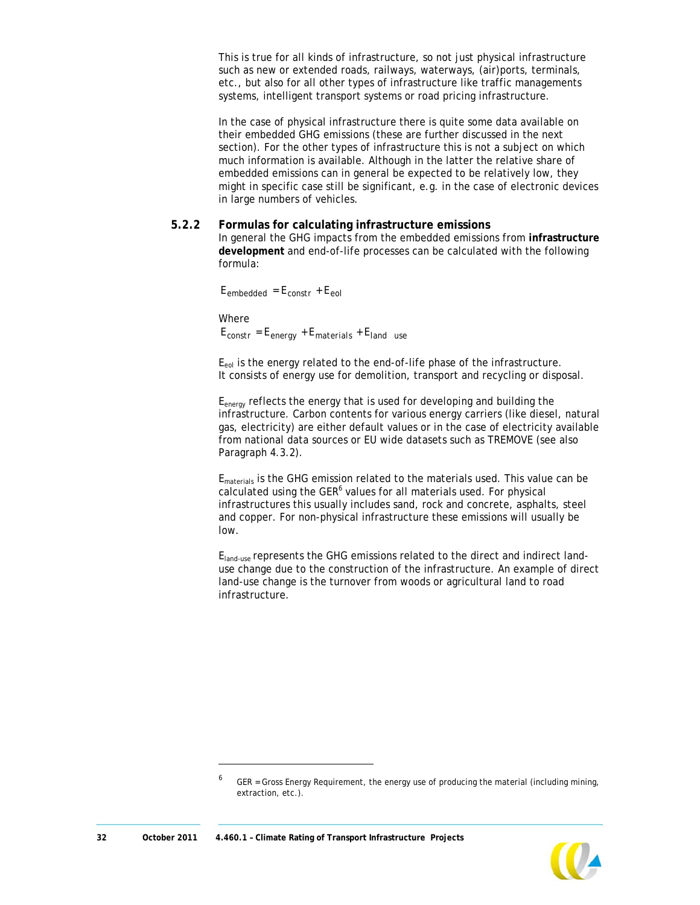This is true for all kinds of infrastructure, so not just physical infrastructure such as new or extended roads, railways, waterways, (air)ports, terminals, etc., but also for all other types of infrastructure like traffic managements systems, intelligent transport systems or road pricing infrastructure.

In the case of physical infrastructure there is quite some data available on their embedded GHG emissions (these are further discussed in the next section). For the other types of infrastructure this is not a subject on which much information is available. Although in the latter the relative share of embedded emissions can in general be expected to be relatively low, they might in specific case still be significant, e.g. in the case of electronic devices in large numbers of vehicles.

### 5.2.2 Formulas for calculating infrastructure emissions

In general the GHG impacts from the embedded emissions from **infrastructure development** and end-of-life processes can be calculated with the following formula:

$$E_{embedded} = E_{constr} + E_{eol}$$

Where

$$E_{constr} = E_{energy} + E_{materials} + E_{land\ use}$$

$E_{eol}$ is the energy related to the end-of-life phase of the infrastructure. It consists of energy use for demolition, transport and recycling or disposal.

$E_{energy}$ reflects the energy that is used for developing and building the infrastructure. Carbon contents for various energy carriers (like diesel, natural gas, electricity) are either default values or in the case of electricity available from national data sources or EU wide datasets such as TREMOVE (see also Paragraph 4.3.2).

$E_{materials}$ is the GHG emission related to the materials used. This value can be calculated using the GER[6] values for all materials used. For physical infrastructures this usually includes sand, rock and concrete, asphalts, steel and copper. For non-physical infrastructure these emissions will usually be low.

$E_{land\text{-}use}$ represents the GHG emissions related to the direct and indirect land-use change due to the construction of the infrastructure. An example of direct land-use change is the turnover from woods or agricultural land to road infrastructure.

[6] GER = Gross Energy Requirement, the energy use of producing the material (including mining, extraction, etc.).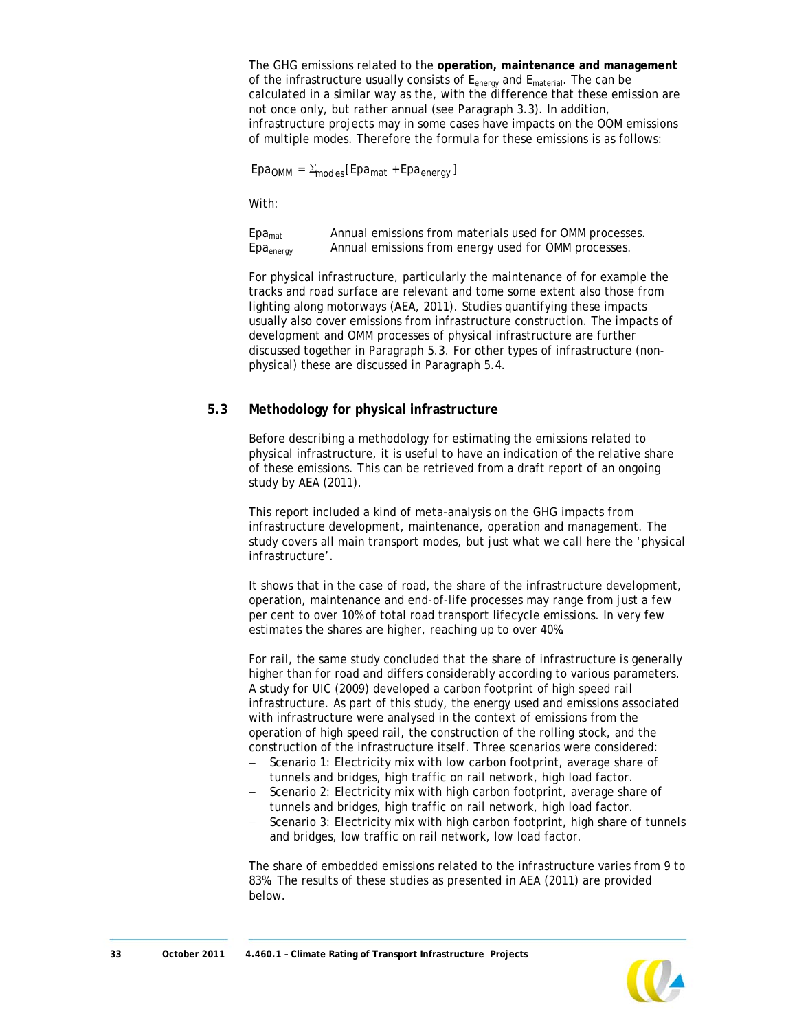The GHG emissions related to the **operation, maintenance and management** of the infrastructure usually consists of $E_{energy}$ and $E_{material}$. The can be calculated in a similar way as the, with the difference that these emission are not once only, but rather annual (see Paragraph 3.3). In addition, infrastructure projects may in some cases have impacts on the OOM emissions of multiple modes. Therefore the formula for these emissions is as follows:

$$Epa_{OMM} = \sum_{modes}[Epa_{mat} + Epa_{energy}]$$

With:

| | |
|---|---|
| $Epa_{mat}$ | Annual emissions from materials used for OMM processes. |
| $Epa_{energy}$ | Annual emissions from energy used for OMM processes. |

For physical infrastructure, particularly the maintenance of for example the tracks and road surface are relevant and tome some extent also those from lighting along motorways (AEA, 2011). Studies quantifying these impacts usually also cover emissions from infrastructure construction. The impacts of development and OMM processes of physical infrastructure are further discussed together in Paragraph 5.3. For other types of infrastructure (non-physical) these are discussed in Paragraph 5.4.

## 5.3 Methodology for physical infrastructure

Before describing a methodology for estimating the emissions related to physical infrastructure, it is useful to have an indication of the relative share of these emissions. This can be retrieved from a draft report of an ongoing study by AEA (2011).

This report included a kind of meta-analysis on the GHG impacts from infrastructure development, maintenance, operation and management. The study covers all main transport modes, but just what we call here the 'physical infrastructure'.

It shows that in the case of road, the share of the infrastructure development, operation, maintenance and end-of-life processes may range from just a few per cent to over 10% of total road transport lifecycle emissions. In very few estimates the shares are higher, reaching up to over 40%.

For rail, the same study concluded that the share of infrastructure is generally higher than for road and differs considerably according to various parameters. A study for UIC (2009) developed a carbon footprint of high speed rail infrastructure. As part of this study, the energy used and emissions associated with infrastructure were analysed in the context of emissions from the operation of high speed rail, the construction of the rolling stock, and the construction of the infrastructure itself. Three scenarios were considered:

- Scenario 1: Electricity mix with low carbon footprint, average share of tunnels and bridges, high traffic on rail network, high load factor.
- Scenario 2: Electricity mix with high carbon footprint, average share of tunnels and bridges, high traffic on rail network, high load factor.
- Scenario 3: Electricity mix with high carbon footprint, high share of tunnels and bridges, low traffic on rail network, low load factor.

The share of embedded emissions related to the infrastructure varies from 9 to 83%. The results of these studies as presented in AEA (2011) are provided below.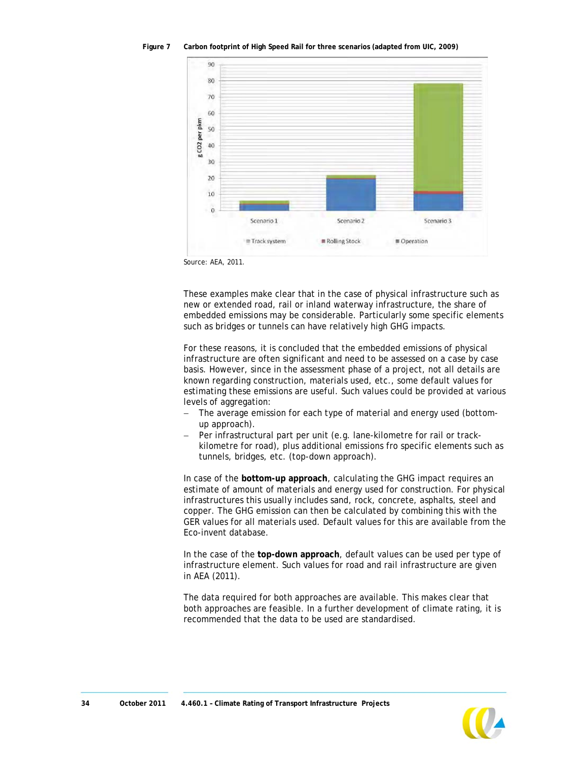Figure 7 **Carbon footprint of High Speed Rail for three scenarios (adapted from UIC, 2009)**

Source: AEA, 2011.

These examples make clear that in the case of physical infrastructure such as new or extended road, rail or inland waterway infrastructure, the share of embedded emissions may be considerable. Particularly some specific elements such as bridges or tunnels can have relatively high GHG impacts.

For these reasons, it is concluded that the embedded emissions of physical infrastructure are often significant and need to be assessed on a case by case basis. However, since in the assessment phase of a project, not all details are known regarding construction, materials used, etc., some default values for estimating these emissions are useful. Such values could be provided at various levels of aggregation:

- The average emission for each type of material and energy used (bottom-up approach).
- Per infrastructural part per unit (e.g. lane-kilometre for rail or track-kilometre for road), plus additional emissions fro specific elements such as tunnels, bridges, etc. (top-down approach).

In case of the **bottom-up approach**, calculating the GHG impact requires an estimate of amount of materials and energy used for construction. For physical infrastructures this usually includes sand, rock, concrete, asphalts, steel and copper. The GHG emission can then be calculated by combining this with the GER values for all materials used. Default values for this are available from the Eco-invent database.

In the case of the **top-down approach**, default values can be used per type of infrastructure element. Such values for road and rail infrastructure are given in AEA (2011).

The data required for both approaches are available. This makes clear that both approaches are feasible. In a further development of climate rating, it is recommended that the data to be used are standardised.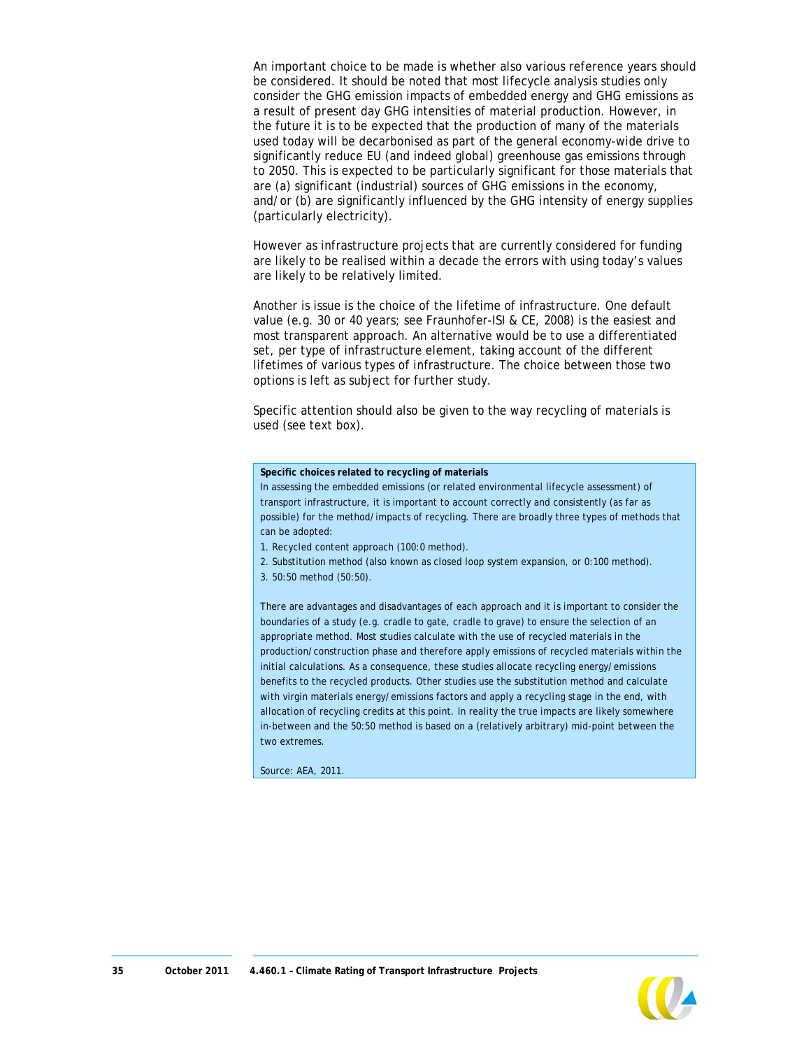An important choice to be made is whether also various reference years should be considered. It should be noted that most lifecycle analysis studies only consider the GHG emission impacts of embedded energy and GHG emissions as a result of present day GHG intensities of material production. However, in the future it is to be expected that the production of many of the materials used today will be decarbonised as part of the general economy-wide drive to significantly reduce EU (and indeed global) greenhouse gas emissions through to 2050. This is expected to be particularly significant for those materials that are (a) significant (industrial) sources of GHG emissions in the economy, and/or (b) are significantly influenced by the GHG intensity of energy supplies (particularly electricity).

However as infrastructure projects that are currently considered for funding are likely to be realised within a decade the errors with using today's values are likely to be relatively limited.

Another is issue is the choice of the lifetime of infrastructure. One default value (e.g. 30 or 40 years; see Fraunhofer-ISI & CE, 2008) is the easiest and most transparent approach. An alternative would be to use a differentiated set, per type of infrastructure element, taking account of the different lifetimes of various types of infrastructure. The choice between those two options is left as subject for further study.

Specific attention should also be given to the way recycling of materials is used (see text box).

**Specific choices related to recycling of materials**

In assessing the embedded emissions (or related environmental lifecycle assessment) of transport infrastructure, it is important to account correctly and consistently (as far as possible) for the method/impacts of recycling. There are broadly three types of methods that can be adopted:

1. Recycled content approach (100:0 method).
2. Substitution method (also known as closed loop system expansion, or 0:100 method).
3. 50:50 method (50:50).

There are advantages and disadvantages of each approach and it is important to consider the boundaries of a study (e.g. cradle to gate, cradle to grave) to ensure the selection of an appropriate method. Most studies calculate with the use of recycled materials in the production/construction phase and therefore apply emissions of recycled materials within the initial calculations. As a consequence, these studies allocate recycling energy/emissions benefits to the recycled products. Other studies use the substitution method and calculate with virgin materials energy/emissions factors and apply a recycling stage in the end, with allocation of recycling credits at this point. In reality the true impacts are likely somewhere in-between and the 50:50 method is based on a (relatively arbitrary) mid-point between the two extremes.

Source: AEA, 2011.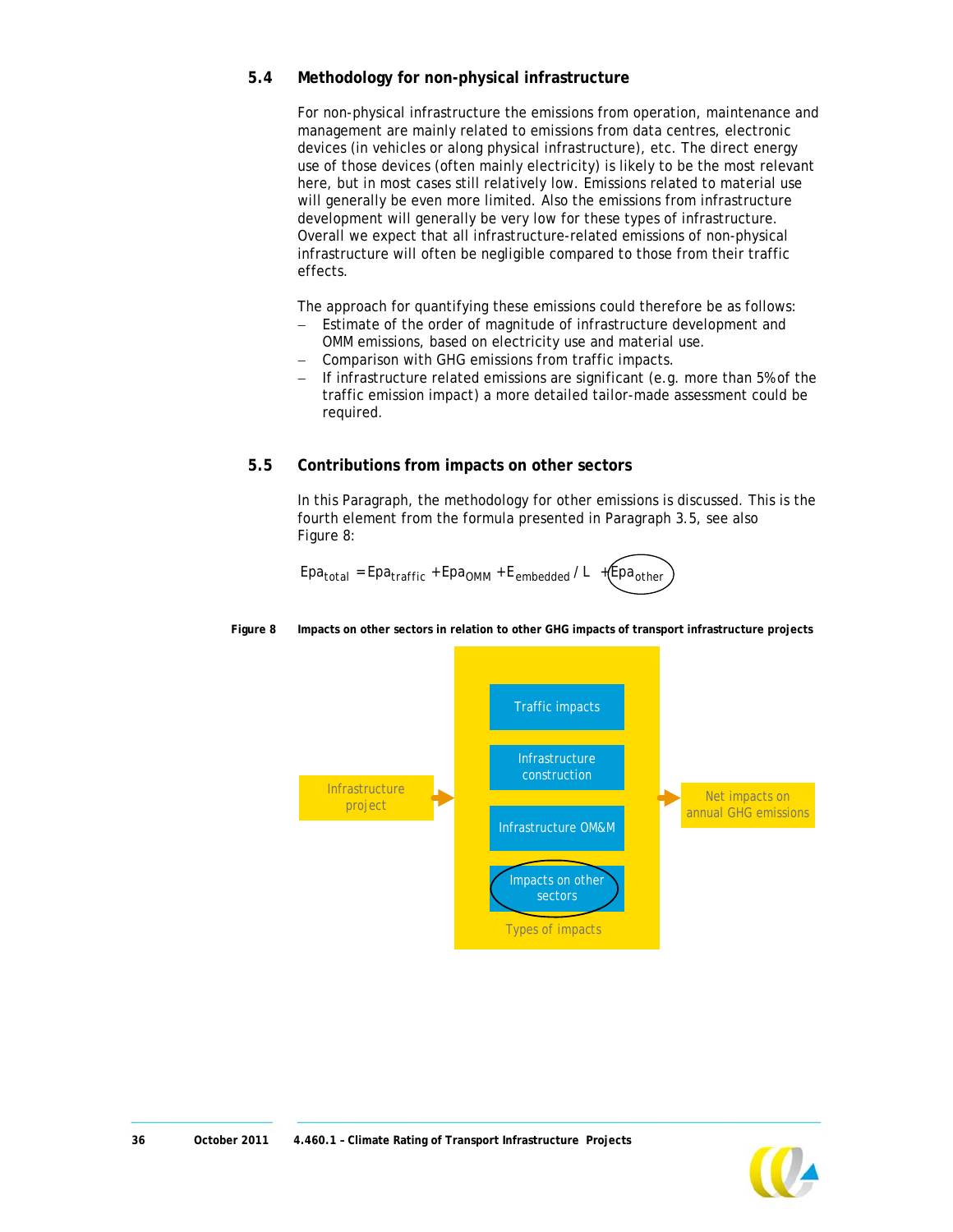## 5.4 Methodology for non-physical infrastructure

For non-physical infrastructure the emissions from operation, maintenance and management are mainly related to emissions from data centres, electronic devices (in vehicles or along physical infrastructure), etc. The direct energy use of those devices (often mainly electricity) is likely to be the most relevant here, but in most cases still relatively low. Emissions related to material use will generally be even more limited. Also the emissions from infrastructure development will generally be very low for these types of infrastructure. Overall we expect that all infrastructure-related emissions of non-physical infrastructure will often be negligible compared to those from their traffic effects.

The approach for quantifying these emissions could therefore be as follows:

- Estimate of the order of magnitude of infrastructure development and OMM emissions, based on electricity use and material use.
- Comparison with GHG emissions from traffic impacts.
- If infrastructure related emissions are significant (e.g. more than 5% of the traffic emission impact) a more detailed tailor-made assessment could be required.

## 5.5 Contributions from impacts on other sectors

In this Paragraph, the methodology for other emissions is discussed. This is the fourth element from the formula presented in Paragraph 3.5, see also Figure 8:

$$Epa_{total} = Epa_{traffic} + Epa_{OMM} + E_{embedded} / L + Epa_{other}$$

**Figure 8 Impacts on other sectors in relation to other GHG impacts of transport infrastructure projects**

Infrastructure project → Types of impacts: Traffic impacts; Infrastructure construction; Infrastructure OM&M; Impacts on other sectors → Net impacts on annual GHG emissions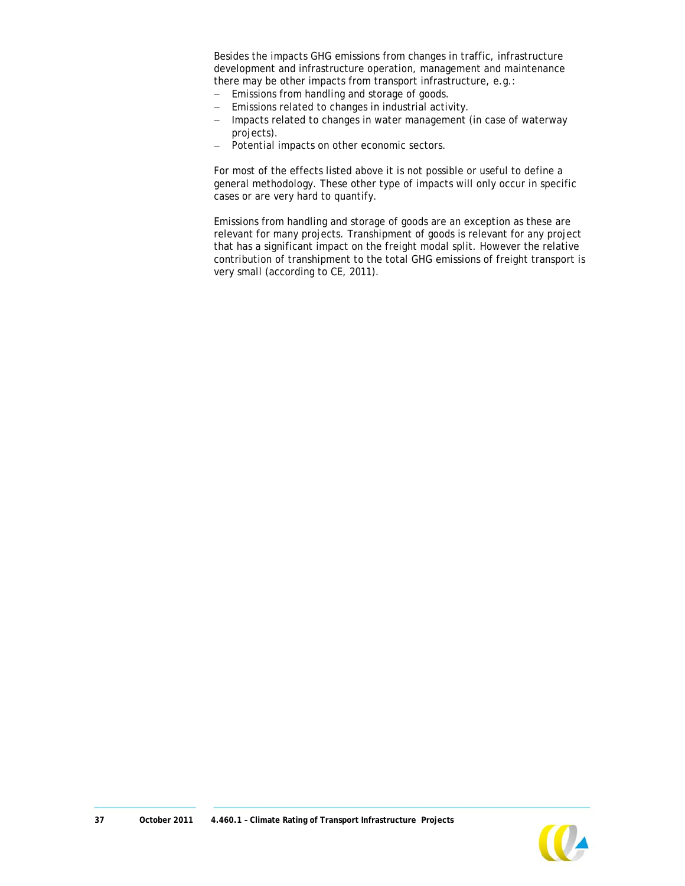Besides the impacts GHG emissions from changes in traffic, infrastructure development and infrastructure operation, management and maintenance there may be other impacts from transport infrastructure, e.g.:

- Emissions from handling and storage of goods.
- Emissions related to changes in industrial activity.
- Impacts related to changes in water management (in case of waterway projects).
- Potential impacts on other economic sectors.

For most of the effects listed above it is not possible or useful to define a general methodology. These other type of impacts will only occur in specific cases or are very hard to quantify.

Emissions from handling and storage of goods are an exception as these are relevant for many projects. Transhipment of goods is relevant for any project that has a significant impact on the freight modal split. However the relative contribution of transhipment to the total GHG emissions of freight transport is very small (according to CE, 2011).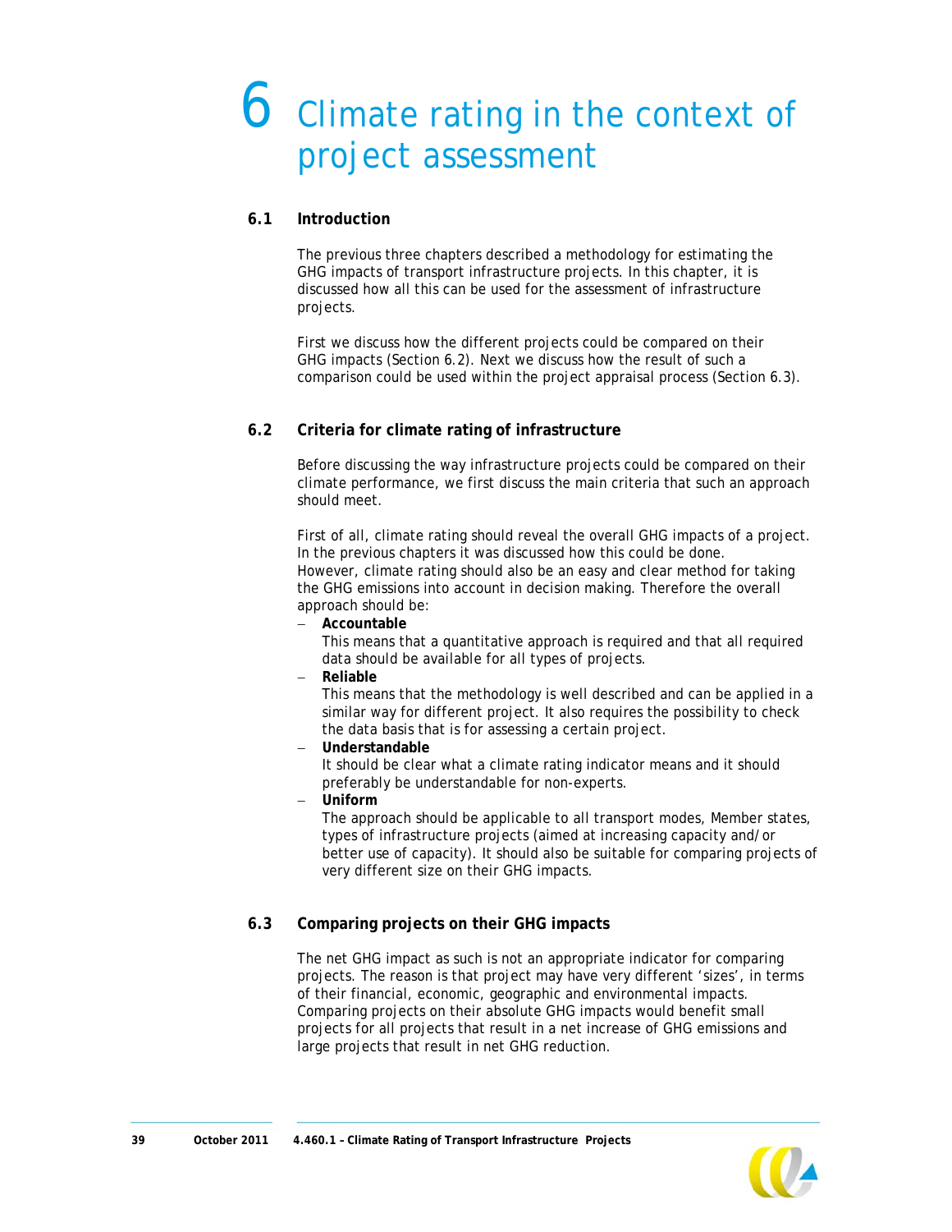# 6 Climate rating in the context of project assessment

## 6.1 Introduction

The previous three chapters described a methodology for estimating the GHG impacts of transport infrastructure projects. In this chapter, it is discussed how all this can be used for the assessment of infrastructure projects.

First we discuss how the different projects could be compared on their GHG impacts (Section 6.2). Next we discuss how the result of such a comparison could be used within the project appraisal process (Section 6.3).

## 6.2 Criteria for climate rating of infrastructure

Before discussing the way infrastructure projects could be compared on their climate performance, we first discuss the main criteria that such an approach should meet.

First of all, climate rating should reveal the overall GHG impacts of a project. In the previous chapters it was discussed how this could be done. However, climate rating should also be an easy and clear method for taking the GHG emissions into account in decision making. Therefore the overall approach should be:

- **Accountable**
  This means that a quantitative approach is required and that all required data should be available for all types of projects.
- **Reliable**
  This means that the methodology is well described and can be applied in a similar way for different project. It also requires the possibility to check the data basis that is for assessing a certain project.
- **Understandable**
  It should be clear what a climate rating indicator means and it should preferably be understandable for non-experts.
- **Uniform**
  The approach should be applicable to all transport modes, Member states, types of infrastructure projects (aimed at increasing capacity and/or better use of capacity). It should also be suitable for comparing projects of very different size on their GHG impacts.

## 6.3 Comparing projects on their GHG impacts

The net GHG impact as such is not an appropriate indicator for comparing projects. The reason is that project may have very different 'sizes', in terms of their financial, economic, geographic and environmental impacts. Comparing projects on their absolute GHG impacts would benefit small projects for all projects that result in a net increase of GHG emissions and large projects that result in net GHG reduction.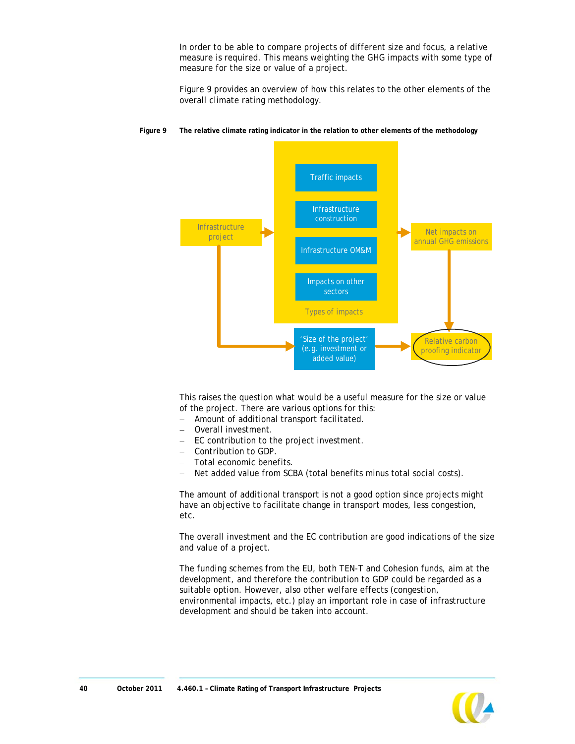In order to be able to compare projects of different size and focus, a relative measure is required. This means weighting the GHG impacts with some type of measure for the size or value of a project.

Figure 9 provides an overview of how this relates to the other elements of the overall climate rating methodology.

**Figure 9 The relative climate rating indicator in the relation to other elements of the methodology**

Infrastructure project → Types of impacts (Traffic impacts; Infrastructure construction; Infrastructure OM&M; Impacts on other sectors) → Net impacts on annual GHG emissions → Relative carbon proofing indicator

Infrastructure project → 'Size of the project' (e.g. investment or added value) → Relative carbon proofing indicator

This raises the question what would be a useful measure for the size or value of the project. There are various options for this:

- Amount of additional transport facilitated.
- Overall investment.
- EC contribution to the project investment.
- Contribution to GDP.
- Total economic benefits.
- Net added value from SCBA (total benefits minus total social costs).

The amount of additional transport is not a good option since projects might have an objective to facilitate change in transport modes, less congestion, etc.

The overall investment and the EC contribution are good indications of the size and value of a project.

The funding schemes from the EU, both TEN-T and Cohesion funds, aim at the development, and therefore the contribution to GDP could be regarded as a suitable option. However, also other welfare effects (congestion, environmental impacts, etc.) play an important role in case of infrastructure development and should be taken into account.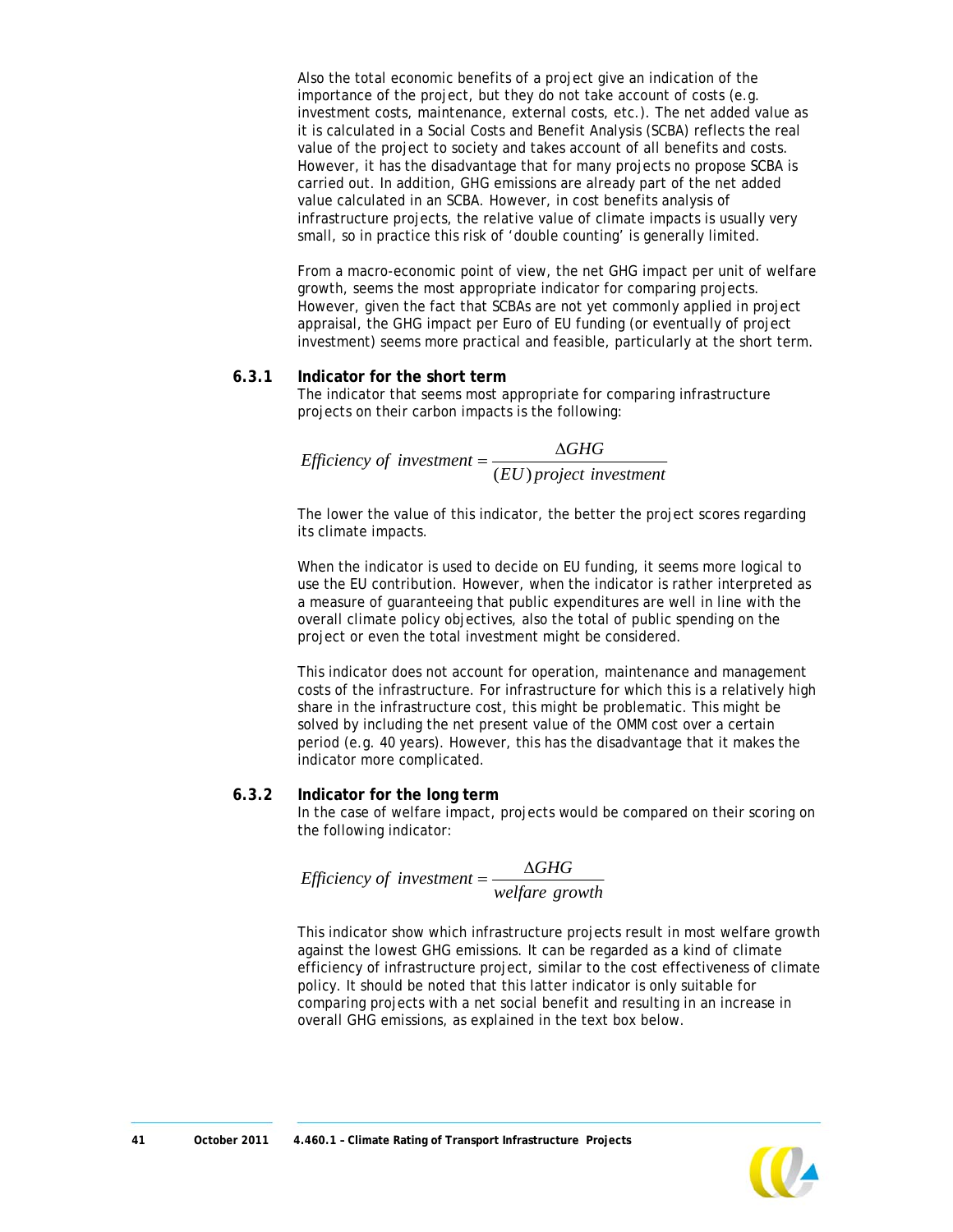Also the total economic benefits of a project give an indication of the importance of the project, but they do not take account of costs (e.g. investment costs, maintenance, external costs, etc.). The net added value as it is calculated in a Social Costs and Benefit Analysis (SCBA) reflects the real value of the project to society and takes account of all benefits and costs. However, it has the disadvantage that for many projects no propose SCBA is carried out. In addition, GHG emissions are already part of the net added value calculated in an SCBA. However, in cost benefits analysis of infrastructure projects, the relative value of climate impacts is usually very small, so in practice this risk of 'double counting' is generally limited.

From a macro-economic point of view, the net GHG impact per unit of welfare growth, seems the most appropriate indicator for comparing projects. However, given the fact that SCBAs are not yet commonly applied in project appraisal, the GHG impact per Euro of EU funding (or eventually of project investment) seems more practical and feasible, particularly at the short term.

### 6.3.1 Indicator for the short term

The indicator that seems most appropriate for comparing infrastructure projects on their carbon impacts is the following:

$$Efficiency\ of\ investment = \frac{\Delta GHG}{(EU)\,project\ investment}$$

The lower the value of this indicator, the better the project scores regarding its climate impacts.

When the indicator is used to decide on EU funding, it seems more logical to use the EU contribution. However, when the indicator is rather interpreted as a measure of guaranteeing that public expenditures are well in line with the overall climate policy objectives, also the total of public spending on the project or even the total investment might be considered.

This indicator does not account for operation, maintenance and management costs of the infrastructure. For infrastructure for which this is a relatively high share in the infrastructure cost, this might be problematic. This might be solved by including the net present value of the OMM cost over a certain period (e.g. 40 years). However, this has the disadvantage that it makes the indicator more complicated.

### 6.3.2 Indicator for the long term

In the case of welfare impact, projects would be compared on their scoring on the following indicator:

$$Efficiency\ of\ investment = \frac{\Delta GHG}{welfare\ growth}$$

This indicator show which infrastructure projects result in most welfare growth against the lowest GHG emissions. It can be regarded as a kind of climate efficiency of infrastructure project, similar to the cost effectiveness of climate policy. It should be noted that this latter indicator is only suitable for comparing projects with a net social benefit and resulting in an increase in overall GHG emissions, as explained in the text box below.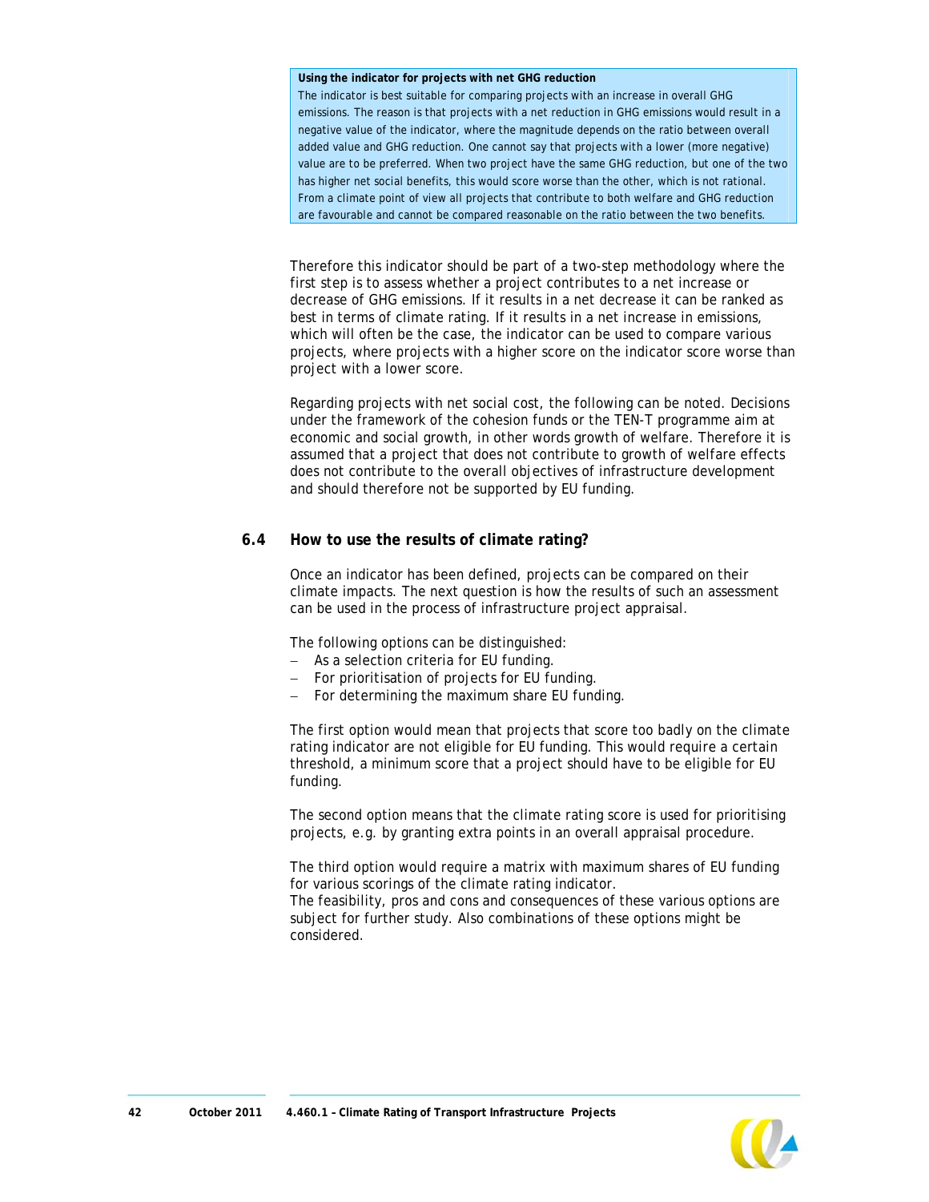> **Using the indicator for projects with net GHG reduction**
>
> The indicator is best suitable for comparing projects with an increase in overall GHG emissions. The reason is that projects with a net reduction in GHG emissions would result in a negative value of the indicator, where the magnitude depends on the ratio between overall added value and GHG reduction. One cannot say that projects with a lower (more negative) value are to be preferred. When two project have the same GHG reduction, but one of the two has higher net social benefits, this would score worse than the other, which is not rational. From a climate point of view all projects that contribute to both welfare and GHG reduction are favourable and cannot be compared reasonable on the ratio between the two benefits.

Therefore this indicator should be part of a two-step methodology where the first step is to assess whether a project contributes to a net increase or decrease of GHG emissions. If it results in a net decrease it can be ranked as best in terms of climate rating. If it results in a net increase in emissions, which will often be the case, the indicator can be used to compare various projects, where projects with a higher score on the indicator score worse than project with a lower score.

Regarding projects with net social cost, the following can be noted. Decisions under the framework of the cohesion funds or the TEN-T programme aim at economic and social growth, in other words growth of welfare. Therefore it is assumed that a project that does not contribute to growth of welfare effects does not contribute to the overall objectives of infrastructure development and should therefore not be supported by EU funding.

## 6.4 How to use the results of climate rating?

Once an indicator has been defined, projects can be compared on their climate impacts. The next question is how the results of such an assessment can be used in the process of infrastructure project appraisal.

The following options can be distinguished:

- As a selection criteria for EU funding.
- For prioritisation of projects for EU funding.
- For determining the maximum share EU funding.

The first option would mean that projects that score too badly on the climate rating indicator are not eligible for EU funding. This would require a certain threshold, a minimum score that a project should have to be eligible for EU funding.

The second option means that the climate rating score is used for prioritising projects, e.g. by granting extra points in an overall appraisal procedure.

The third option would require a matrix with maximum shares of EU funding for various scorings of the climate rating indicator.
The feasibility, pros and cons and consequences of these various options are subject for further study. Also combinations of these options might be considered.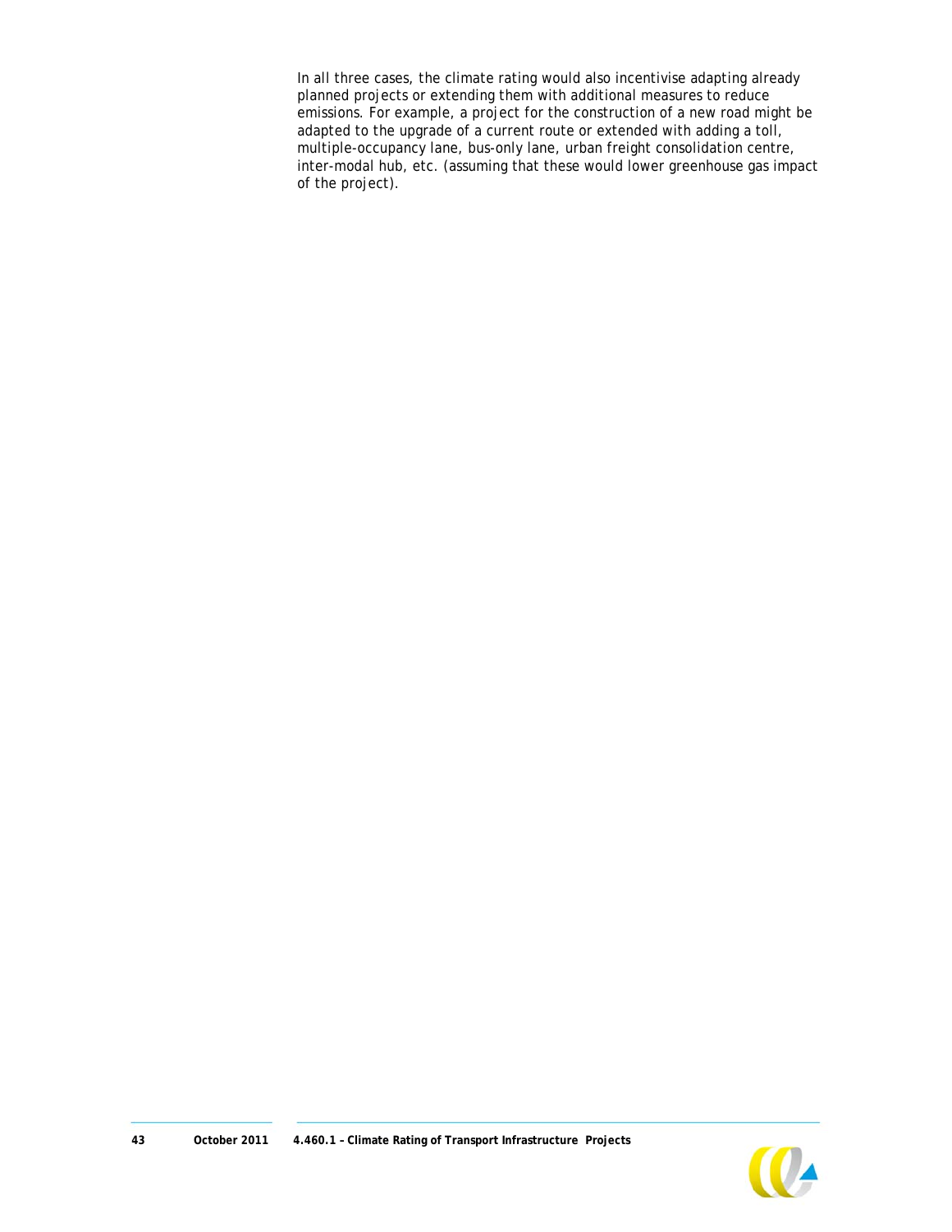In all three cases, the climate rating would also incentivise adapting already planned projects or extending them with additional measures to reduce emissions. For example, a project for the construction of a new road might be adapted to the upgrade of a current route or extended with adding a toll, multiple-occupancy lane, bus-only lane, urban freight consolidation centre, inter-modal hub, etc. (assuming that these would lower greenhouse gas impact of the project).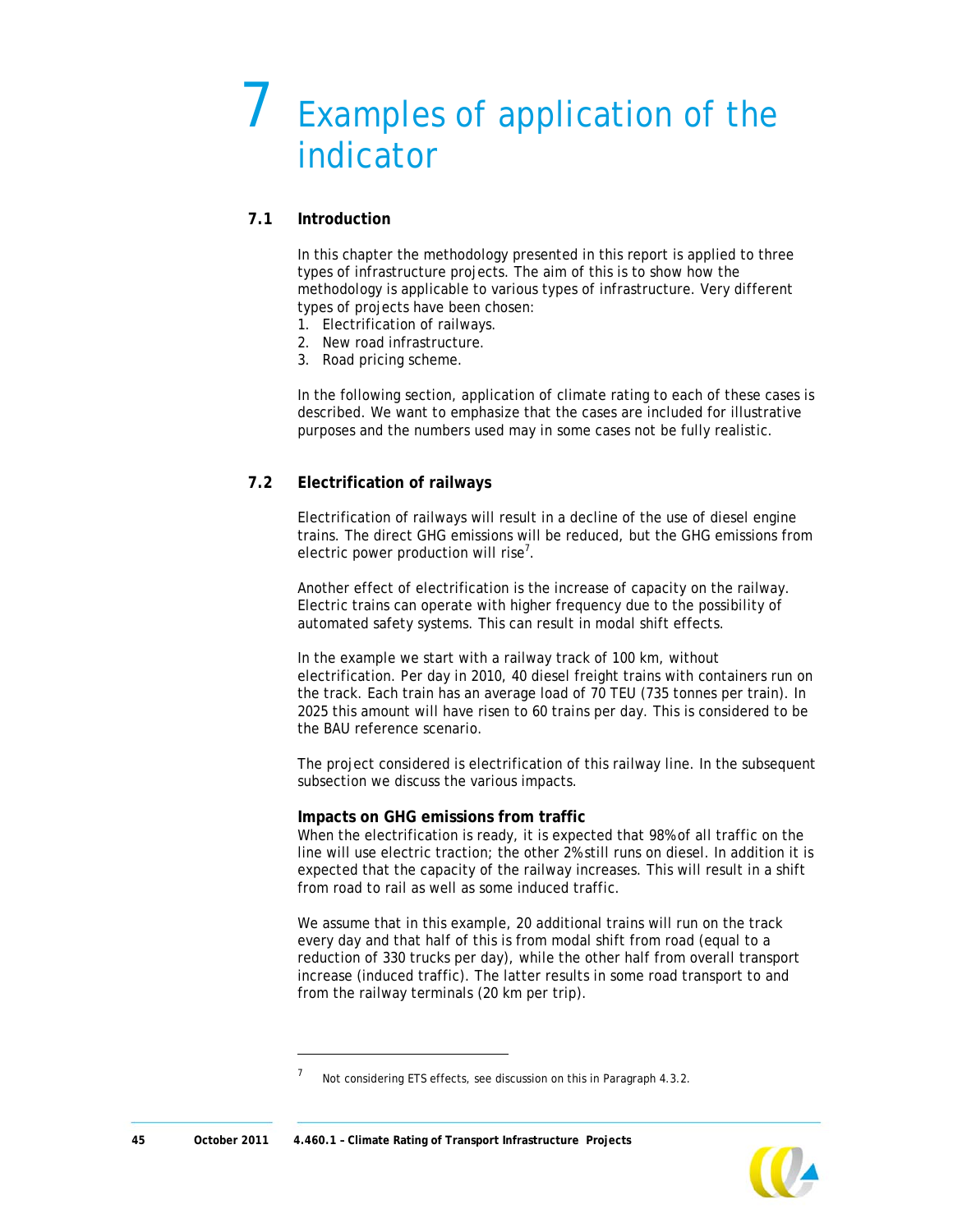# 7 Examples of application of the indicator

## 7.1 Introduction

In this chapter the methodology presented in this report is applied to three types of infrastructure projects. The aim of this is to show how the methodology is applicable to various types of infrastructure. Very different types of projects have been chosen:

1. Electrification of railways.
2. New road infrastructure.
3. Road pricing scheme.

In the following section, application of climate rating to each of these cases is described. We want to emphasize that the cases are included for illustrative purposes and the numbers used may in some cases not be fully realistic.

## 7.2 Electrification of railways

Electrification of railways will result in a decline of the use of diesel engine trains. The direct GHG emissions will be reduced, but the GHG emissions from electric power production will rise[7].

Another effect of electrification is the increase of capacity on the railway. Electric trains can operate with higher frequency due to the possibility of automated safety systems. This can result in modal shift effects.

In the example we start with a railway track of 100 km, without electrification. Per day in 2010, 40 diesel freight trains with containers run on the track. Each train has an average load of 70 TEU (735 tonnes per train). In 2025 this amount will have risen to 60 trains per day. This is considered to be the BAU reference scenario.

The project considered is electrification of this railway line. In the subsequent subsection we discuss the various impacts.

**Impacts on GHG emissions from traffic**

When the electrification is ready, it is expected that 98% of all traffic on the line will use electric traction; the other 2% still runs on diesel. In addition it is expected that the capacity of the railway increases. This will result in a shift from road to rail as well as some induced traffic.

We assume that in this example, 20 additional trains will run on the track every day and that half of this is from modal shift from road (equal to a reduction of 330 trucks per day), while the other half from overall transport increase (induced traffic). The latter results in some road transport to and from the railway terminals (20 km per trip).

[7] Not considering ETS effects, see discussion on this in Paragraph 4.3.2.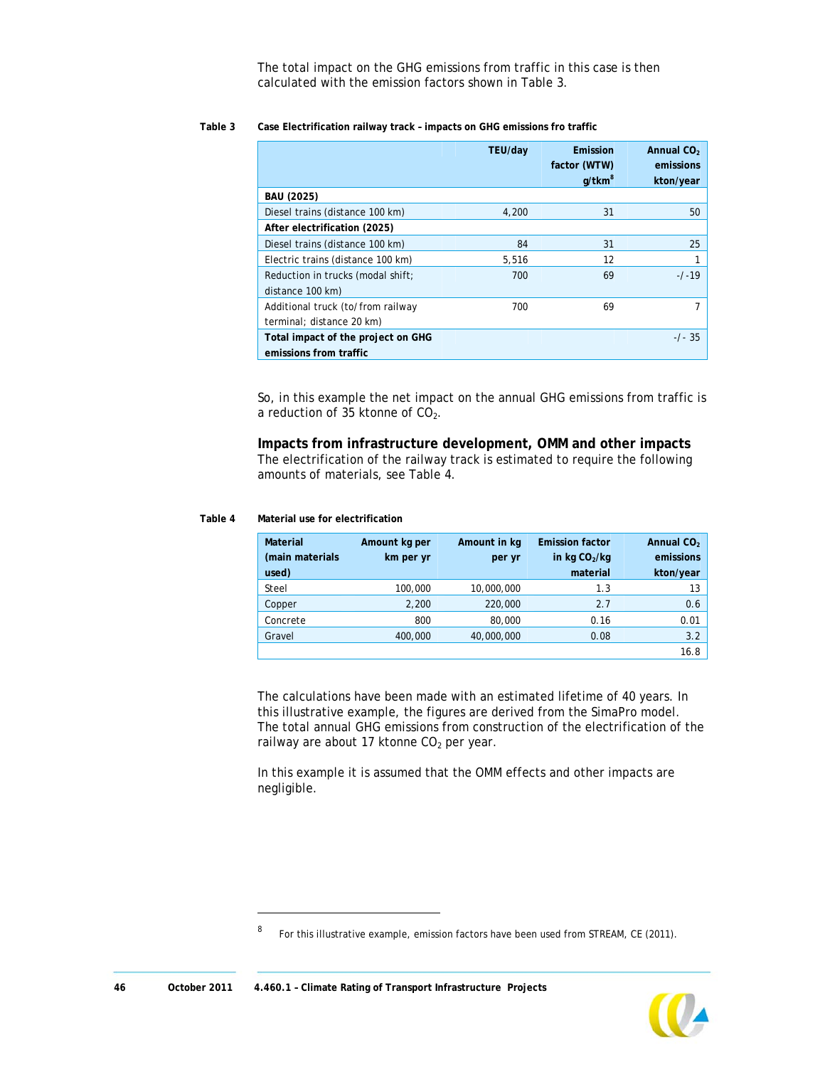The total impact on the GHG emissions from traffic in this case is then calculated with the emission factors shown in Table 3.

Table 3 Case Electrification railway track – impacts on GHG emissions fro traffic

| | TEU/day | Emission factor (WTW) g/tkm[8] | Annual $CO_2$ emissions kton/year |
|---|---|---|---|
| **BAU (2025)** | | | |
| Diesel trains (distance 100 km) | 4,200 | 31 | 50 |
| **After electrification (2025)** | | | |
| Diesel trains (distance 100 km) | 84 | 31 | 25 |
| Electric trains (distance 100 km) | 5,516 | 12 | 1 |
| Reduction in trucks (modal shift; distance 100 km) | 700 | 69 | -/-19 |
| Additional truck (to/from railway terminal; distance 20 km) | 700 | 69 | 7 |
| **Total impact of the project on GHG emissions from traffic** | | | -/- 35 |

So, in this example the net impact on the annual GHG emissions from traffic is a reduction of 35 ktonne of $CO_2$.

**Impacts from infrastructure development, OMM and other impacts**

The electrification of the railway track is estimated to require the following amounts of materials, see Table 4.

Table 4 Material use for electrification

| Material (main materials used) | Amount kg per km per yr | Amount in kg per yr | Emission factor in kg $CO_2$/kg material | Annual $CO_2$ emissions kton/year |
|---|---|---|---|---|
| Steel | 100,000 | 10,000,000 | 1.3 | 13 |
| Copper | 2,200 | 220,000 | 2.7 | 0.6 |
| Concrete | 800 | 80,000 | 0.16 | 0.01 |
| Gravel | 400,000 | 40,000,000 | 0.08 | 3.2 |
| | | | | 16.8 |

The calculations have been made with an estimated lifetime of 40 years. In this illustrative example, the figures are derived from the SimaPro model. The total annual GHG emissions from construction of the electrification of the railway are about 17 ktonne $CO_2$ per year.

In this example it is assumed that the OMM effects and other impacts are negligible.

[8] For this illustrative example, emission factors have been used from STREAM, CE (2011).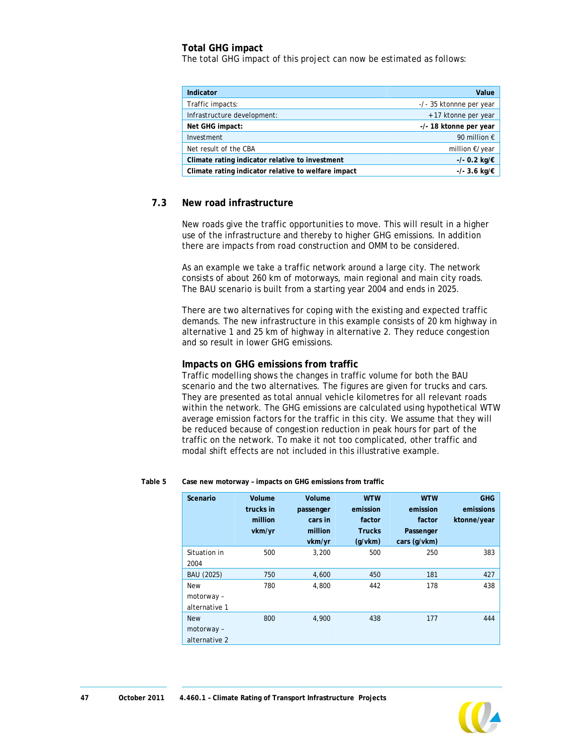**Total GHG impact**

The total GHG impact of this project can now be estimated as follows:

| Indicator | Value |
|---|---|
| Traffic impacts: | -/- 35 ktonnne per year |
| Infrastructure development: | +17 ktonne per year |
| **Net GHG impact:** | **-/- 18 ktonne per year** |
| Investment | 90 million € |
| Net result of the CBA | million €/year |
| **Climate rating indicator relative to investment** | **-/- 0.2 kg/€** |
| **Climate rating indicator relative to welfare impact** | **-/- 3.6 kg/€** |

## 7.3 New road infrastructure

New roads give the traffic opportunities to move. This will result in a higher use of the infrastructure and thereby to higher GHG emissions. In addition there are impacts from road construction and OMM to be considered.

As an example we take a traffic network around a large city. The network consists of about 260 km of motorways, main regional and main city roads. The BAU scenario is built from a starting year 2004 and ends in 2025.

There are two alternatives for coping with the existing and expected traffic demands. The new infrastructure in this example consists of 20 km highway in alternative 1 and 25 km of highway in alternative 2. They reduce congestion and so result in lower GHG emissions.

**Impacts on GHG emissions from traffic**

Traffic modelling shows the changes in traffic volume for both the BAU scenario and the two alternatives. The figures are given for trucks and cars. They are presented as total annual vehicle kilometres for all relevant roads within the network. The GHG emissions are calculated using hypothetical WTW average emission factors for the traffic in this city. We assume that they will be reduced because of congestion reduction in peak hours for part of the traffic on the network. To make it not too complicated, other traffic and modal shift effects are not included in this illustrative example.

**Table 5 Case new motorway – impacts on GHG emissions from traffic**

| Scenario | Volume trucks in million vkm/yr | Volume passenger cars in million vkm/yr | WTW emission factor Trucks (g/vkm) | WTW emission factor Passenger cars (g/vkm) | GHG emissions ktonne/year |
|---|---|---|---|---|---|
| Situation in 2004 | 500 | 3,200 | 500 | 250 | 383 |
| BAU (2025) | 750 | 4,600 | 450 | 181 | 427 |
| New motorway – alternative 1 | 780 | 4,800 | 442 | 178 | 438 |
| New motorway – alternative 2 | 800 | 4,900 | 438 | 177 | 444 |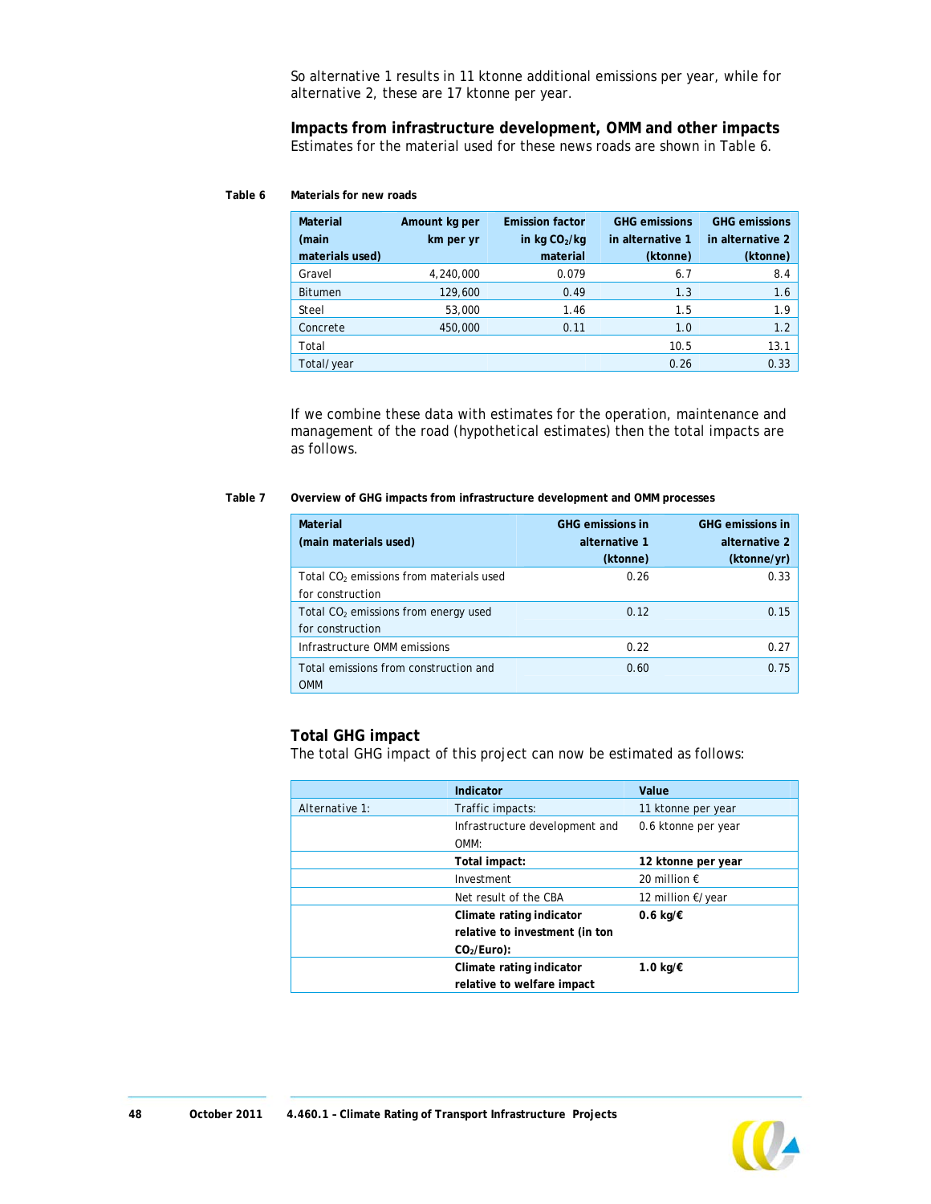So alternative 1 results in 11 ktonne additional emissions per year, while for alternative 2, these are 17 ktonne per year.

### Impacts from infrastructure development, OMM and other impacts

Estimates for the material used for these news roads are shown in Table 6.

**Table 6 Materials for new roads**

| Material (main materials used) | Amount kg per km per yr | Emission factor in kg $CO_2$/kg material | GHG emissions in alternative 1 (ktonne) | GHG emissions in alternative 2 (ktonne) |
|---|---|---|---|---|
| Gravel | 4,240,000 | 0.079 | 6.7 | 8.4 |
| Bitumen | 129,600 | 0.49 | 1.3 | 1.6 |
| Steel | 53,000 | 1.46 | 1.5 | 1.9 |
| Concrete | 450,000 | 0.11 | 1.0 | 1.2 |
| Total | | | 10.5 | 13.1 |
| Total/year | | | 0.26 | 0.33 |

If we combine these data with estimates for the operation, maintenance and management of the road (hypothetical estimates) then the total impacts are as follows.

**Table 7 Overview of GHG impacts from infrastructure development and OMM processes**

| Material (main materials used) | GHG emissions in alternative 1 (ktonne) | GHG emissions in alternative 2 (ktonne/yr) |
|---|---|---|
| Total $CO_2$ emissions from materials used for construction | 0.26 | 0.33 |
| Total $CO_2$ emissions from energy used for construction | 0.12 | 0.15 |
| Infrastructure OMM emissions | 0.22 | 0.27 |
| Total emissions from construction and OMM | 0.60 | 0.75 |

### Total GHG impact

The total GHG impact of this project can now be estimated as follows:

| | Indicator | Value |
|---|---|---|
| Alternative 1: | Traffic impacts: | 11 ktonne per year |
| | Infrastructure development and OMM: | 0.6 ktonne per year |
| | **Total impact:** | **12 ktonne per year** |
| | Investment | 20 million € |
| | Net result of the CBA | 12 million €/year |
| | **Climate rating indicator relative to investment (in ton $CO_2$/Euro):** | **0.6 kg/€** |
| | **Climate rating indicator relative to welfare impact** | **1.0 kg/€** |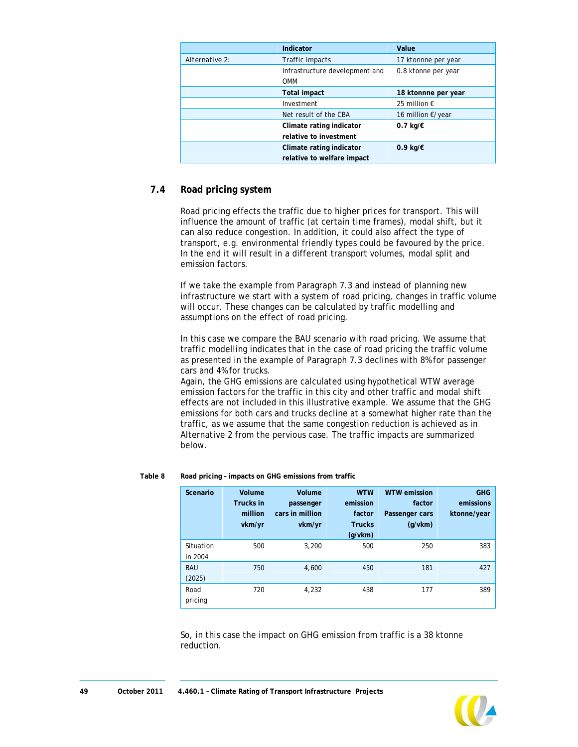| | Indicator | Value |
|---|---|---|
| Alternative 2: | Traffic impacts | 17 ktonnne per year |
| | Infrastructure development and OMM | 0.8 ktonne per year |
| | **Total impact** | **18 ktonnne per year** |
| | Investment | 25 million € |
| | Net result of the CBA | 16 million €/year |
| | **Climate rating indicator relative to investment** | **0.7 kg/€** |
| | **Climate rating indicator relative to welfare impact** | **0.9 kg/€** |

## 7.4 Road pricing system

Road pricing effects the traffic due to higher prices for transport. This will influence the amount of traffic (at certain time frames), modal shift, but it can also reduce congestion. In addition, it could also affect the type of transport, e.g. environmental friendly types could be favoured by the price. In the end it will result in a different transport volumes, modal split and emission factors.

If we take the example from Paragraph 7.3 and instead of planning new infrastructure we start with a system of road pricing, changes in traffic volume will occur. These changes can be calculated by traffic modelling and assumptions on the effect of road pricing.

In this case we compare the BAU scenario with road pricing. We assume that traffic modelling indicates that in the case of road pricing the traffic volume as presented in the example of Paragraph 7.3 declines with 8% for passenger cars and 4% for trucks.
Again, the GHG emissions are calculated using hypothetical WTW average emission factors for the traffic in this city and other traffic and modal shift effects are not included in this illustrative example. We assume that the GHG emissions for both cars and trucks decline at a somewhat higher rate than the traffic, as we assume that the same congestion reduction is achieved as in Alternative 2 from the pervious case. The traffic impacts are summarized below.

**Table 8 Road pricing – impacts on GHG emissions from traffic**

| Scenario | Volume Trucks in million vkm/yr | Volume passenger cars in million vkm/yr | WTW emission factor Trucks (g/vkm) | WTW emission factor Passenger cars (g/vkm) | GHG emissions ktonne/year |
|---|---|---|---|---|---|
| Situation in 2004 | 500 | 3,200 | 500 | 250 | 383 |
| BAU (2025) | 750 | 4,600 | 450 | 181 | 427 |
| Road pricing | 720 | 4,232 | 438 | 177 | 389 |

So, in this case the impact on GHG emission from traffic is a 38 ktonne reduction.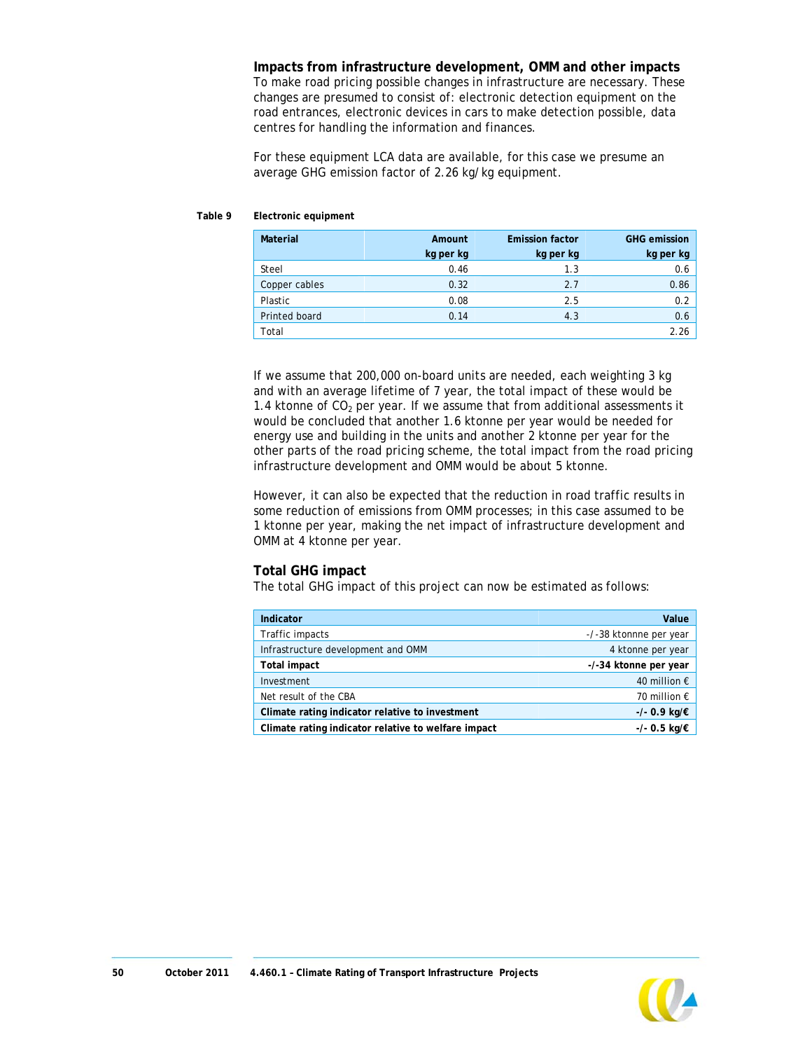### Impacts from infrastructure development, OMM and other impacts

To make road pricing possible changes in infrastructure are necessary. These changes are presumed to consist of: electronic detection equipment on the road entrances, electronic devices in cars to make detection possible, data centres for handling the information and finances.

For these equipment LCA data are available, for this case we presume an average GHG emission factor of 2.26 kg/kg equipment.

**Table 9 Electronic equipment**

| Material | Amount<br>kg per kg | Emission factor<br>kg per kg | GHG emission<br>kg per kg |
|---|---:|---:|---:|
| Steel | 0.46 | 1.3 | 0.6 |
| Copper cables | 0.32 | 2.7 | 0.86 |
| Plastic | 0.08 | 2.5 | 0.2 |
| Printed board | 0.14 | 4.3 | 0.6 |
| Total | | | 2.26 |

If we assume that 200,000 on-board units are needed, each weighting 3 kg and with an average lifetime of 7 year, the total impact of these would be 1.4 ktonne of $CO_2$ per year. If we assume that from additional assessments it would be concluded that another 1.6 ktonne per year would be needed for energy use and building in the units and another 2 ktonne per year for the other parts of the road pricing scheme, the total impact from the road pricing infrastructure development and OMM would be about 5 ktonne.

However, it can also be expected that the reduction in road traffic results in some reduction of emissions from OMM processes; in this case assumed to be 1 ktonne per year, making the net impact of infrastructure development and OMM at 4 ktonne per year.

### Total GHG impact

The total GHG impact of this project can now be estimated as follows:

| Indicator | Value |
|---|---:|
| Traffic impacts | -/-38 ktonnne per year |
| Infrastructure development and OMM | 4 ktonne per year |
| **Total impact** | **-/-34 ktonne per year** |
| Investment | 40 million € |
| Net result of the CBA | 70 million € |
| **Climate rating indicator relative to investment** | **-/- 0.9 kg/€** |
| **Climate rating indicator relative to welfare impact** | **-/- 0.5 kg/€** |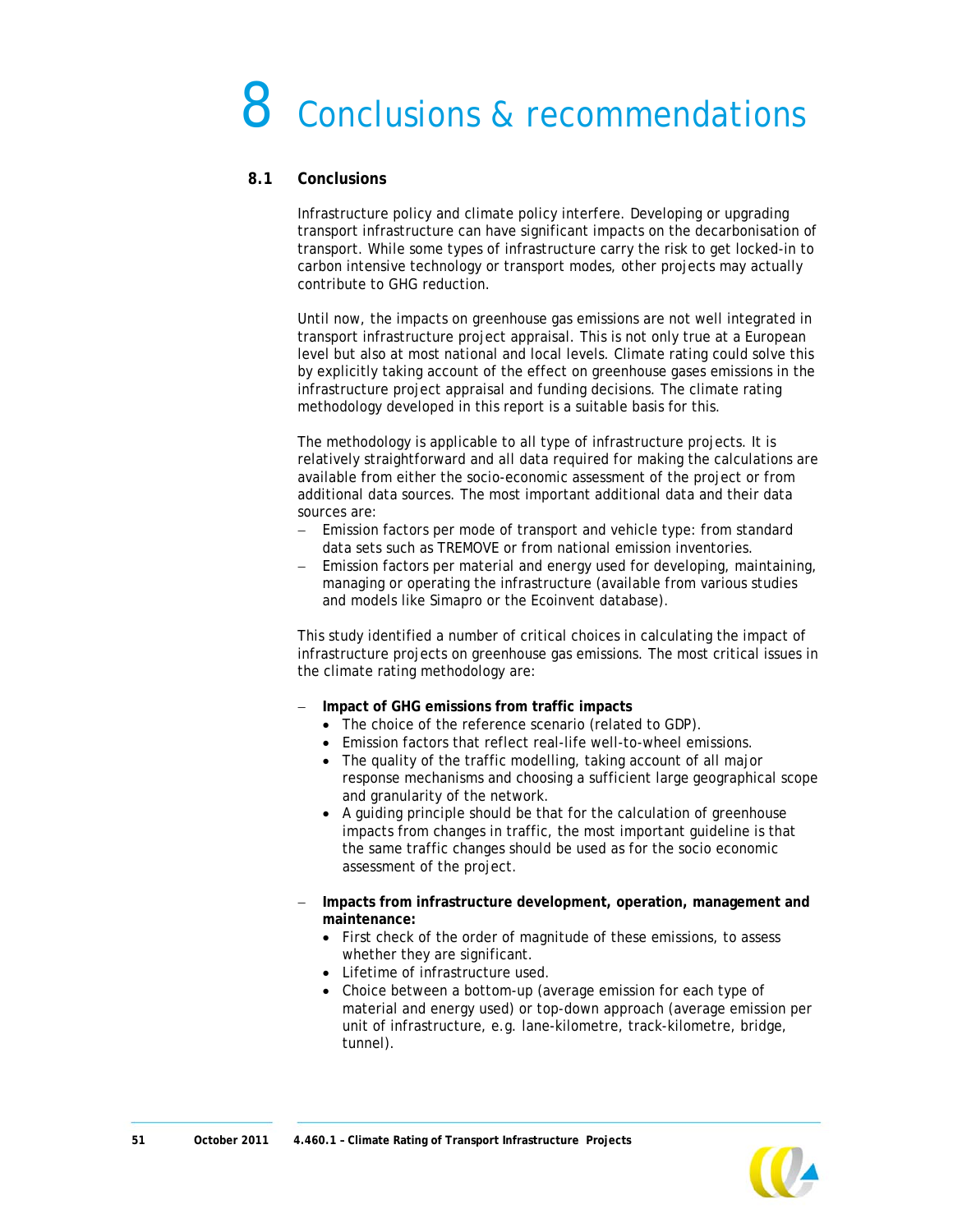# 8 Conclusions & recommendations

## 8.1 Conclusions

Infrastructure policy and climate policy interfere. Developing or upgrading transport infrastructure can have significant impacts on the decarbonisation of transport. While some types of infrastructure carry the risk to get locked-in to carbon intensive technology or transport modes, other projects may actually contribute to GHG reduction.

Until now, the impacts on greenhouse gas emissions are not well integrated in transport infrastructure project appraisal. This is not only true at a European level but also at most national and local levels. Climate rating could solve this by explicitly taking account of the effect on greenhouse gases emissions in the infrastructure project appraisal and funding decisions. The climate rating methodology developed in this report is a suitable basis for this.

The methodology is applicable to all type of infrastructure projects. It is relatively straightforward and all data required for making the calculations are available from either the socio-economic assessment of the project or from additional data sources. The most important additional data and their data sources are:

- Emission factors per mode of transport and vehicle type: from standard data sets such as TREMOVE or from national emission inventories.
- Emission factors per material and energy used for developing, maintaining, managing or operating the infrastructure (available from various studies and models like Simapro or the Ecoinvent database).

This study identified a number of critical choices in calculating the impact of infrastructure projects on greenhouse gas emissions. The most critical issues in the climate rating methodology are:

- **Impact of GHG emissions from traffic impacts**
  - The choice of the reference scenario (related to GDP).
  - Emission factors that reflect real-life well-to-wheel emissions.
  - The quality of the traffic modelling, taking account of all major response mechanisms and choosing a sufficient large geographical scope and granularity of the network.
  - A guiding principle should be that for the calculation of greenhouse impacts from changes in traffic, the most important guideline is that the same traffic changes should be used as for the socio economic assessment of the project.

- **Impacts from infrastructure development, operation, management and maintenance:**
  - First check of the order of magnitude of these emissions, to assess whether they are significant.
  - Lifetime of infrastructure used.
  - Choice between a bottom-up (average emission for each type of material and energy used) or top-down approach (average emission per unit of infrastructure, e.g. lane-kilometre, track-kilometre, bridge, tunnel).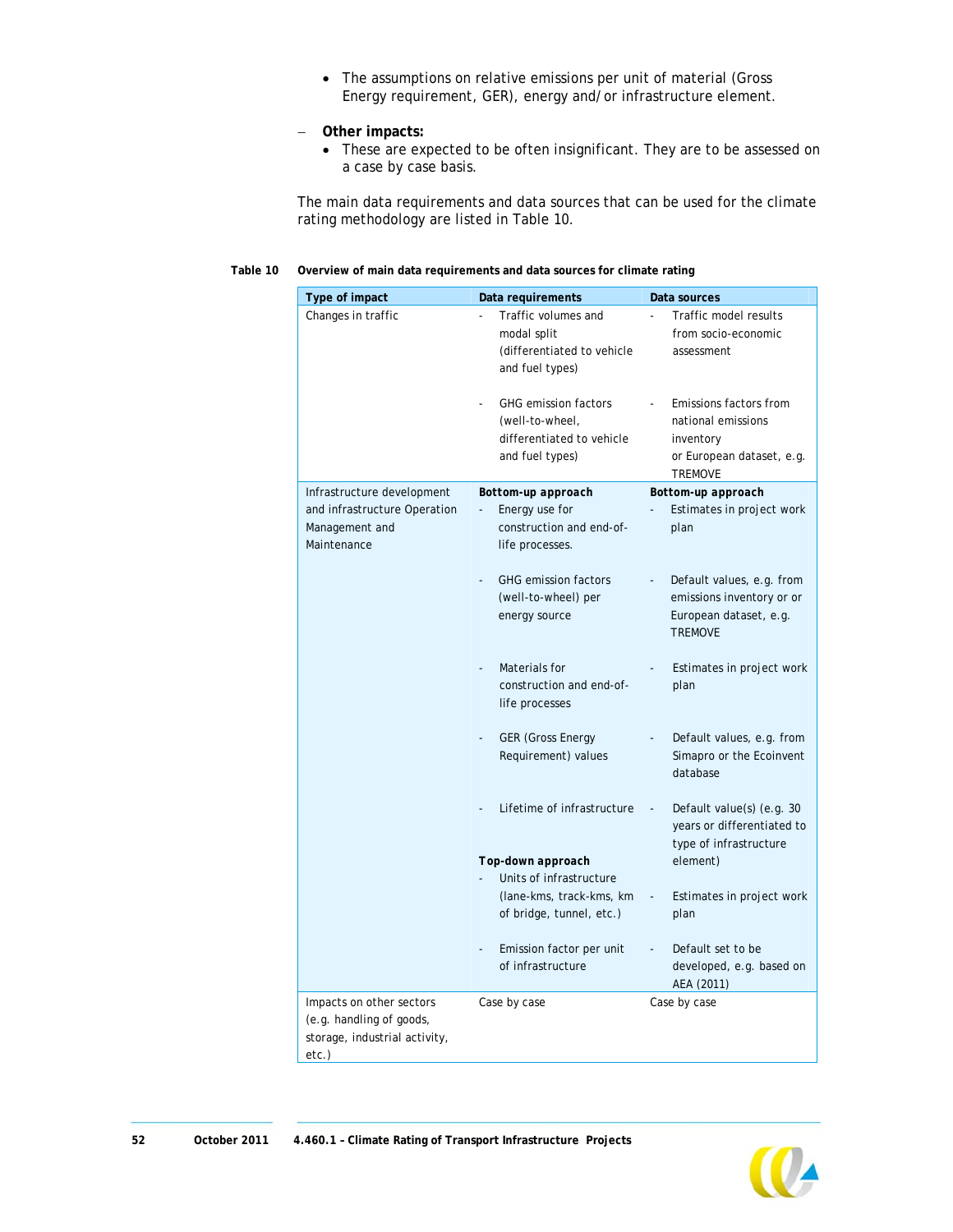- The assumptions on relative emissions per unit of material (Gross Energy requirement, GER), energy and/or infrastructure element.

– **Other impacts:**
  - These are expected to be often insignificant. They are to be assessed on a case by case basis.

The main data requirements and data sources that can be used for the climate rating methodology are listed in Table 10.

**Table 10 Overview of main data requirements and data sources for climate rating**

| Type of impact | Data requirements | Data sources |
|---|---|---|
| Changes in traffic | - Traffic volumes and modal split (differentiated to vehicle and fuel types) | - Traffic model results from socio-economic assessment |
| | - GHG emission factors (well-to-wheel, differentiated to vehicle and fuel types) | - Emissions Factors from national emissions inventory or European dataset, e.g. TREMOVE |
| Infrastructure development and infrastructure Operation Management and Maintenance | ***Bottom-up approach*** | ***Bottom-up approach*** |
| | - Energy use for construction and end-of-life processes. | - Estimates in project work plan |
| | - GHG emission factors (well-to-wheel) per energy source | - Default values, e.g. from emissions inventory or or European dataset, e.g. TREMOVE |
| | - Materials for construction and end-of-life processes | - Estimates in project work plan |
| | - GER (Gross Energy Requirement) values | - Default values, e.g. from Simapro or the Ecoinvent database |
| | - Lifetime of infrastructure | - Default value(s) (e.g. 30 years or differentiated to type of infrastructure element) |
| | ***Top-down approach*** | |
| | - Units of infrastructure (lane-kms, track-kms, km of bridge, tunnel, etc.) | - Estimates in project work plan |
| | - Emission factor per unit of infrastructure | - Default set to be developed, e.g. based on AEA (2011) |
| Impacts on other sectors (e.g. handling of goods, storage, industrial activity, etc.) | Case by case | Case by case |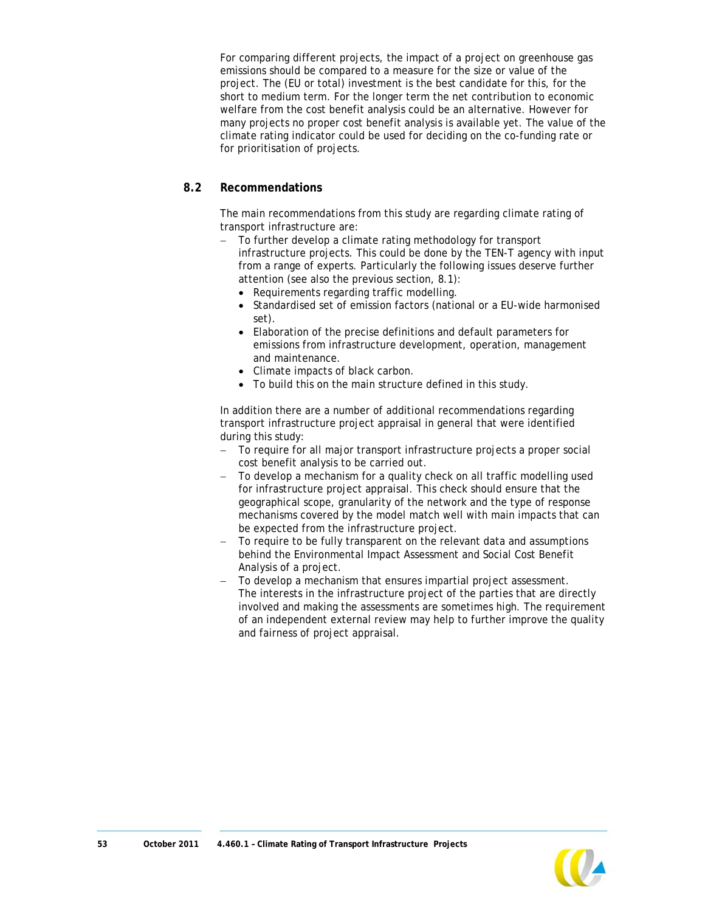For comparing different projects, the impact of a project on greenhouse gas emissions should be compared to a measure for the size or value of the project. The (EU or total) investment is the best candidate for this, for the short to medium term. For the longer term the net contribution to economic welfare from the cost benefit analysis could be an alternative. However for many projects no proper cost benefit analysis is available yet. The value of the climate rating indicator could be used for deciding on the co-funding rate or for prioritisation of projects.

## 8.2 Recommendations

The main recommendations from this study are regarding climate rating of transport infrastructure are:

- To further develop a climate rating methodology for transport infrastructure projects. This could be done by the TEN-T agency with input from a range of experts. Particularly the following issues deserve further attention (see also the previous section, 8.1):
  - Requirements regarding traffic modelling.
  - Standardised set of emission factors (national or a EU-wide harmonised set).
  - Elaboration of the precise definitions and default parameters for emissions from infrastructure development, operation, management and maintenance.
  - Climate impacts of black carbon.
  - To build this on the main structure defined in this study.

In addition there are a number of additional recommendations regarding transport infrastructure project appraisal in general that were identified during this study:

- To require for all major transport infrastructure projects a proper social cost benefit analysis to be carried out.
- To develop a mechanism for a quality check on all traffic modelling used for infrastructure project appraisal. This check should ensure that the geographical scope, granularity of the network and the type of response mechanisms covered by the model match well with main impacts that can be expected from the infrastructure project.
- To require to be fully transparent on the relevant data and assumptions behind the Environmental Impact Assessment and Social Cost Benefit Analysis of a project.
- To develop a mechanism that ensures impartial project assessment. The interests in the infrastructure project of the parties that are directly involved and making the assessments are sometimes high. The requirement of an independent external review may help to further improve the quality and fairness of project appraisal.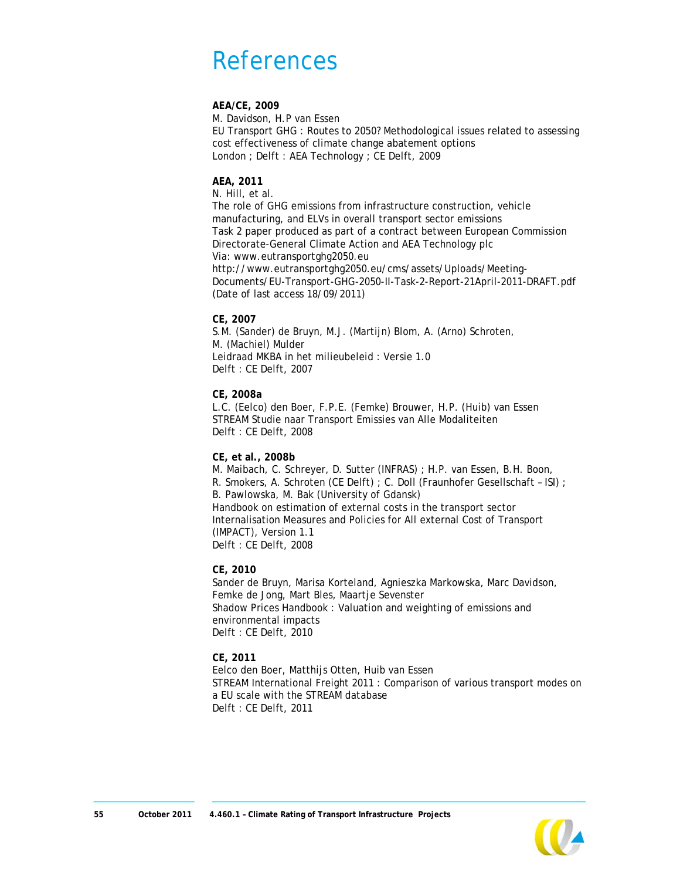# References

**AEA/CE, 2009**
M. Davidson, H.P van Essen
EU Transport GHG : Routes to 2050? Methodological issues related to assessing cost effectiveness of climate change abatement options
London ; Delft : AEA Technology ; CE Delft, 2009

**AEA, 2011**
N. Hill, et al.
The role of GHG emissions from infrastructure construction, vehicle manufacturing, and ELVs in overall transport sector emissions
Task 2 paper produced as part of a contract between European Commission Directorate-General Climate Action and AEA Technology plc
Via: www.eutransportghg2050.eu
http://www.eutransportghg2050.eu/cms/assets/Uploads/Meeting-Documents/EU-Transport-GHG-2050-II-Task-2-Report-21April-2011-DRAFT.pdf
(Date of last access 18/09/2011)

**CE, 2007**
S.M. (Sander) de Bruyn, M.J. (Martijn) Blom, A. (Arno) Schroten, M. (Machiel) Mulder
Leidraad MKBA in het milieubeleid : Versie 1.0
Delft : CE Delft, 2007

**CE, 2008a**
L.C. (Eelco) den Boer, F.P.E. (Femke) Brouwer, H.P. (Huib) van Essen
STREAM Studie naar Transport Emissies van Alle Modaliteiten
Delft : CE Delft, 2008

**CE, et al., 2008b**
M. Maibach, C. Schreyer, D. Sutter (INFRAS) ; H.P. van Essen, B.H. Boon, R. Smokers, A. Schroten (CE Delft) ; C. Doll (Fraunhofer Gesellschaft – ISI) ; B. Pawlowska, M. Bak (University of Gdansk)
Handbook on estimation of external costs in the transport sector
Internalisation Measures and Policies for All external Cost of Transport (IMPACT), Version 1.1
Delft : CE Delft, 2008

**CE, 2010**
Sander de Bruyn, Marisa Korteland, Agnieszka Markowska, Marc Davidson, Femke de Jong, Mart Bles, Maartje Sevenster
Shadow Prices Handbook : Valuation and weighting of emissions and environmental impacts
Delft : CE Delft, 2010

**CE, 2011**
Eelco den Boer, Matthijs Otten, Huib van Essen
STREAM International Freight 2011 : Comparison of various transport modes on a EU scale with the STREAM database
Delft : CE Delft, 2011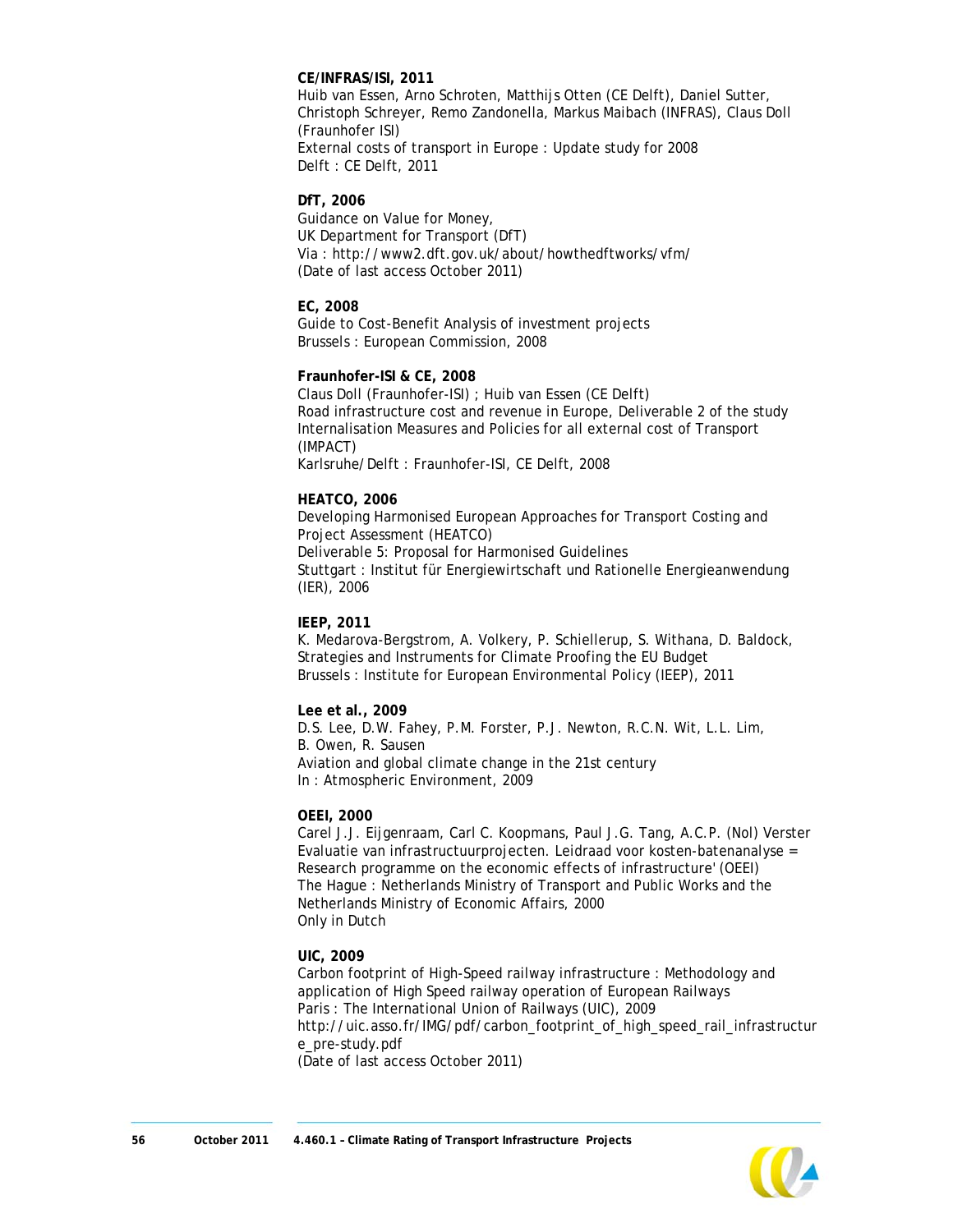**CE/INFRAS/ISI, 2011**
Huib van Essen, Arno Schroten, Matthijs Otten (CE Delft), Daniel Sutter, Christoph Schreyer, Remo Zandonella, Markus Maibach (INFRAS), Claus Doll (Fraunhofer ISI)
External costs of transport in Europe : Update study for 2008
Delft : CE Delft, 2011

**DfT, 2006**
Guidance on Value for Money,
UK Department for Transport (DfT)
Via : http://www2.dft.gov.uk/about/howthedftworks/vfm/
(Date of last access October 2011)

**EC, 2008**
Guide to Cost-Benefit Analysis of investment projects
Brussels : European Commission, 2008

**Fraunhofer-ISI & CE, 2008**
Claus Doll (Fraunhofer-ISI) ; Huib van Essen (CE Delft)
Road infrastructure cost and revenue in Europe, Deliverable 2 of the study Internalisation Measures and Policies for all external cost of Transport (IMPACT)
Karlsruhe/Delft : Fraunhofer-ISI, CE Delft, 2008

**HEATCO, 2006**
Developing Harmonised European Approaches for Transport Costing and Project Assessment (HEATCO)
Deliverable 5: Proposal for Harmonised Guidelines
Stuttgart : Institut für Energiewirtschaft und Rationelle Energieanwendung (IER), 2006

**IEEP, 2011**
K. Medarova-Bergstrom, A. Volkery, P. Schiellerup, S. Withana, D. Baldock, Strategies and Instruments for Climate Proofing the EU Budget
Brussels : Institute for European Environmental Policy (IEEP), 2011

**Lee et al., 2009**
D.S. Lee, D.W. Fahey, P.M. Forster, P.J. Newton, R.C.N. Wit, L.L. Lim, B. Owen, R. Sausen
Aviation and global climate change in the 21st century
In : Atmospheric Environment, 2009

**OEEI, 2000**
Carel J.J. Eijgenraam, Carl C. Koopmans, Paul J.G. Tang, A.C.P. (Nol) Verster
Evaluatie van infrastructuurprojecten. Leidraad voor kosten-batenanalyse = Research programme on the economic effects of infrastructure' (OEEI)
The Hague : Netherlands Ministry of Transport and Public Works and the Netherlands Ministry of Economic Affairs, 2000
Only in Dutch

**UIC, 2009**
Carbon footprint of High-Speed railway infrastructure : Methodology and application of High Speed railway operation of European Railways
Paris : The International Union of Railways (UIC), 2009
http://uic.asso.fr/IMG/pdf/carbon_footprint_of_high_speed_rail_infrastructure_pre-study.pdf
(Date of last access October 2011)